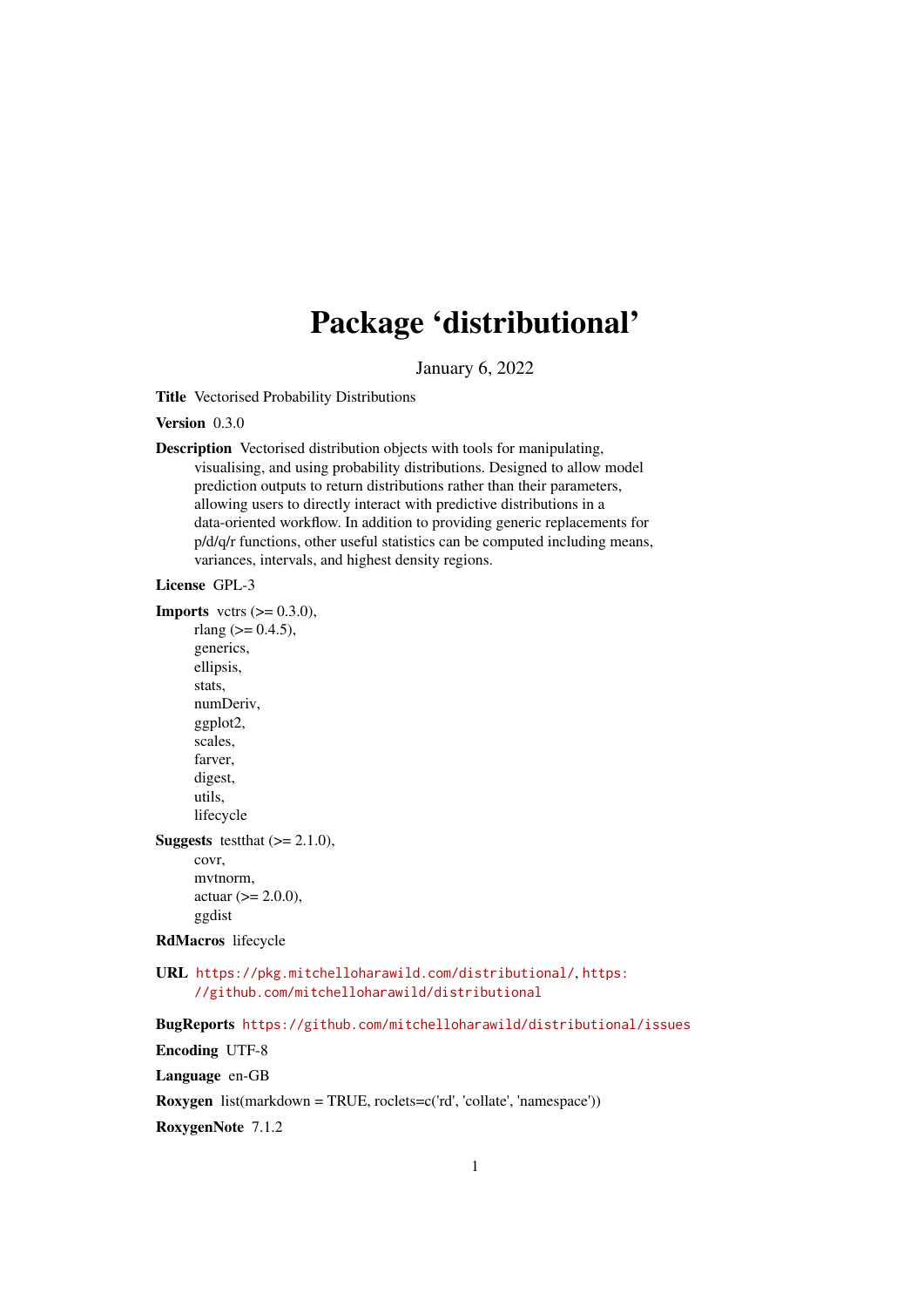# Package 'distributional'

January 6, 2022

**Title** Vectorised Probability Distributions

**Version** 0.3.0

**Description** Vectorised distribution objects with tools for manipulating, visualising, and using probability distributions. Designed to allow model prediction outputs to return distributions rather than their parameters, allowing users to directly interact with predictive distributions in a data-oriented workflow. In addition to providing generic replacements for p/d/q/r functions, other useful statistics can be computed including means, variances, intervals, and highest density regions.

**License** GPL-3

**Imports** vctrs (>= 0.3.0),
rlang (>= 0.4.5),
generics,
ellipsis,
stats,
numDeriv,
ggplot2,
scales,
farver,
digest,
utils,
lifecycle

**Suggests** testthat (>= 2.1.0),
covr,
mvtnorm,
actuar (>= 2.0.0),
ggdist

**RdMacros** lifecycle

**URL** https://pkg.mitchelloharawild.com/distributional/, https://github.com/mitchelloharawild/distributional

**BugReports** https://github.com/mitchelloharawild/distributional/issues

**Encoding** UTF-8

**Language** en-GB

**Roxygen** list(markdown = TRUE, roclets=c('rd', 'collate', 'namespace'))

**RoxygenNote** 7.1.2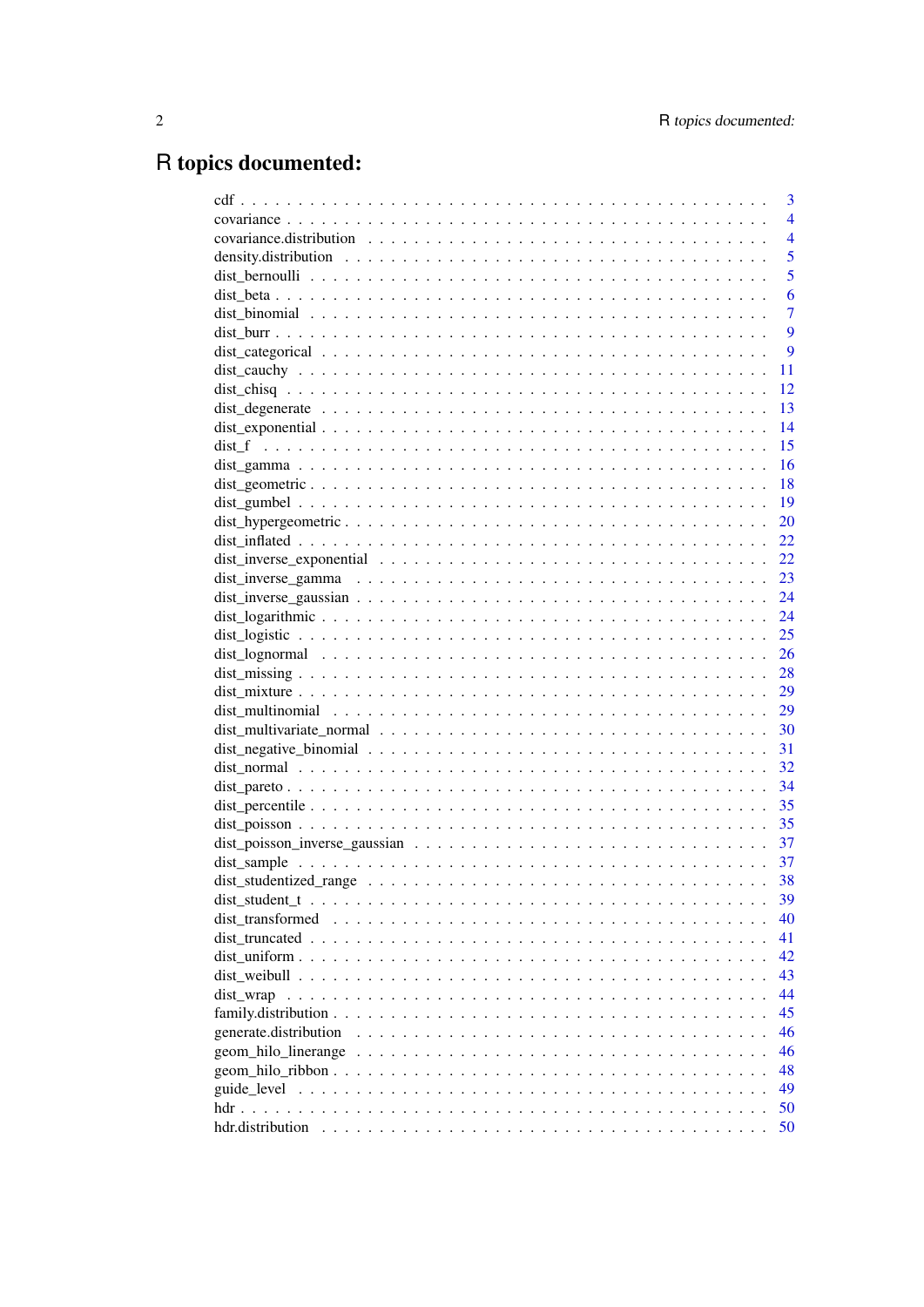## R topics documented:

| | |
|---|---|
| cdf | 3 |
| covariance | 4 |
| covariance.distribution | 4 |
| density.distribution | 5 |
| dist_bernoulli | 5 |
| dist_beta | 6 |
| dist_binomial | 7 |
| dist_burr | 9 |
| dist_categorical | 9 |
| dist_cauchy | 11 |
| dist_chisq | 12 |
| dist_degenerate | 13 |
| dist_exponential | 14 |
| dist_f | 15 |
| dist_gamma | 16 |
| dist_geometric | 18 |
| dist_gumbel | 19 |
| dist_hypergeometric | 20 |
| dist_inflated | 22 |
| dist_inverse_exponential | 22 |
| dist_inverse_gamma | 23 |
| dist_inverse_gaussian | 24 |
| dist_logarithmic | 24 |
| dist_logistic | 25 |
| dist_lognormal | 26 |
| dist_missing | 28 |
| dist_mixture | 29 |
| dist_multinomial | 29 |
| dist_multivariate_normal | 30 |
| dist_negative_binomial | 31 |
| dist_normal | 32 |
| dist_pareto | 34 |
| dist_percentile | 35 |
| dist_poisson | 35 |
| dist_poisson_inverse_gaussian | 37 |
| dist_sample | 37 |
| dist_studentized_range | 38 |
| dist_student_t | 39 |
| dist_transformed | 40 |
| dist_truncated | 41 |
| dist_uniform | 42 |
| dist_weibull | 43 |
| dist_wrap | 44 |
| family.distribution | 45 |
| generate.distribution | 46 |
| geom_hilo_linerange | 46 |
| geom_hilo_ribbon | 48 |
| guide_level | 49 |
| hdr | 50 |
| hdr.distribution | 50 |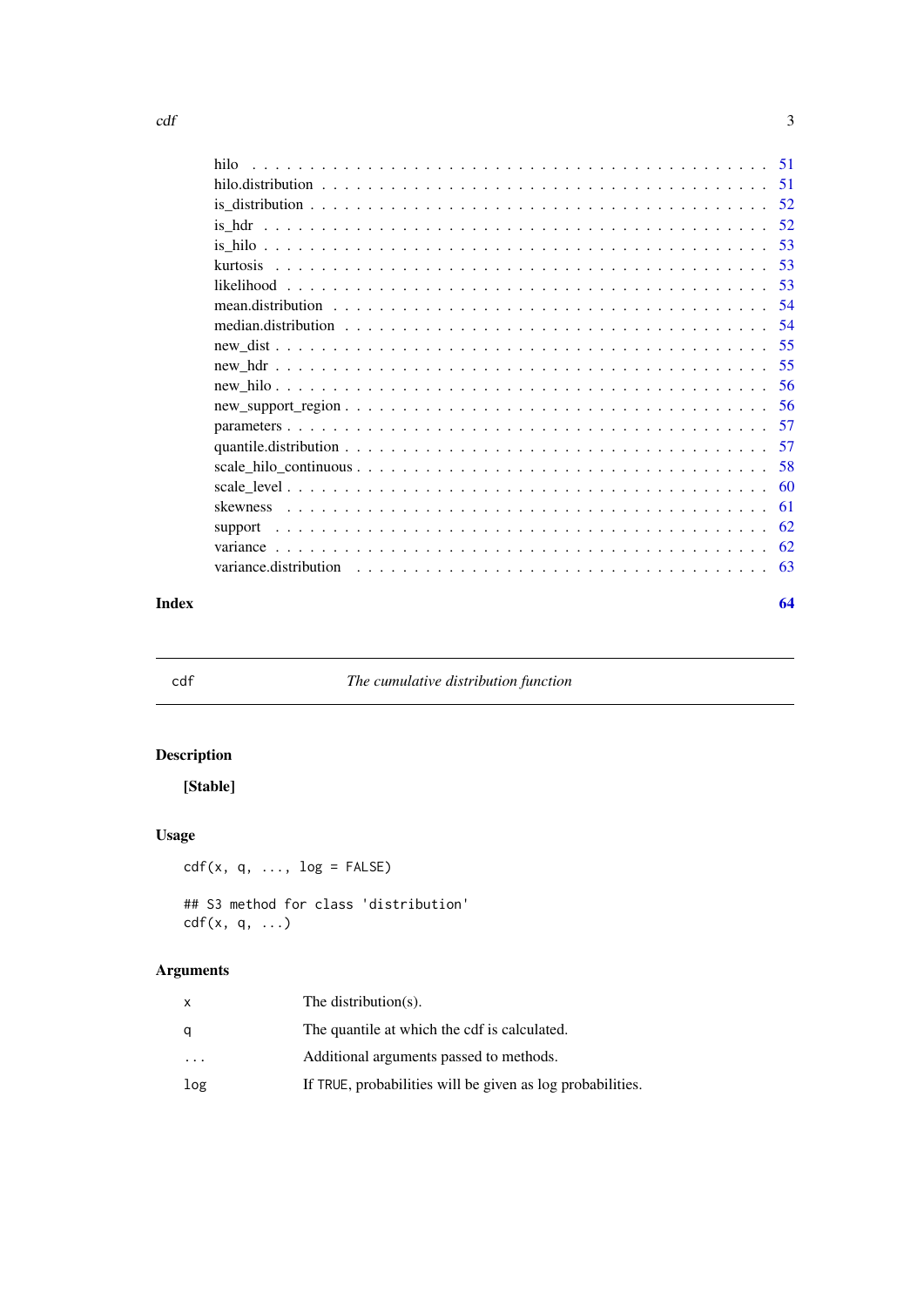hilo . . . . . . . . . . . . . . . . . . . . . . . . . . . . . . . . . . . . . . . . . . 51
hilo.distribution . . . . . . . . . . . . . . . . . . . . . . . . . . . . . . . . . . . . 51
is_distribution . . . . . . . . . . . . . . . . . . . . . . . . . . . . . . . . . . . . . 52
is_hdr . . . . . . . . . . . . . . . . . . . . . . . . . . . . . . . . . . . . . . . . . 52
is_hilo . . . . . . . . . . . . . . . . . . . . . . . . . . . . . . . . . . . . . . . . . 53
kurtosis . . . . . . . . . . . . . . . . . . . . . . . . . . . . . . . . . . . . . . . . 53
likelihood . . . . . . . . . . . . . . . . . . . . . . . . . . . . . . . . . . . . . . . 53
mean.distribution . . . . . . . . . . . . . . . . . . . . . . . . . . . . . . . . . . . 54
median.distribution . . . . . . . . . . . . . . . . . . . . . . . . . . . . . . . . . . 54
new_dist . . . . . . . . . . . . . . . . . . . . . . . . . . . . . . . . . . . . . . . . 55
new_hdr . . . . . . . . . . . . . . . . . . . . . . . . . . . . . . . . . . . . . . . . 55
new_hilo . . . . . . . . . . . . . . . . . . . . . . . . . . . . . . . . . . . . . . . . 56
new_support_region . . . . . . . . . . . . . . . . . . . . . . . . . . . . . . . . . . 56
parameters . . . . . . . . . . . . . . . . . . . . . . . . . . . . . . . . . . . . . . . 57
quantile.distribution . . . . . . . . . . . . . . . . . . . . . . . . . . . . . . . . . . 57
scale_hilo_continuous . . . . . . . . . . . . . . . . . . . . . . . . . . . . . . . . . 58
scale_level . . . . . . . . . . . . . . . . . . . . . . . . . . . . . . . . . . . . . . . 60
skewness . . . . . . . . . . . . . . . . . . . . . . . . . . . . . . . . . . . . . . . . 61
support . . . . . . . . . . . . . . . . . . . . . . . . . . . . . . . . . . . . . . . . . 62
variance . . . . . . . . . . . . . . . . . . . . . . . . . . . . . . . . . . . . . . . . 62
variance.distribution . . . . . . . . . . . . . . . . . . . . . . . . . . . . . . . . . . 63

**Index** **64**

---

`cdf` *The cumulative distribution function*

---

## Description

**[Stable]**

## Usage

```
cdf(x, q, ..., log = FALSE)

## S3 method for class 'distribution'
cdf(x, q, ...)
```

## Arguments

| | |
|---|---|
| `x` | The distribution(s). |
| `q` | The quantile at which the cdf is calculated. |
| `...` | Additional arguments passed to methods. |
| `log` | If `TRUE`, probabilities will be given as log probabilities. |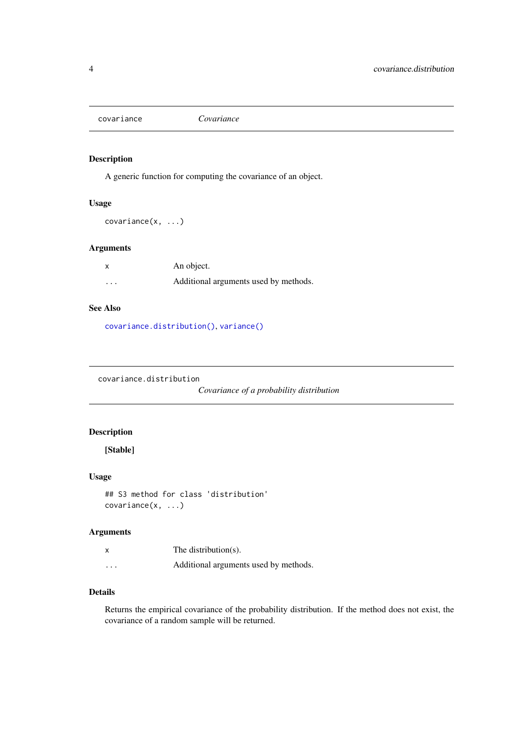## covariance — *Covariance*

### Description

A generic function for computing the covariance of an object.

### Usage

```
covariance(x, ...)
```

### Arguments

| | |
|---|---|
| `x` | An object. |
| `...` | Additional arguments used by methods. |

### See Also

`covariance.distribution()`, `variance()`

## covariance.distribution — *Covariance of a probability distribution*

### Description

**[Stable]**

### Usage

```
## S3 method for class 'distribution'
covariance(x, ...)
```

### Arguments

| | |
|---|---|
| `x` | The distribution(s). |
| `...` | Additional arguments used by methods. |

### Details

Returns the empirical covariance of the probability distribution. If the method does not exist, the covariance of a random sample will be returned.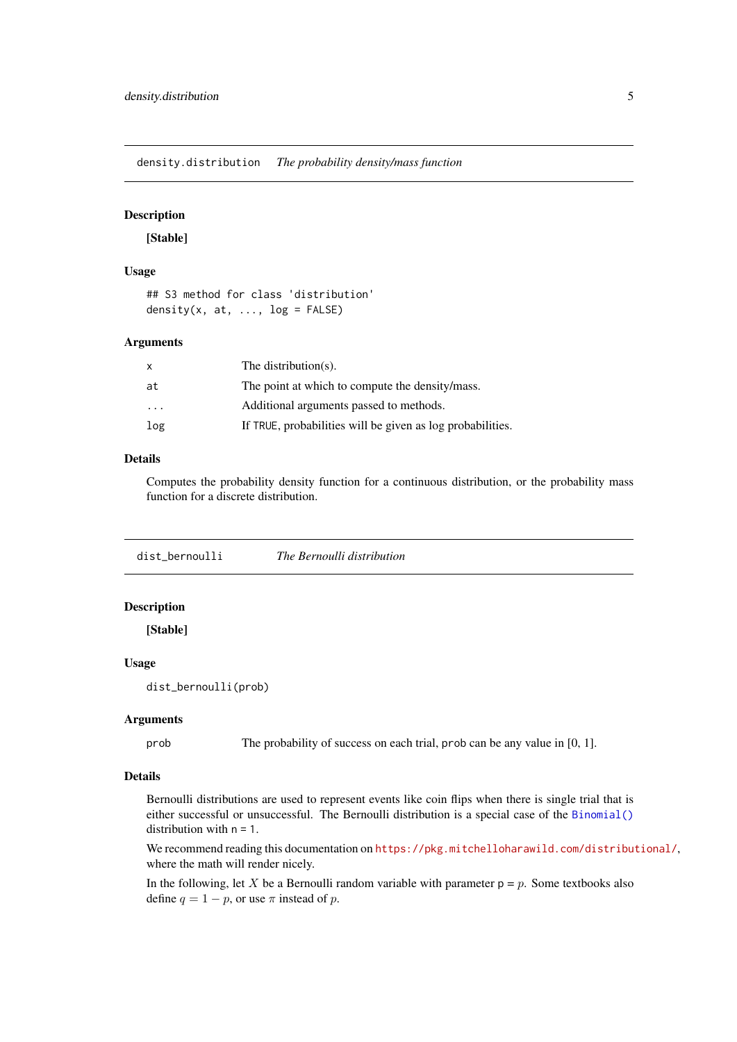## density.distribution    *The probability density/mass function*

### Description

**[Stable]**

### Usage

```
## S3 method for class 'distribution'
density(x, at, ..., log = FALSE)
```

### Arguments

| | |
|---|---|
| x | The distribution(s). |
| at | The point at which to compute the density/mass. |
| ... | Additional arguments passed to methods. |
| log | If TRUE, probabilities will be given as log probabilities. |

### Details

Computes the probability density function for a continuous distribution, or the probability mass function for a discrete distribution.

## dist_bernoulli    *The Bernoulli distribution*

### Description

**[Stable]**

### Usage

```
dist_bernoulli(prob)
```

### Arguments

| | |
|---|---|
| prob | The probability of success on each trial, prob can be any value in [0, 1]. |

### Details

Bernoulli distributions are used to represent events like coin flips when there is single trial that is either successful or unsuccessful. The Bernoulli distribution is a special case of the Binomial() distribution with n = 1.

We recommend reading this documentation on https://pkg.mitchelloharawild.com/distributional/, where the math will render nicely.

In the following, let $X$ be a Bernoulli random variable with parameter p = $p$. Some textbooks also define $q = 1 - p$, or use $\pi$ instead of $p$.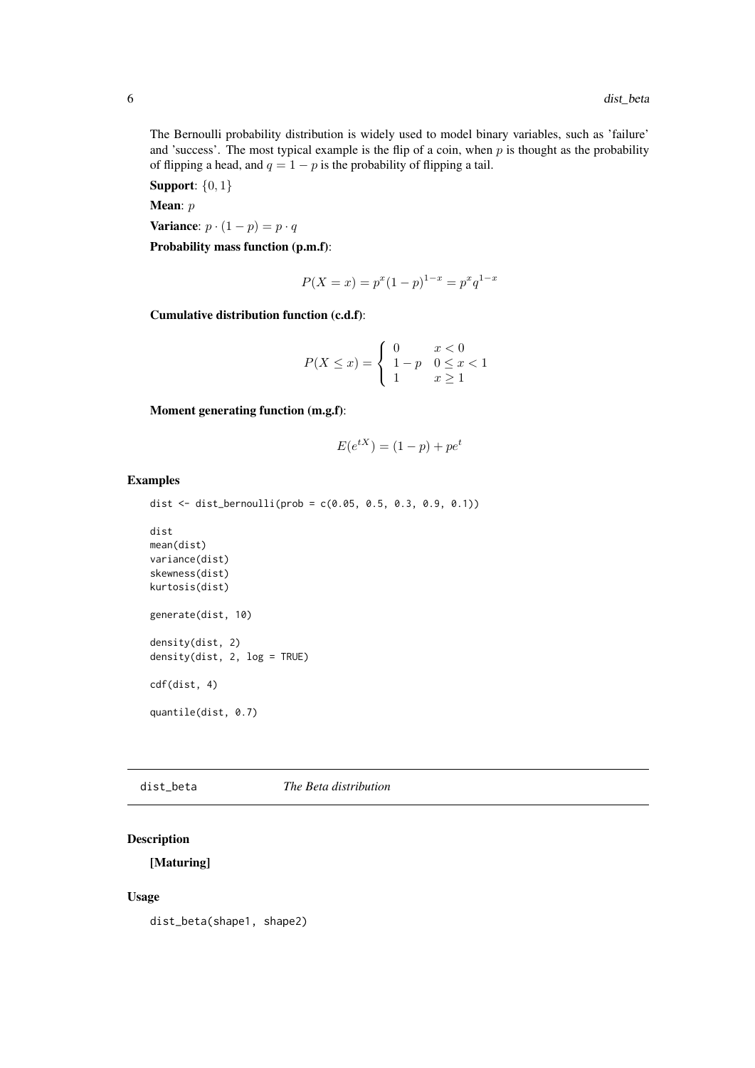The Bernoulli probability distribution is widely used to model binary variables, such as 'failure' and 'success'. The most typical example is the flip of a coin, when $p$ is thought as the probability of flipping a head, and $q = 1 - p$ is the probability of flipping a tail.

**Support**: $\{0, 1\}$

**Mean**: $p$

**Variance**: $p \cdot (1 - p) = p \cdot q$

**Probability mass function (p.m.f)**:

$$P(X = x) = p^x(1 - p)^{1-x} = p^x q^{1-x}$$

**Cumulative distribution function (c.d.f)**:

$$P(X \le x) = \left\{ \begin{array}{ll} 0 & x < 0 \\ 1 - p & 0 \le x < 1 \\ 1 & x \ge 1 \end{array} \right.$$

**Moment generating function (m.g.f)**:

$$E(e^{tX}) = (1 - p) + pe^t$$

### Examples

```
dist <- dist_bernoulli(prob = c(0.05, 0.5, 0.3, 0.9, 0.1))

dist
mean(dist)
variance(dist)
skewness(dist)
kurtosis(dist)

generate(dist, 10)

density(dist, 2)
density(dist, 2, log = TRUE)

cdf(dist, 4)

quantile(dist, 0.7)
```

---

## dist_beta *The Beta distribution*

### Description

**[Maturing]**

### Usage

```
dist_beta(shape1, shape2)
```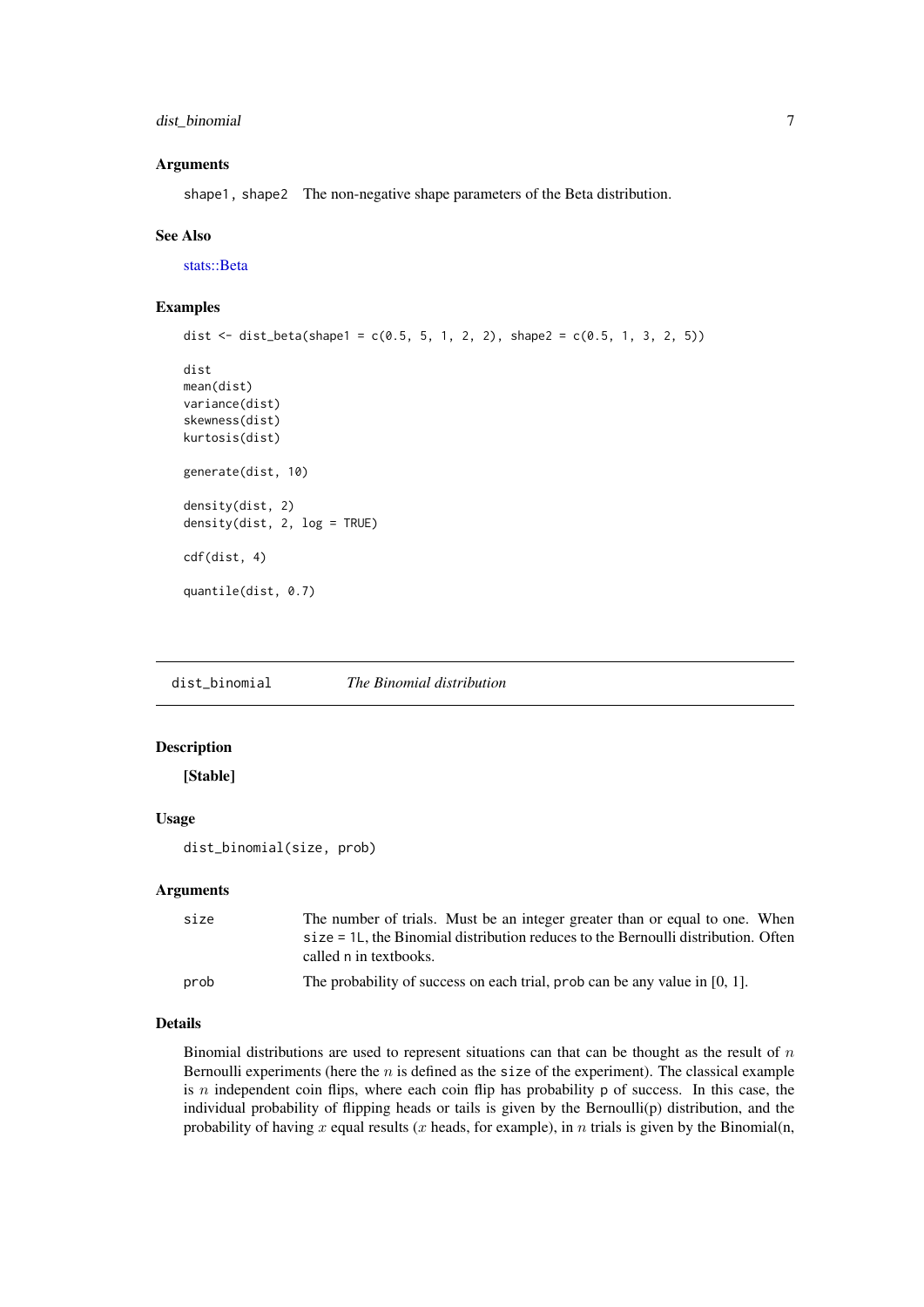### Arguments

`shape1, shape2` The non-negative shape parameters of the Beta distribution.

### See Also

stats::Beta

### Examples

```
dist <- dist_beta(shape1 = c(0.5, 5, 1, 2, 2), shape2 = c(0.5, 1, 3, 2, 5))

dist
mean(dist)
variance(dist)
skewness(dist)
kurtosis(dist)

generate(dist, 10)

density(dist, 2)
density(dist, 2, log = TRUE)

cdf(dist, 4)

quantile(dist, 0.7)
```

---

## dist_binomial *The Binomial distribution*

---

### Description

**[Stable]**

### Usage

```
dist_binomial(size, prob)
```

### Arguments

| | |
|---|---|
| `size` | The number of trials. Must be an integer greater than or equal to one. When `size = 1L`, the Binomial distribution reduces to the Bernoulli distribution. Often called `n` in textbooks. |
| `prob` | The probability of success on each trial, `prob` can be any value in [0, 1]. |

### Details

Binomial distributions are used to represent situations can that can be thought as the result of $n$ Bernoulli experiments (here the $n$ is defined as the `size` of the experiment). The classical example is $n$ independent coin flips, where each coin flip has probability `p` of success. In this case, the individual probability of flipping heads or tails is given by the Bernoulli(p) distribution, and the probability of having $x$ equal results ($x$ heads, for example), in $n$ trials is given by the Binomial(n,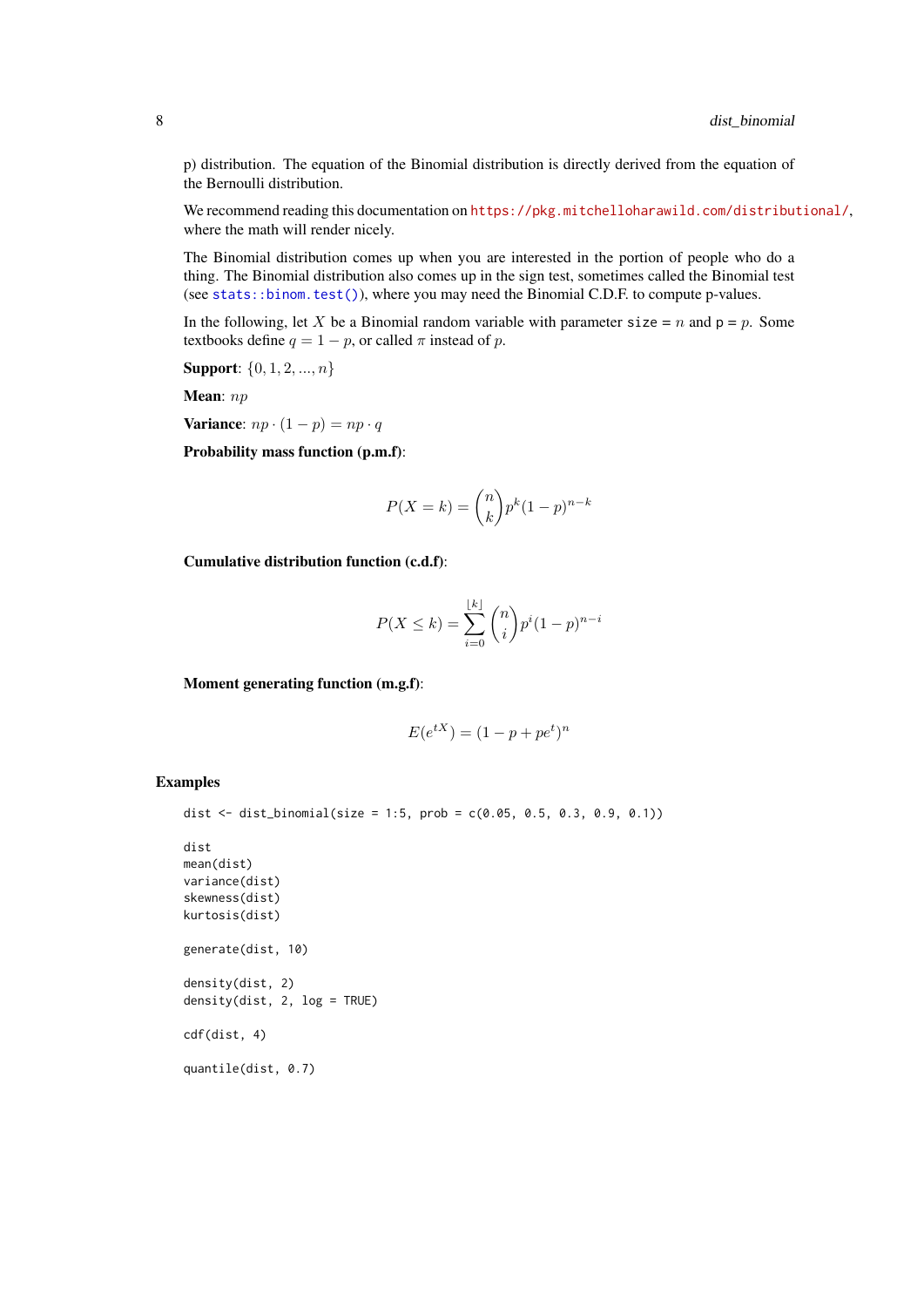p) distribution. The equation of the Binomial distribution is directly derived from the equation of the Bernoulli distribution.

We recommend reading this documentation on https://pkg.mitchelloharawild.com/distributional/, where the math will render nicely.

The Binomial distribution comes up when you are interested in the portion of people who do a thing. The Binomial distribution also comes up in the sign test, sometimes called the Binomial test (see `stats::binom.test()`), where you may need the Binomial C.D.F. to compute p-values.

In the following, let $X$ be a Binomial random variable with parameter `size` = $n$ and `p` = $p$. Some textbooks define $q = 1 - p$, or called $\pi$ instead of $p$.

**Support**: $\{0, 1, 2, ..., n\}$

**Mean**: $np$

**Variance**: $np \cdot (1 - p) = np \cdot q$

**Probability mass function (p.m.f)**:

$$P(X = k) = \binom{n}{k} p^k (1 - p)^{n-k}$$

**Cumulative distribution function (c.d.f)**:

$$P(X \le k) = \sum_{i=0}^{\lfloor k \rfloor} \binom{n}{i} p^i (1 - p)^{n-i}$$

**Moment generating function (m.g.f)**:

$$E(e^{tX}) = (1 - p + pe^t)^n$$

## Examples

```
dist <- dist_binomial(size = 1:5, prob = c(0.05, 0.5, 0.3, 0.9, 0.1))

dist
mean(dist)
variance(dist)
skewness(dist)
kurtosis(dist)

generate(dist, 10)

density(dist, 2)
density(dist, 2, log = TRUE)

cdf(dist, 4)

quantile(dist, 0.7)
```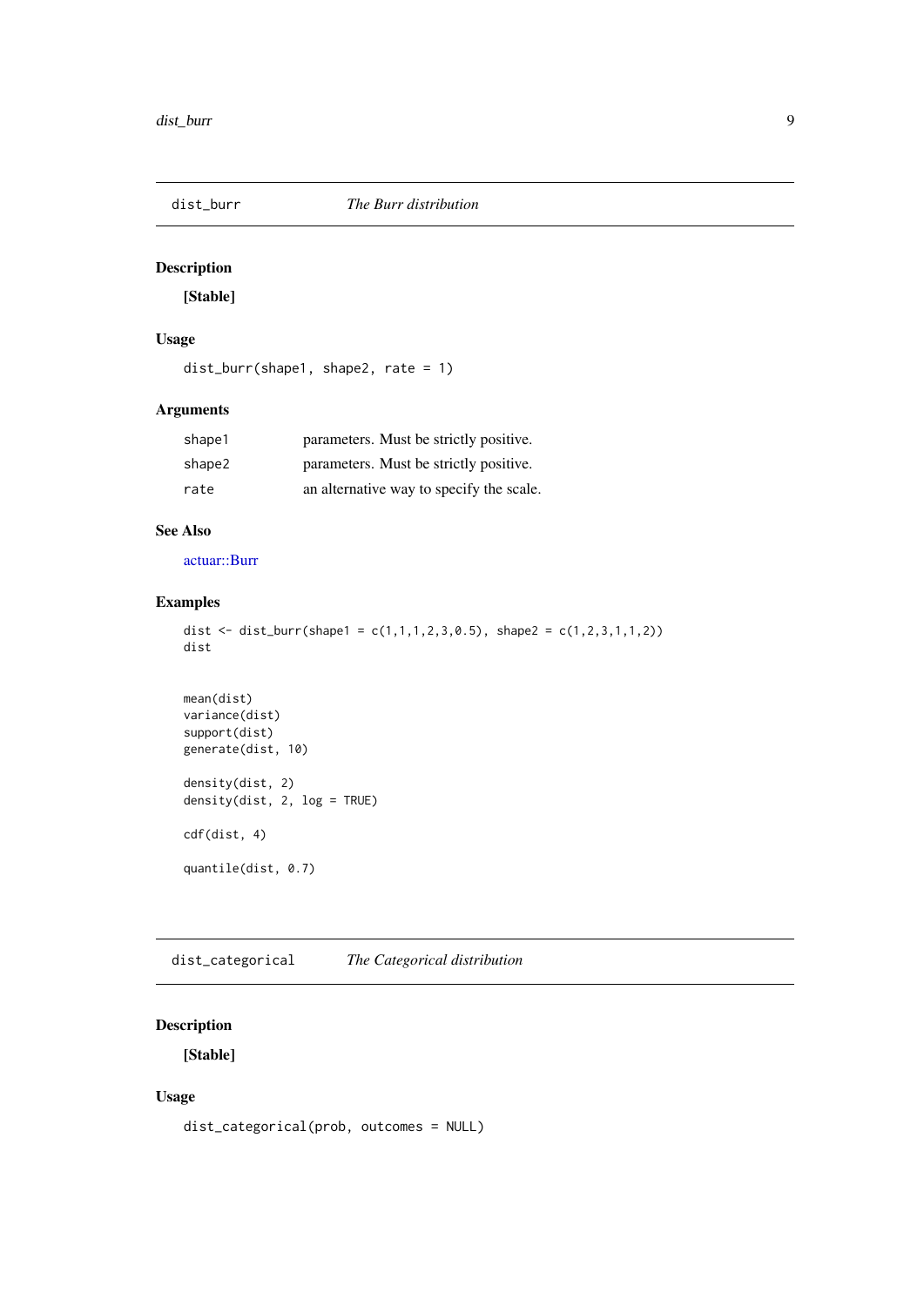## dist_burr *The Burr distribution*

### Description

**[Stable]**

### Usage

```
dist_burr(shape1, shape2, rate = 1)
```

### Arguments

| | |
|---|---|
| shape1 | parameters. Must be strictly positive. |
| shape2 | parameters. Must be strictly positive. |
| rate | an alternative way to specify the scale. |

### See Also

actuar::Burr

### Examples

```
dist <- dist_burr(shape1 = c(1,1,1,2,3,0.5), shape2 = c(1,2,3,1,1,2))
dist


mean(dist)
variance(dist)
support(dist)
generate(dist, 10)

density(dist, 2)
density(dist, 2, log = TRUE)

cdf(dist, 4)

quantile(dist, 0.7)
```

## dist_categorical *The Categorical distribution*

### Description

**[Stable]**

### Usage

```
dist_categorical(prob, outcomes = NULL)
```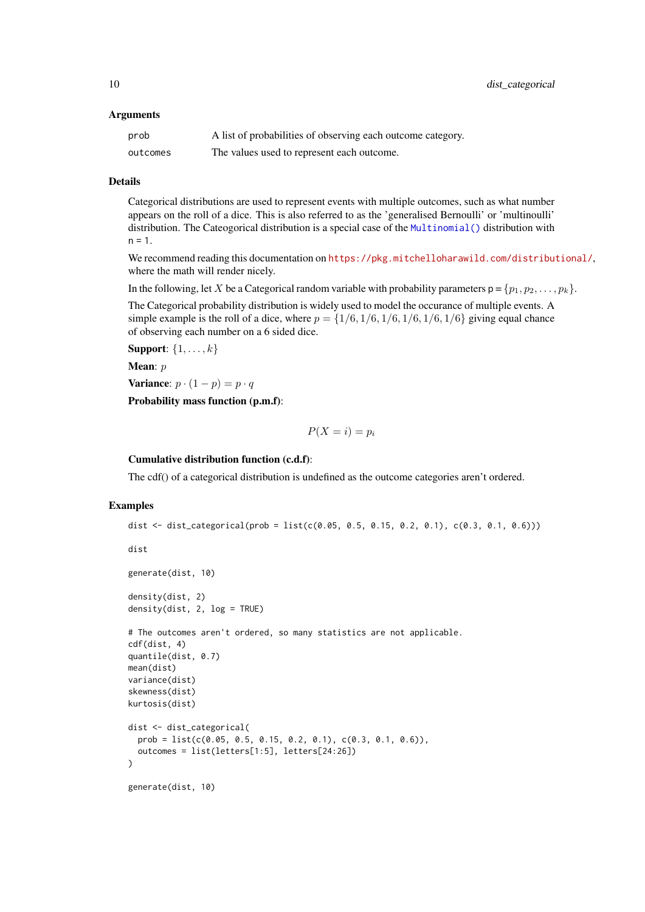### Arguments

| | |
|---|---|
| `prob` | A list of probabilities of observing each outcome category. |
| `outcomes` | The values used to represent each outcome. |

### Details

Categorical distributions are used to represent events with multiple outcomes, such as what number appears on the roll of a dice. This is also referred to as the 'generalised Bernoulli' or 'multinoulli' distribution. The Cateogorical distribution is a special case of the `Multinomial()` distribution with `n = 1`.

We recommend reading this documentation on https://pkg.mitchelloharawild.com/distributional/, where the math will render nicely.

In the following, let $X$ be a Categorical random variable with probability parameters p = $\{p_1, p_2, \ldots, p_k\}$.

The Categorical probability distribution is widely used to model the occurance of multiple events. A simple example is the roll of a dice, where $p = \{1/6, 1/6, 1/6, 1/6, 1/6, 1/6\}$ giving equal chance of observing each number on a 6 sided dice.

**Support**: $\{1, \ldots, k\}$

**Mean**: $p$

**Variance**: $p \cdot (1 - p) = p \cdot q$

**Probability mass function (p.m.f)**:

$$P(X = i) = p_i$$

**Cumulative distribution function (c.d.f)**:

The cdf() of a categorical distribution is undefined as the outcome categories aren't ordered.

### Examples

```
dist <- dist_categorical(prob = list(c(0.05, 0.5, 0.15, 0.2, 0.1), c(0.3, 0.1, 0.6)))

dist

generate(dist, 10)

density(dist, 2)
density(dist, 2, log = TRUE)

# The outcomes aren't ordered, so many statistics are not applicable.
cdf(dist, 4)
quantile(dist, 0.7)
mean(dist)
variance(dist)
skewness(dist)
kurtosis(dist)

dist <- dist_categorical(
  prob = list(c(0.05, 0.5, 0.15, 0.2, 0.1), c(0.3, 0.1, 0.6)),
  outcomes = list(letters[1:5], letters[24:26])
)

generate(dist, 10)
```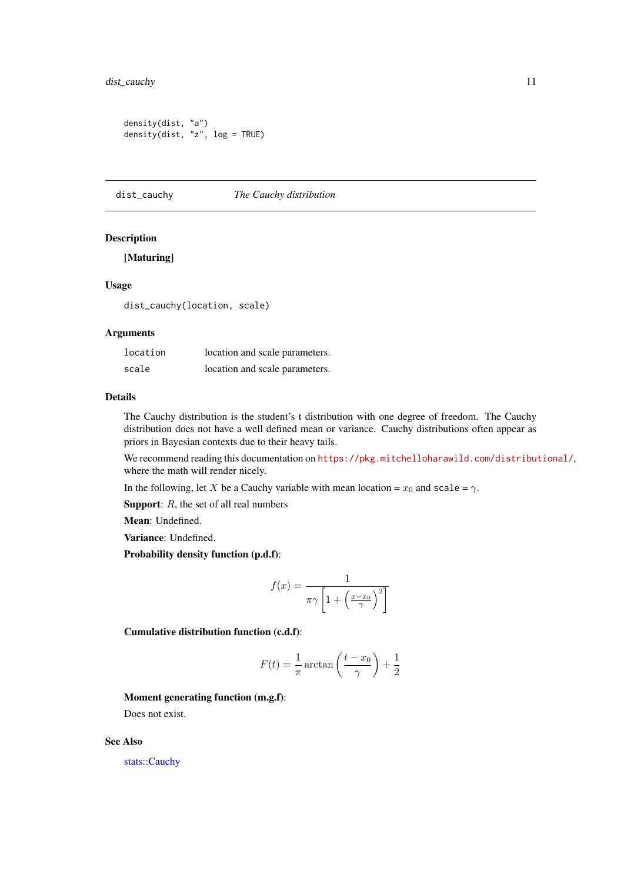```
density(dist, "a")
density(dist, "z", log = TRUE)
```

---

dist_cauchy *The Cauchy distribution*

---

## Description

**[Maturing]**

## Usage

```
dist_cauchy(location, scale)
```

## Arguments

| | |
|---|---|
| location | location and scale parameters. |
| scale | location and scale parameters. |

## Details

The Cauchy distribution is the student's t distribution with one degree of freedom. The Cauchy distribution does not have a well defined mean or variance. Cauchy distributions often appear as priors in Bayesian contexts due to their heavy tails.

We recommend reading this documentation on https://pkg.mitchelloharawild.com/distributional/, where the math will render nicely.

In the following, let $X$ be a Cauchy variable with mean location = $x_0$ and scale = $\gamma$.

**Support**: $R$, the set of all real numbers

**Mean**: Undefined.

**Variance**: Undefined.

**Probability density function (p.d.f)**:

$$f(x) = \frac{1}{\pi\gamma\left[1 + \left(\frac{x-x_0}{\gamma}\right)^2\right]}$$

**Cumulative distribution function (c.d.f)**:

$$F(t) = \frac{1}{\pi}\arctan\left(\frac{t-x_0}{\gamma}\right) + \frac{1}{2}$$

**Moment generating function (m.g.f)**:

Does not exist.

## See Also

stats::Cauchy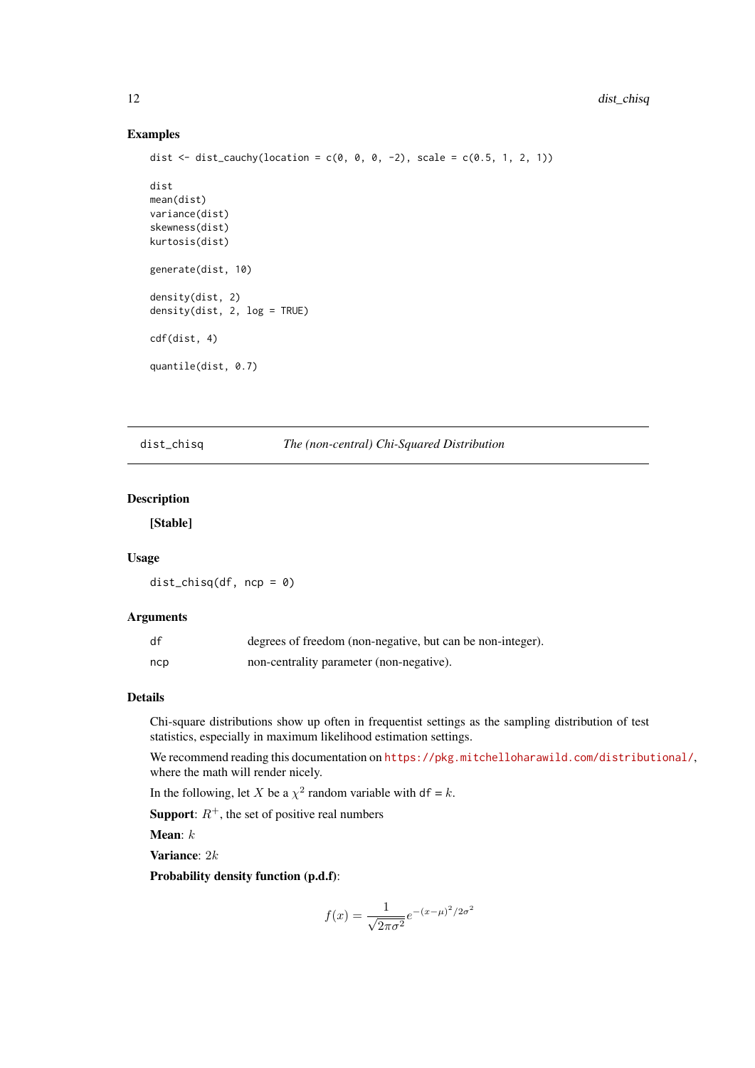## Examples

```
dist <- dist_cauchy(location = c(0, 0, 0, -2), scale = c(0.5, 1, 2, 1))

dist
mean(dist)
variance(dist)
skewness(dist)
kurtosis(dist)

generate(dist, 10)

density(dist, 2)
density(dist, 2, log = TRUE)

cdf(dist, 4)

quantile(dist, 0.7)
```

---

# dist_chisq — *The (non-central) Chi-Squared Distribution*

---

## Description

**[Stable]**

## Usage

```
dist_chisq(df, ncp = 0)
```

## Arguments

| | |
|---|---|
| df | degrees of freedom (non-negative, but can be non-integer). |
| ncp | non-centrality parameter (non-negative). |

## Details

Chi-square distributions show up often in frequentist settings as the sampling distribution of test statistics, especially in maximum likelihood estimation settings.

We recommend reading this documentation on https://pkg.mitchelloharawild.com/distributional/, where the math will render nicely.

In the following, let $X$ be a $\chi^2$ random variable with `df` = $k$.

**Support**: $R^+$, the set of positive real numbers

**Mean**: $k$

**Variance**: $2k$

**Probability density function (p.d.f)**:

$$f(x) = \frac{1}{\sqrt{2\pi\sigma^2}} e^{-(x-\mu)^2/2\sigma^2}$$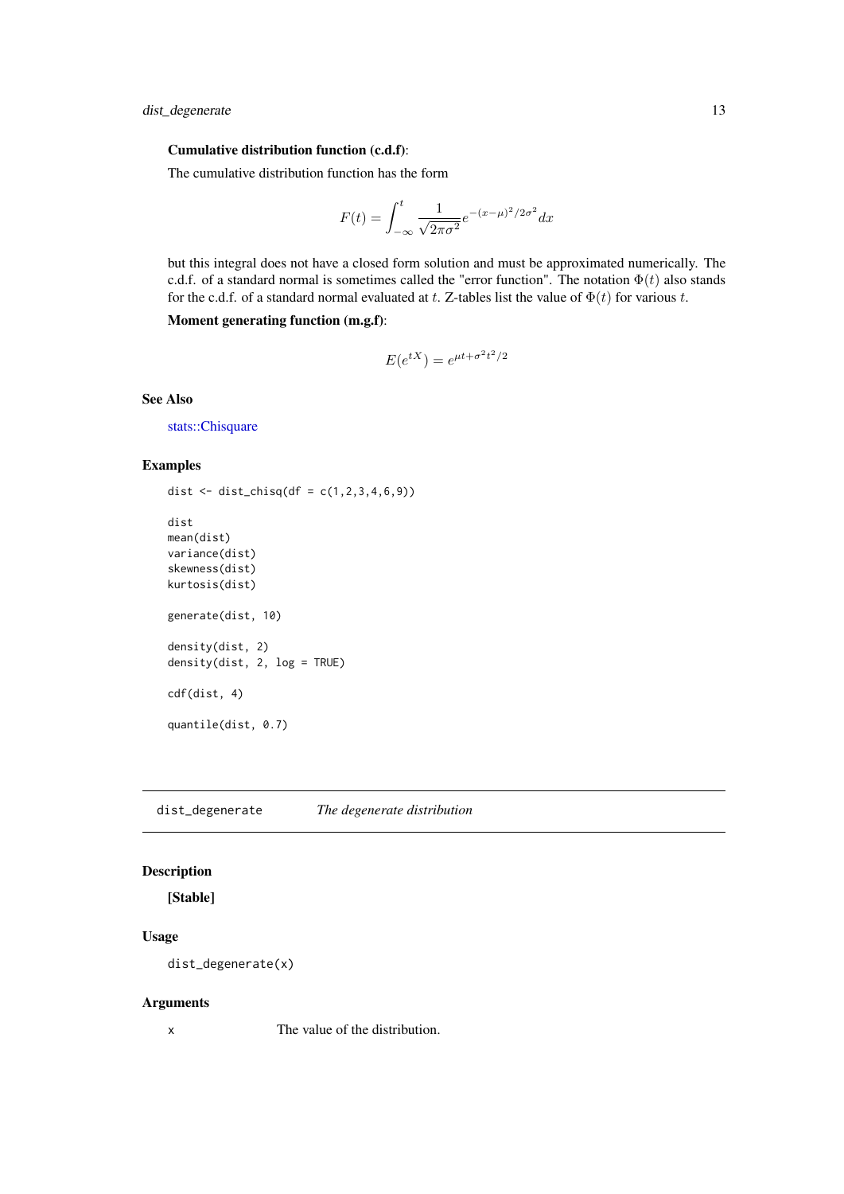**Cumulative distribution function (c.d.f)**:

The cumulative distribution function has the form

$$F(t) = \int_{-\infty}^{t} \frac{1}{\sqrt{2\pi\sigma^2}} e^{-(x-\mu)^2/2\sigma^2} dx$$

but this integral does not have a closed form solution and must be approximated numerically. The c.d.f. of a standard normal is sometimes called the "error function". The notation $\Phi(t)$ also stands for the c.d.f. of a standard normal evaluated at $t$. Z-tables list the value of $\Phi(t)$ for various $t$.

**Moment generating function (m.g.f)**:

$$E(e^{tX}) = e^{\mu t + \sigma^2 t^2/2}$$

## See Also

stats::Chisquare

## Examples

```
dist <- dist_chisq(df = c(1,2,3,4,6,9))

dist
mean(dist)
variance(dist)
skewness(dist)
kurtosis(dist)

generate(dist, 10)

density(dist, 2)
density(dist, 2, log = TRUE)

cdf(dist, 4)

quantile(dist, 0.7)
```

---

# dist_degenerate *The degenerate distribution*

## Description

**[Stable]**

## Usage

```
dist_degenerate(x)
```

## Arguments

| | |
|---|---|
| x | The value of the distribution. |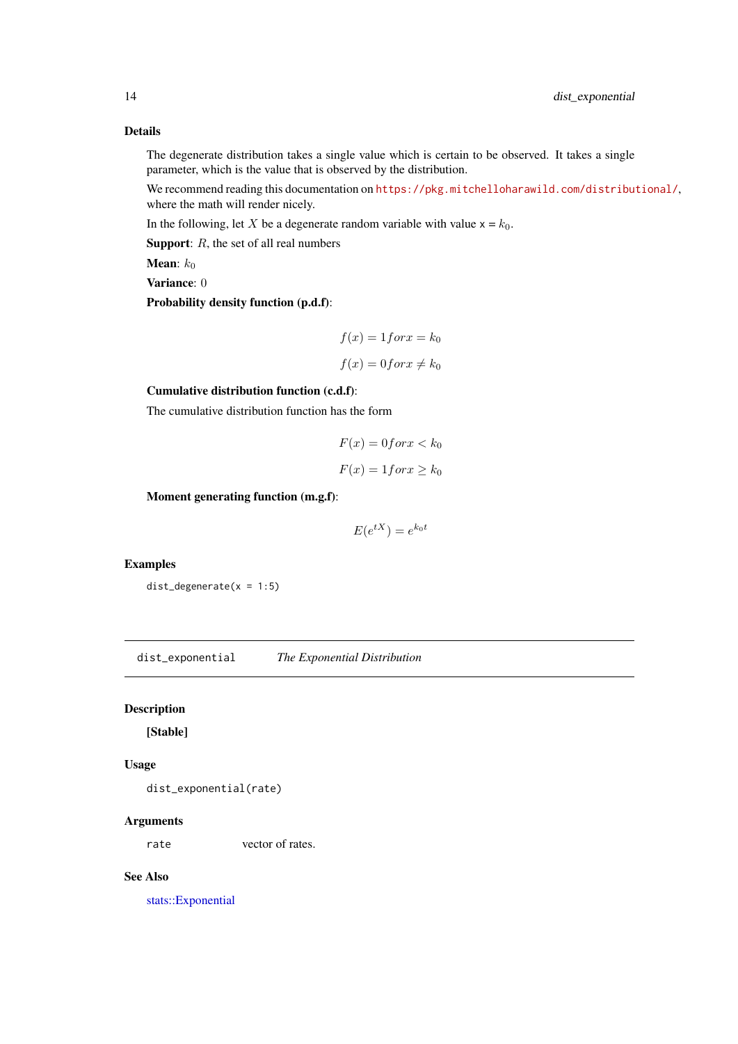### Details

The degenerate distribution takes a single value which is certain to be observed. It takes a single parameter, which is the value that is observed by the distribution.

We recommend reading this documentation on https://pkg.mitchelloharawild.com/distributional/, where the math will render nicely.

In the following, let $X$ be a degenerate random variable with value x = $k_0$.

**Support**: $R$, the set of all real numbers

**Mean**: $k_0$

**Variance**: $0$

**Probability density function (p.d.f)**:

$$f(x) = 1 for x = k_0$$

$$f(x) = 0 for x \neq k_0$$

**Cumulative distribution function (c.d.f)**:

The cumulative distribution function has the form

$$F(x) = 0 for x < k_0$$

$$F(x) = 1 for x \geq k_0$$

**Moment generating function (m.g.f)**:

$$E(e^{tX}) = e^{k_0 t}$$

### Examples

```
dist_degenerate(x = 1:5)
```

---

## dist_exponential — *The Exponential Distribution*

---

### Description

**[Stable]**

### Usage

```
dist_exponential(rate)
```

### Arguments

| | |
|---|---|
| rate | vector of rates. |

### See Also

stats::Exponential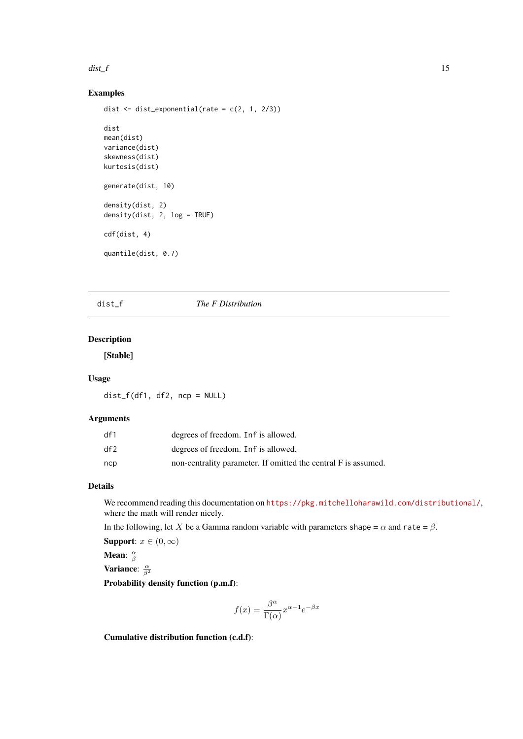### Examples

```
dist <- dist_exponential(rate = c(2, 1, 2/3))

dist
mean(dist)
variance(dist)
skewness(dist)
kurtosis(dist)

generate(dist, 10)

density(dist, 2)
density(dist, 2, log = TRUE)

cdf(dist, 4)

quantile(dist, 0.7)
```

---

## dist_f — *The F Distribution*

### Description

**[Stable]**

### Usage

```
dist_f(df1, df2, ncp = NULL)
```

### Arguments

| | |
|---|---|
| df1 | degrees of freedom. Inf is allowed. |
| df2 | degrees of freedom. Inf is allowed. |
| ncp | non-centrality parameter. If omitted the central F is assumed. |

### Details

We recommend reading this documentation on https://pkg.mitchelloharawild.com/distributional/, where the math will render nicely.

In the following, let $X$ be a Gamma random variable with parameters shape = $\alpha$ and rate = $\beta$.

**Support**: $x \in (0, \infty)$

**Mean**: $\frac{\alpha}{\beta}$

**Variance**: $\frac{\alpha}{\beta^2}$

**Probability density function (p.m.f)**:

$$f(x) = \frac{\beta^\alpha}{\Gamma(\alpha)} x^{\alpha-1} e^{-\beta x}$$

**Cumulative distribution function (c.d.f)**: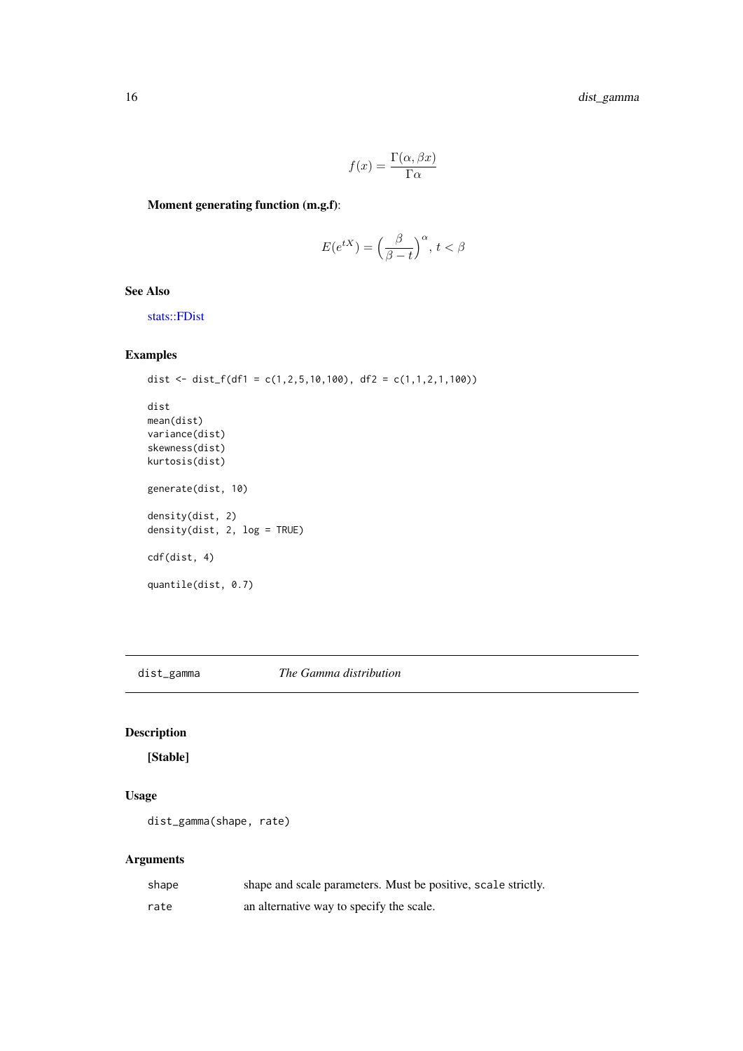$$f(x) = \frac{\Gamma(\alpha, \beta x)}{\Gamma \alpha}$$

**Moment generating function (m.g.f)**:

$$E(e^{tX}) = \left(\frac{\beta}{\beta - t}\right)^{\alpha}, t < \beta$$

### See Also

stats::FDist

### Examples

```
dist <- dist_f(df1 = c(1,2,5,10,100), df2 = c(1,1,2,1,100))

dist
mean(dist)
variance(dist)
skewness(dist)
kurtosis(dist)

generate(dist, 10)

density(dist, 2)
density(dist, 2, log = TRUE)

cdf(dist, 4)

quantile(dist, 0.7)
```

---

## dist_gamma *The Gamma distribution*

### Description

**[Stable]**

### Usage

```
dist_gamma(shape, rate)
```

### Arguments

| | |
|---|---|
| shape | shape and scale parameters. Must be positive, scale strictly. |
| rate | an alternative way to specify the scale. |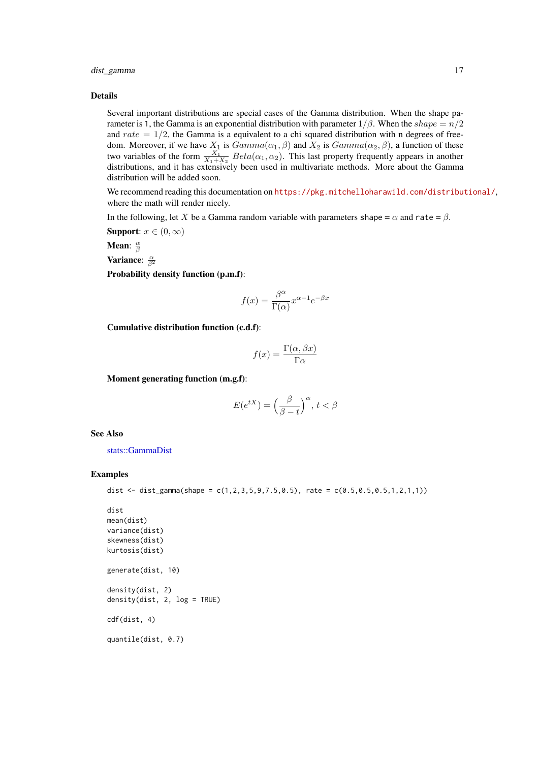## Details

Several important distributions are special cases of the Gamma distribution. When the shape parameter is 1, the Gamma is an exponential distribution with parameter $1/\beta$. When the $shape = n/2$ and $rate = 1/2$, the Gamma is a equivalent to a chi squared distribution with n degrees of freedom. Moreover, if we have $X_1$ is $Gamma(\alpha_1, \beta)$ and $X_2$ is $Gamma(\alpha_2, \beta)$, a function of these two variables of the form $\frac{X_1}{X_1+X_2}$ $Beta(\alpha_1, \alpha_2)$. This last property frequently appears in another distributions, and it has extensively been used in multivariate methods. More about the Gamma distribution will be added soon.

We recommend reading this documentation on https://pkg.mitchelloharawild.com/distributional/, where the math will render nicely.

In the following, let $X$ be a Gamma random variable with parameters shape = $\alpha$ and rate = $\beta$.

**Support**: $x \in (0, \infty)$

**Mean**: $\frac{\alpha}{\beta}$

**Variance**: $\frac{\alpha}{\beta^2}$

**Probability density function (p.m.f)**:

$$f(x) = \frac{\beta^\alpha}{\Gamma(\alpha)} x^{\alpha-1} e^{-\beta x}$$

**Cumulative distribution function (c.d.f)**:

$$f(x) = \frac{\Gamma(\alpha, \beta x)}{\Gamma \alpha}$$

**Moment generating function (m.g.f)**:

$$E(e^{tX}) = \left(\frac{\beta}{\beta - t}\right)^\alpha, \, t < \beta$$

## See Also

stats::GammaDist

## Examples

```
dist <- dist_gamma(shape = c(1,2,3,5,9,7.5,0.5), rate = c(0.5,0.5,0.5,1,2,1,1))

dist
mean(dist)
variance(dist)
skewness(dist)
kurtosis(dist)

generate(dist, 10)

density(dist, 2)
density(dist, 2, log = TRUE)

cdf(dist, 4)

quantile(dist, 0.7)
```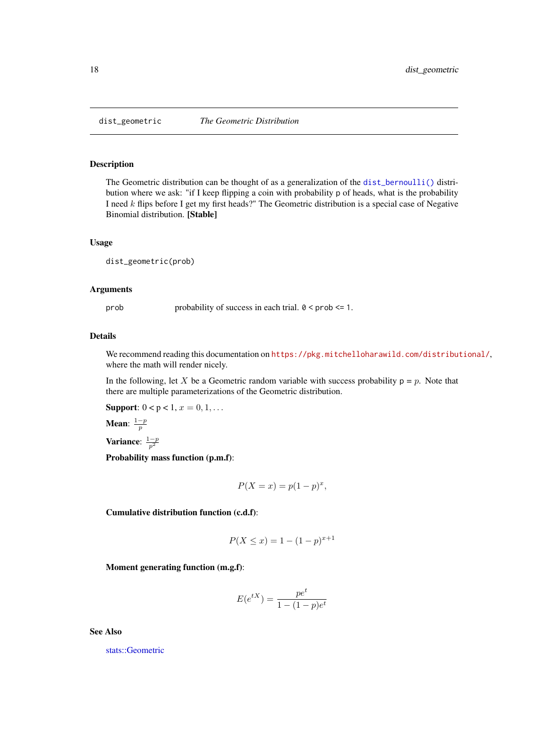dist_geometric *The Geometric Distribution*

## Description

The Geometric distribution can be thought of as a generalization of the `dist_bernoulli()` distribution where we ask: "if I keep flipping a coin with probability p of heads, what is the probability I need $k$ flips before I get my first heads?" The Geometric distribution is a special case of Negative Binomial distribution. **[Stable]**

## Usage

```
dist_geometric(prob)
```

## Arguments

| | |
|---|---|
| `prob` | probability of success in each trial. `0` < `prob` <= `1`. |

## Details

We recommend reading this documentation on https://pkg.mitchelloharawild.com/distributional/, where the math will render nicely.

In the following, let $X$ be a Geometric random variable with success probability p = $p$. Note that there are multiple parameterizations of the Geometric distribution.

**Support**: 0 < p < 1, $x = 0, 1, \ldots$

**Mean**: $\frac{1-p}{p}$

**Variance**: $\frac{1-p}{p^2}$

**Probability mass function (p.m.f)**:

$$P(X = x) = p(1-p)^x,$$

**Cumulative distribution function (c.d.f)**:

$$P(X \le x) = 1 - (1-p)^{x+1}$$

**Moment generating function (m.g.f)**:

$$E(e^{tX}) = \frac{pe^t}{1-(1-p)e^t}$$

## See Also

stats::Geometric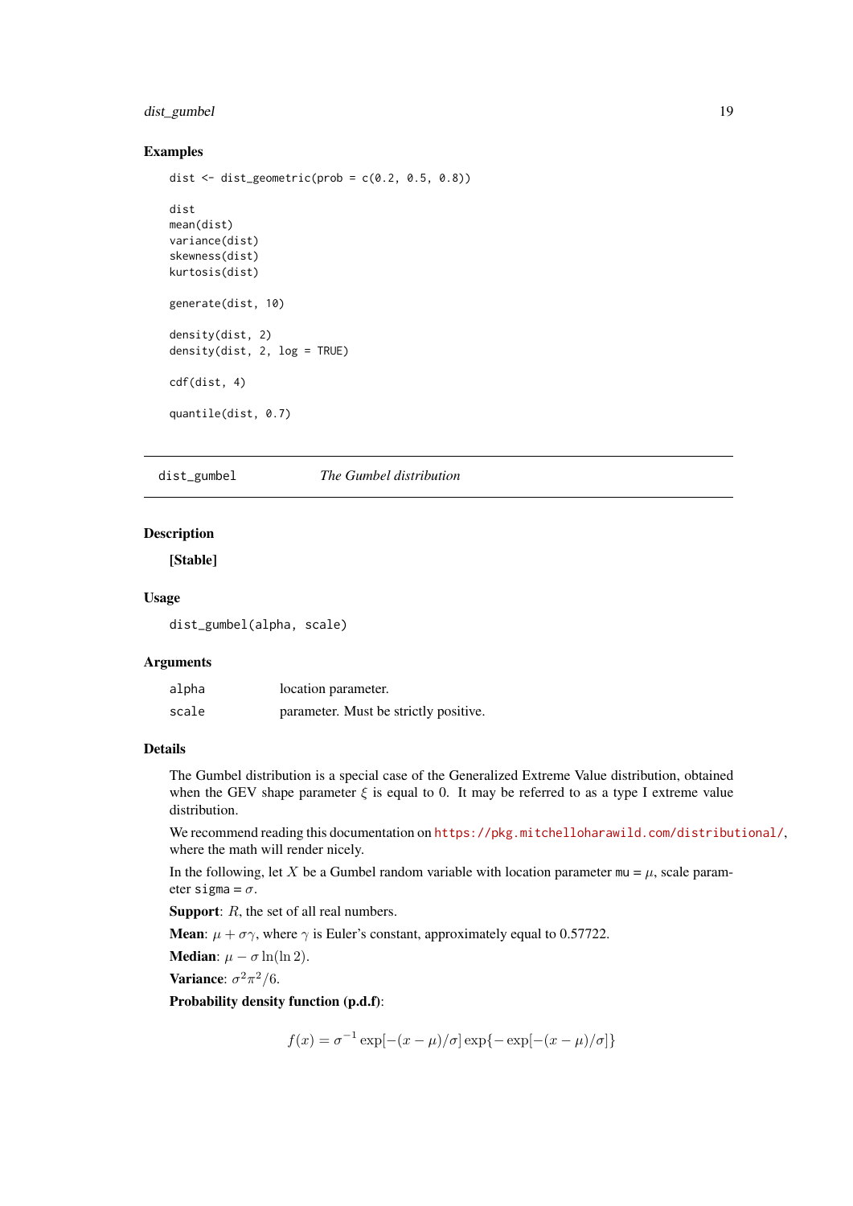### Examples

```
dist <- dist_geometric(prob = c(0.2, 0.5, 0.8))

dist
mean(dist)
variance(dist)
skewness(dist)
kurtosis(dist)

generate(dist, 10)

density(dist, 2)
density(dist, 2, log = TRUE)

cdf(dist, 4)

quantile(dist, 0.7)
```

---

## dist_gumbel *The Gumbel distribution*

---

### Description

**[Stable]**

### Usage

```
dist_gumbel(alpha, scale)
```

### Arguments

| | |
|---|---|
| alpha | location parameter. |
| scale | parameter. Must be strictly positive. |

### Details

The Gumbel distribution is a special case of the Generalized Extreme Value distribution, obtained when the GEV shape parameter $\xi$ is equal to 0. It may be referred to as a type I extreme value distribution.

We recommend reading this documentation on https://pkg.mitchelloharawild.com/distributional/, where the math will render nicely.

In the following, let $X$ be a Gumbel random variable with location parameter mu = $\mu$, scale parameter sigma = $\sigma$.

**Support**: $R$, the set of all real numbers.

**Mean**: $\mu + \sigma\gamma$, where $\gamma$ is Euler's constant, approximately equal to 0.57722.

**Median**: $\mu - \sigma \ln(\ln 2)$.

**Variance**: $\sigma^2\pi^2/6$.

**Probability density function (p.d.f)**:

$$f(x) = \sigma^{-1} \exp[-(x - \mu)/\sigma] \exp\{-\exp[-(x - \mu)/\sigma]\}$$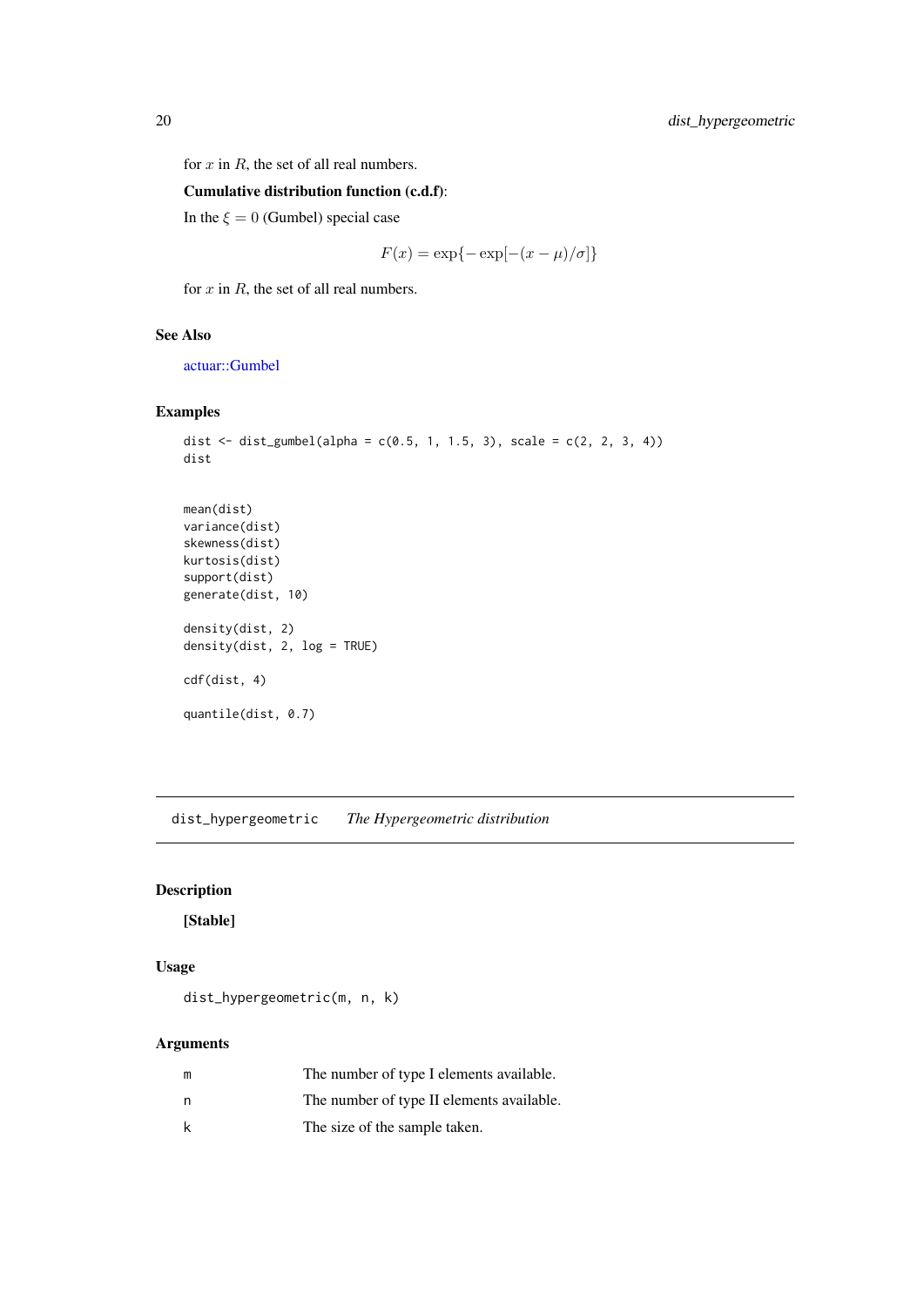for $x$ in $R$, the set of all real numbers.

**Cumulative distribution function (c.d.f)**:

In the $\xi = 0$ (Gumbel) special case

$$F(x) = \exp\{-\exp[-(x - \mu)/\sigma]\}$$

for $x$ in $R$, the set of all real numbers.

### See Also

actuar::Gumbel

### Examples

```
dist <- dist_gumbel(alpha = c(0.5, 1, 1.5, 3), scale = c(2, 2, 3, 4))
dist


mean(dist)
variance(dist)
skewness(dist)
kurtosis(dist)
support(dist)
generate(dist, 10)

density(dist, 2)
density(dist, 2, log = TRUE)

cdf(dist, 4)

quantile(dist, 0.7)
```

---

## dist_hypergeometric *The Hypergeometric distribution*

### Description

**[Stable]**

### Usage

```
dist_hypergeometric(m, n, k)
```

### Arguments

| | |
|---|---|
| m | The number of type I elements available. |
| n | The number of type II elements available. |
| k | The size of the sample taken. |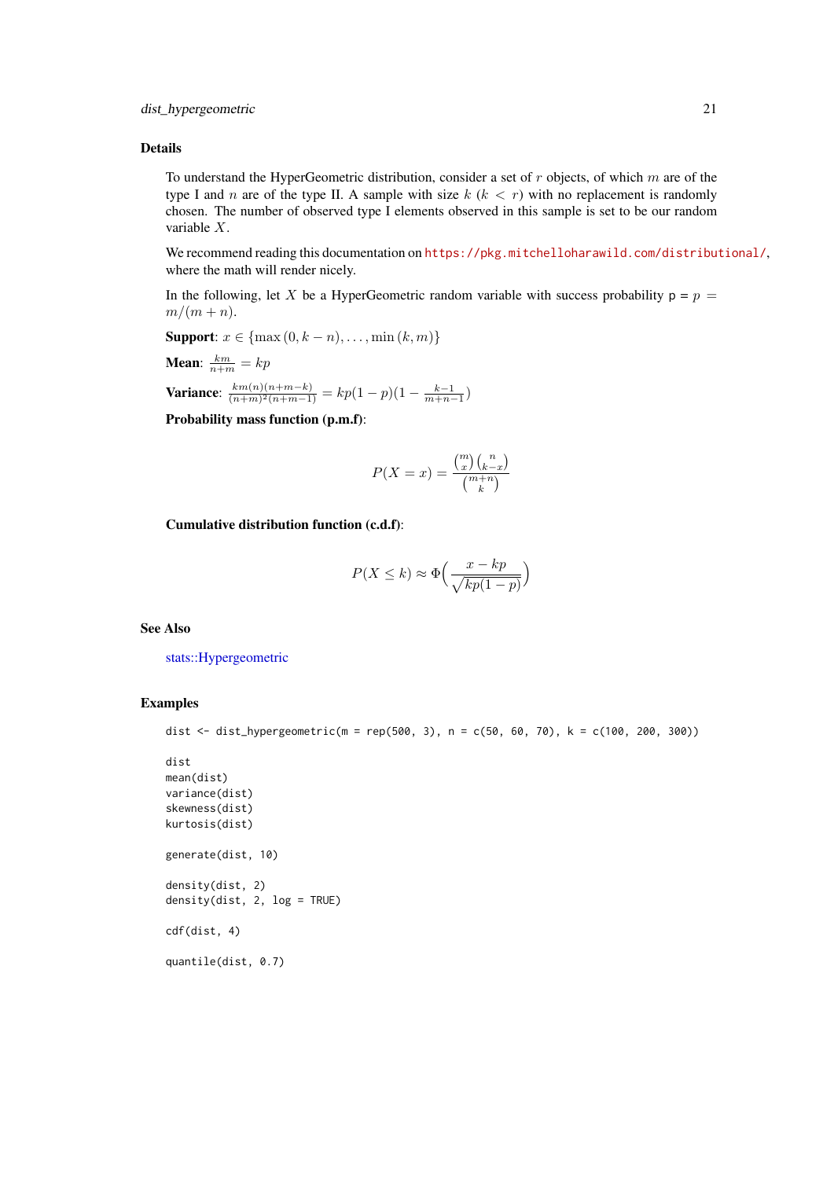## Details

To understand the HyperGeometric distribution, consider a set of $r$ objects, of which $m$ are of the type I and $n$ are of the type II. A sample with size $k$ ($k < r$) with no replacement is randomly chosen. The number of observed type I elements observed in this sample is set to be our random variable $X$.

We recommend reading this documentation on https://pkg.mitchelloharawild.com/distributional/, where the math will render nicely.

In the following, let $X$ be a HyperGeometric random variable with success probability `p` = $p = m/(m+n)$.

**Support**: $x \in \{\max(0, k-n), \ldots, \min(k, m)\}$

**Mean**: $\frac{km}{n+m} = kp$

**Variance**: $\frac{km(n)(n+m-k)}{(n+m)^2(n+m-1)} = kp(1-p)(1 - \frac{k-1}{m+n-1})$

**Probability mass function (p.m.f)**:

$$P(X = x) = \frac{\binom{m}{x}\binom{n}{k-x}}{\binom{m+n}{k}}$$

**Cumulative distribution function (c.d.f)**:

$$P(X \le k) \approx \Phi\Big(\frac{x - kp}{\sqrt{kp(1-p)}}\Big)$$

## See Also

stats::Hypergeometric

## Examples

```
dist <- dist_hypergeometric(m = rep(500, 3), n = c(50, 60, 70), k = c(100, 200, 300))

dist
mean(dist)
variance(dist)
skewness(dist)
kurtosis(dist)

generate(dist, 10)

density(dist, 2)
density(dist, 2, log = TRUE)

cdf(dist, 4)

quantile(dist, 0.7)
```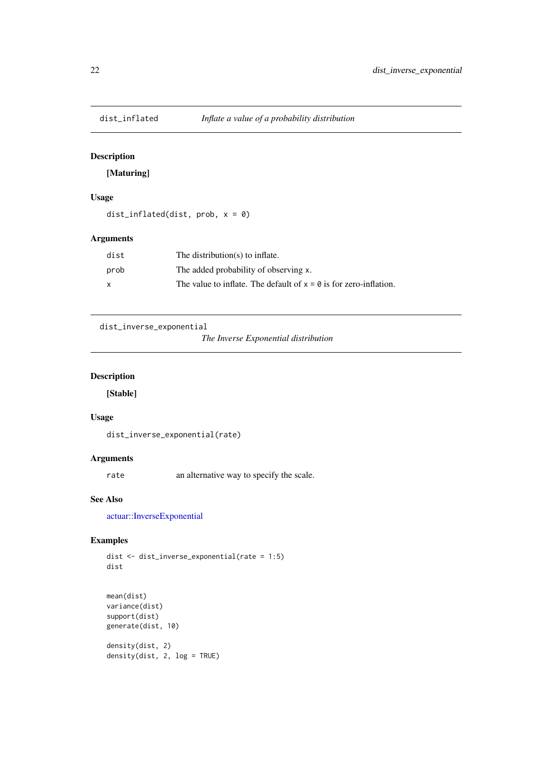## dist_inflated — *Inflate a value of a probability distribution*

### Description

**[Maturing]**

### Usage

```
dist_inflated(dist, prob, x = 0)
```

### Arguments

| | |
|---|---|
| `dist` | The distribution(s) to inflate. |
| `prob` | The added probability of observing `x`. |
| `x` | The value to inflate. The default of `x = 0` is for zero-inflation. |

## dist_inverse_exponential — *The Inverse Exponential distribution*

### Description

**[Stable]**

### Usage

```
dist_inverse_exponential(rate)
```

### Arguments

| | |
|---|---|
| `rate` | an alternative way to specify the scale. |

### See Also

actuar::InverseExponential

### Examples

```
dist <- dist_inverse_exponential(rate = 1:5)
dist


mean(dist)
variance(dist)
support(dist)
generate(dist, 10)

density(dist, 2)
density(dist, 2, log = TRUE)
```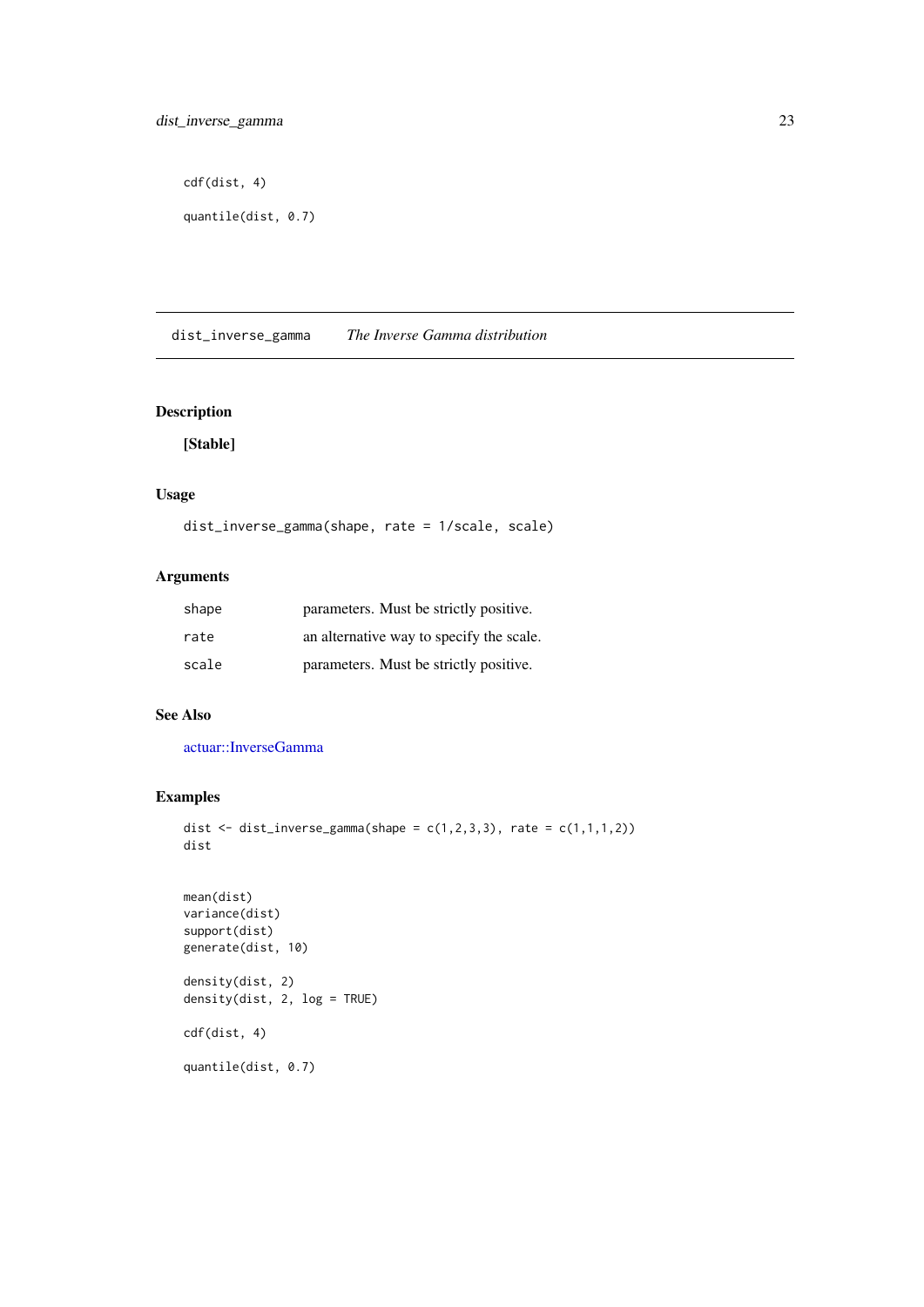```
cdf(dist, 4)

quantile(dist, 0.7)
```

## dist_inverse_gamma — *The Inverse Gamma distribution*

### Description

**[Stable]**

### Usage

```
dist_inverse_gamma(shape, rate = 1/scale, scale)
```

### Arguments

| | |
|---|---|
| shape | parameters. Must be strictly positive. |
| rate | an alternative way to specify the scale. |
| scale | parameters. Must be strictly positive. |

### See Also

actuar::InverseGamma

### Examples

```
dist <- dist_inverse_gamma(shape = c(1,2,3,3), rate = c(1,1,1,2))
dist


mean(dist)
variance(dist)
support(dist)
generate(dist, 10)

density(dist, 2)
density(dist, 2, log = TRUE)

cdf(dist, 4)

quantile(dist, 0.7)
```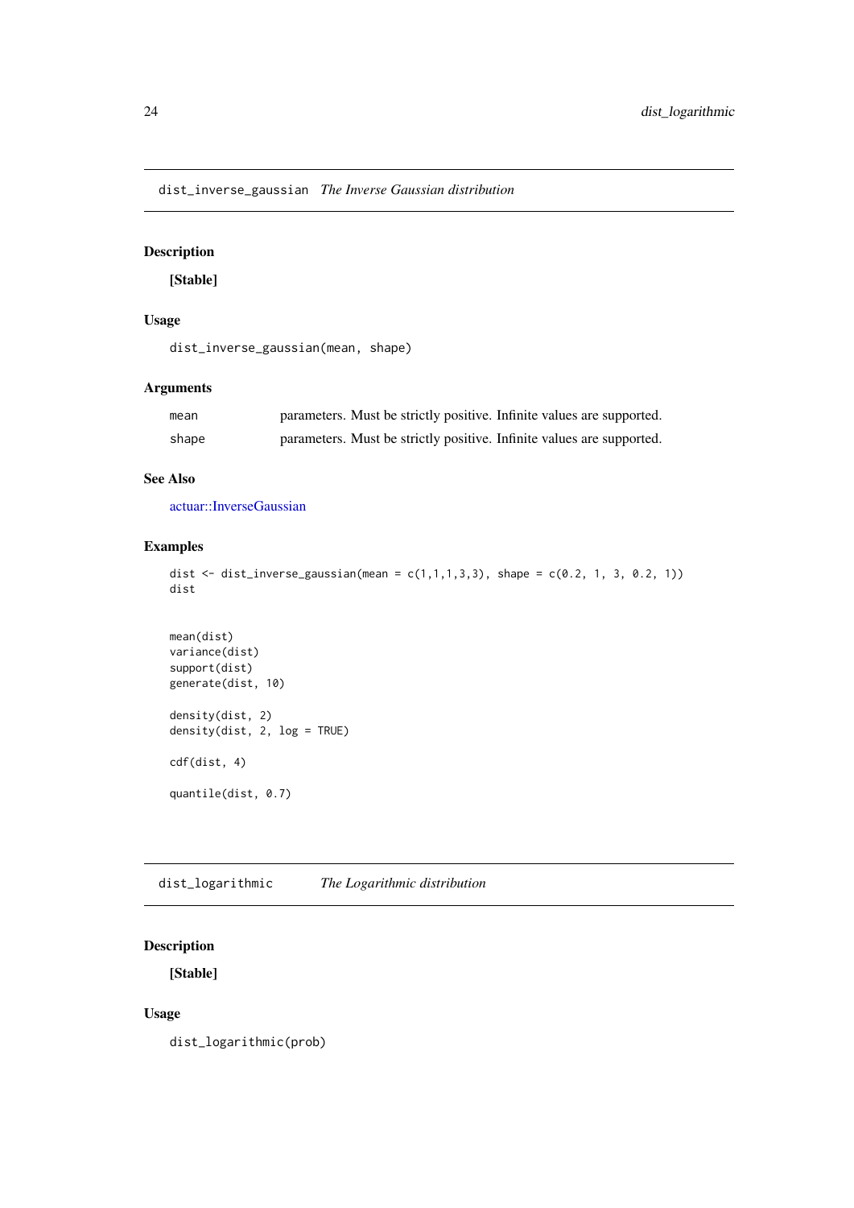## dist_inverse_gaussian *The Inverse Gaussian distribution*

### Description

**[Stable]**

### Usage

```
dist_inverse_gaussian(mean, shape)
```

### Arguments

| | |
|---|---|
| mean | parameters. Must be strictly positive. Infinite values are supported. |
| shape | parameters. Must be strictly positive. Infinite values are supported. |

### See Also

actuar::InverseGaussian

### Examples

```
dist <- dist_inverse_gaussian(mean = c(1,1,1,3,3), shape = c(0.2, 1, 3, 0.2, 1))
dist


mean(dist)
variance(dist)
support(dist)
generate(dist, 10)

density(dist, 2)
density(dist, 2, log = TRUE)

cdf(dist, 4)

quantile(dist, 0.7)
```

## dist_logarithmic *The Logarithmic distribution*

### Description

**[Stable]**

### Usage

```
dist_logarithmic(prob)
```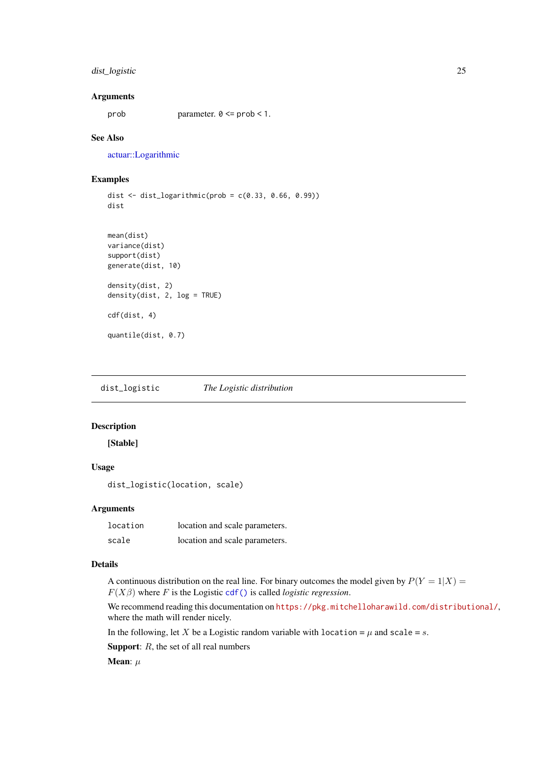### Arguments

| | |
|---|---|
| `prob` | parameter. `0 <= prob < 1`. |

### See Also

actuar::Logarithmic

### Examples

```
dist <- dist_logarithmic(prob = c(0.33, 0.66, 0.99))
dist


mean(dist)
variance(dist)
support(dist)
generate(dist, 10)

density(dist, 2)
density(dist, 2, log = TRUE)

cdf(dist, 4)

quantile(dist, 0.7)
```

---

## dist_logistic — *The Logistic distribution*

### Description

**[Stable]**

### Usage

```
dist_logistic(location, scale)
```

### Arguments

| | |
|---|---|
| `location` | location and scale parameters. |
| `scale` | location and scale parameters. |

### Details

A continuous distribution on the real line. For binary outcomes the model given by $P(Y = 1|X) = F(X\beta)$ where $F$ is the Logistic `cdf()` is called *logistic regression*.

We recommend reading this documentation on https://pkg.mitchelloharawild.com/distributional/, where the math will render nicely.

In the following, let $X$ be a Logistic random variable with `location` = $\mu$ and `scale` = $s$.

**Support**: $R$, the set of all real numbers

**Mean**: $\mu$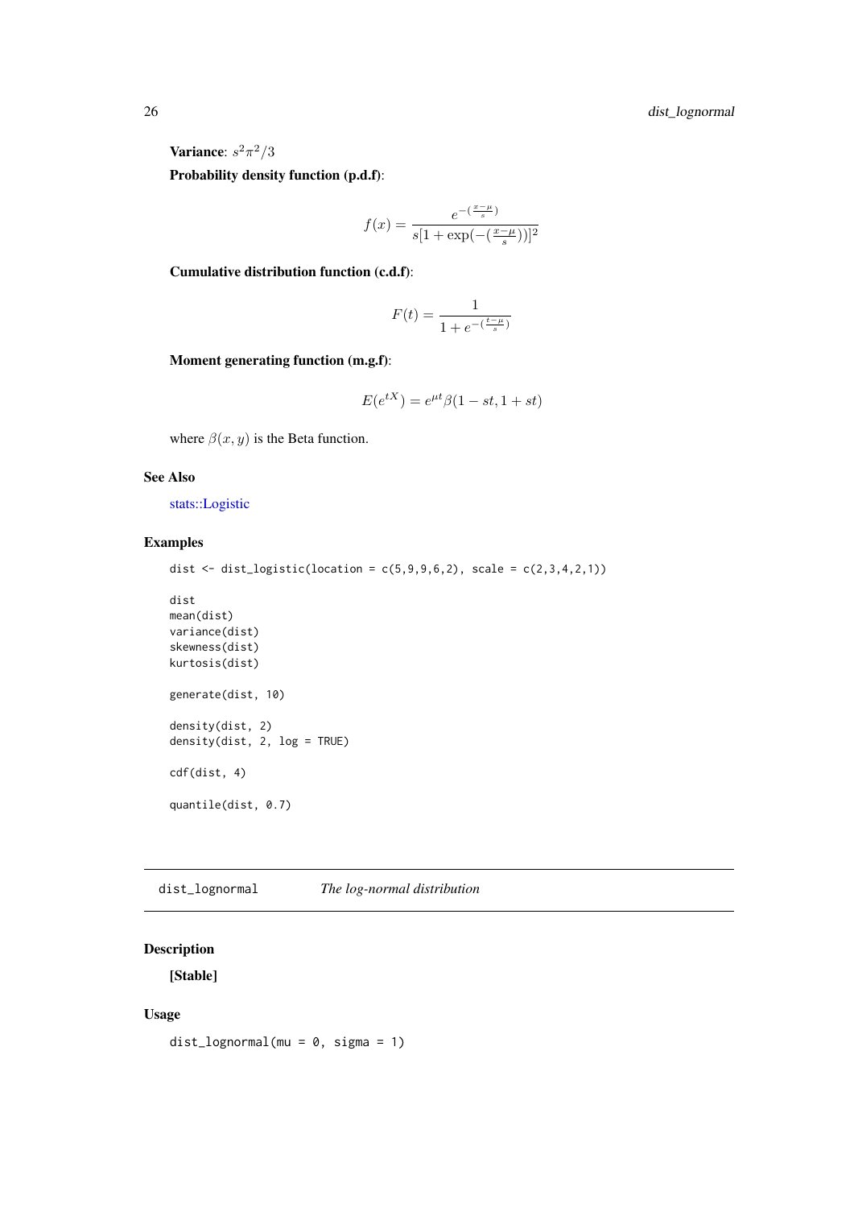**Variance**: $s^2\pi^2/3$

**Probability density function (p.d.f)**:

$$f(x) = \frac{e^{-(\frac{x-\mu}{s})}}{s[1 + \exp(-(\frac{x-\mu}{s}))]^2}$$

**Cumulative distribution function (c.d.f)**:

$$F(t) = \frac{1}{1 + e^{-(\frac{t-\mu}{s})}}$$

**Moment generating function (m.g.f)**:

$$E(e^{tX}) = e^{\mu t}\beta(1 - st, 1 + st)$$

where $\beta(x, y)$ is the Beta function.

### See Also

stats::Logistic

### Examples

```
dist <- dist_logistic(location = c(5,9,9,6,2), scale = c(2,3,4,2,1))

dist
mean(dist)
variance(dist)
skewness(dist)
kurtosis(dist)

generate(dist, 10)

density(dist, 2)
density(dist, 2, log = TRUE)

cdf(dist, 4)

quantile(dist, 0.7)
```

---

## dist_lognormal    *The log-normal distribution*

### Description

**[Stable]**

### Usage

```
dist_lognormal(mu = 0, sigma = 1)
```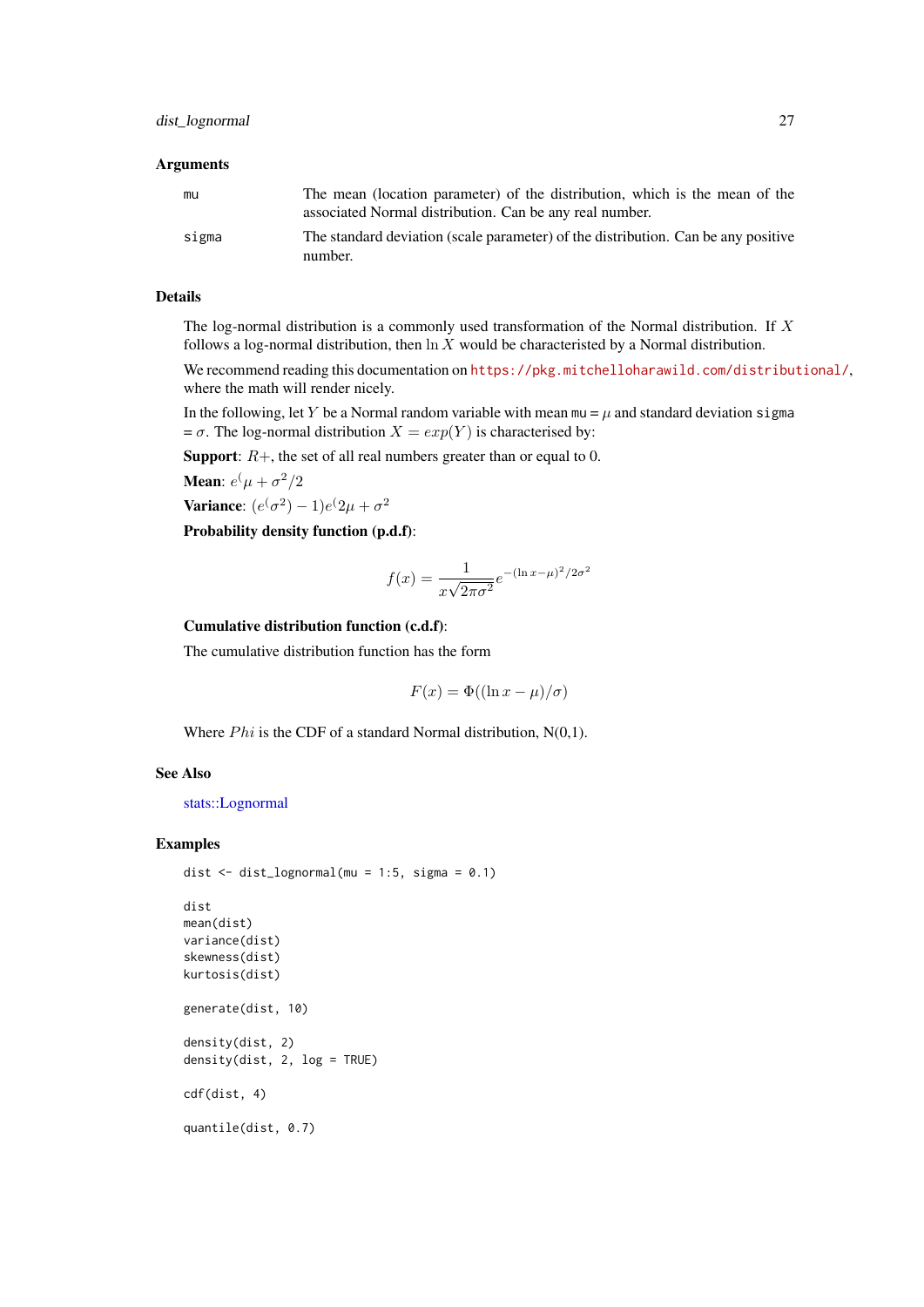## Arguments

| | |
|---|---|
| mu | The mean (location parameter) of the distribution, which is the mean of the associated Normal distribution. Can be any real number. |
| sigma | The standard deviation (scale parameter) of the distribution. Can be any positive number. |

## Details

The log-normal distribution is a commonly used transformation of the Normal distribution. If $X$ follows a log-normal distribution, then $\ln X$ would be characteristed by a Normal distribution.

We recommend reading this documentation on https://pkg.mitchelloharawild.com/distributional/, where the math will render nicely.

In the following, let $Y$ be a Normal random variable with mean mu = $\mu$ and standard deviation sigma = $\sigma$. The log-normal distribution $X = exp(Y)$ is characterised by:

**Support**: $R+$, the set of all real numbers greater than or equal to 0.

**Mean**: $e^(\mu + \sigma^2/2$

**Variance**: $(e^(\sigma^2) - 1)e^(2\mu + \sigma^2$

**Probability density function (p.d.f)**:

$$f(x) = \frac{1}{x\sqrt{2\pi\sigma^2}} e^{-(\ln x - \mu)^2/2\sigma^2}$$

**Cumulative distribution function (c.d.f)**:

The cumulative distribution function has the form

$$F(x) = \Phi((\ln x - \mu)/\sigma)$$

Where $Phi$ is the CDF of a standard Normal distribution, N(0,1).

## See Also

stats::Lognormal

## Examples

```
dist <- dist_lognormal(mu = 1:5, sigma = 0.1)

dist
mean(dist)
variance(dist)
skewness(dist)
kurtosis(dist)

generate(dist, 10)

density(dist, 2)
density(dist, 2, log = TRUE)

cdf(dist, 4)

quantile(dist, 0.7)
```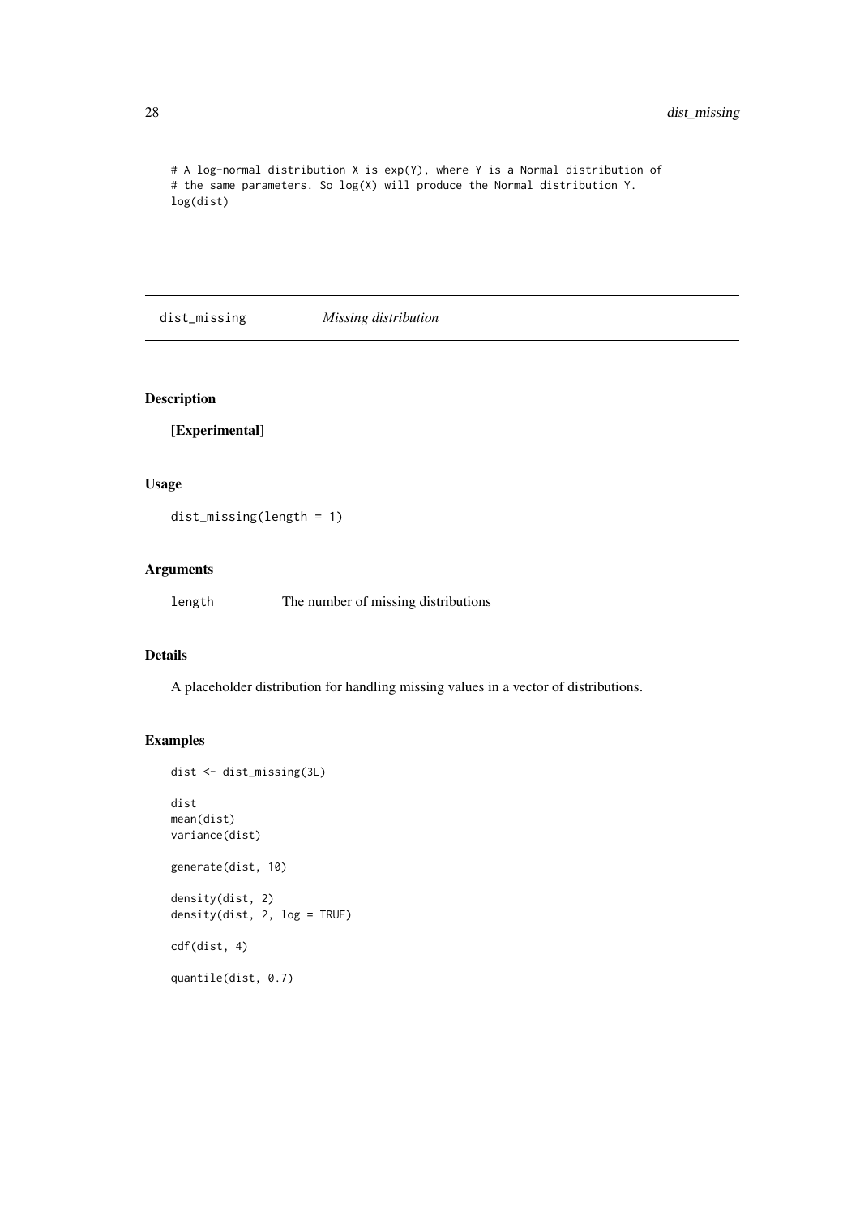```
# A log-normal distribution X is exp(Y), where Y is a Normal distribution of
# the same parameters. So log(X) will produce the Normal distribution Y.
log(dist)
```

## dist_missing *Missing distribution*

### Description

**[Experimental]**

### Usage

```
dist_missing(length = 1)
```

### Arguments

| | |
|---|---|
| `length` | The number of missing distributions |

### Details

A placeholder distribution for handling missing values in a vector of distributions.

### Examples

```
dist <- dist_missing(3L)

dist
mean(dist)
variance(dist)

generate(dist, 10)

density(dist, 2)
density(dist, 2, log = TRUE)

cdf(dist, 4)

quantile(dist, 0.7)
```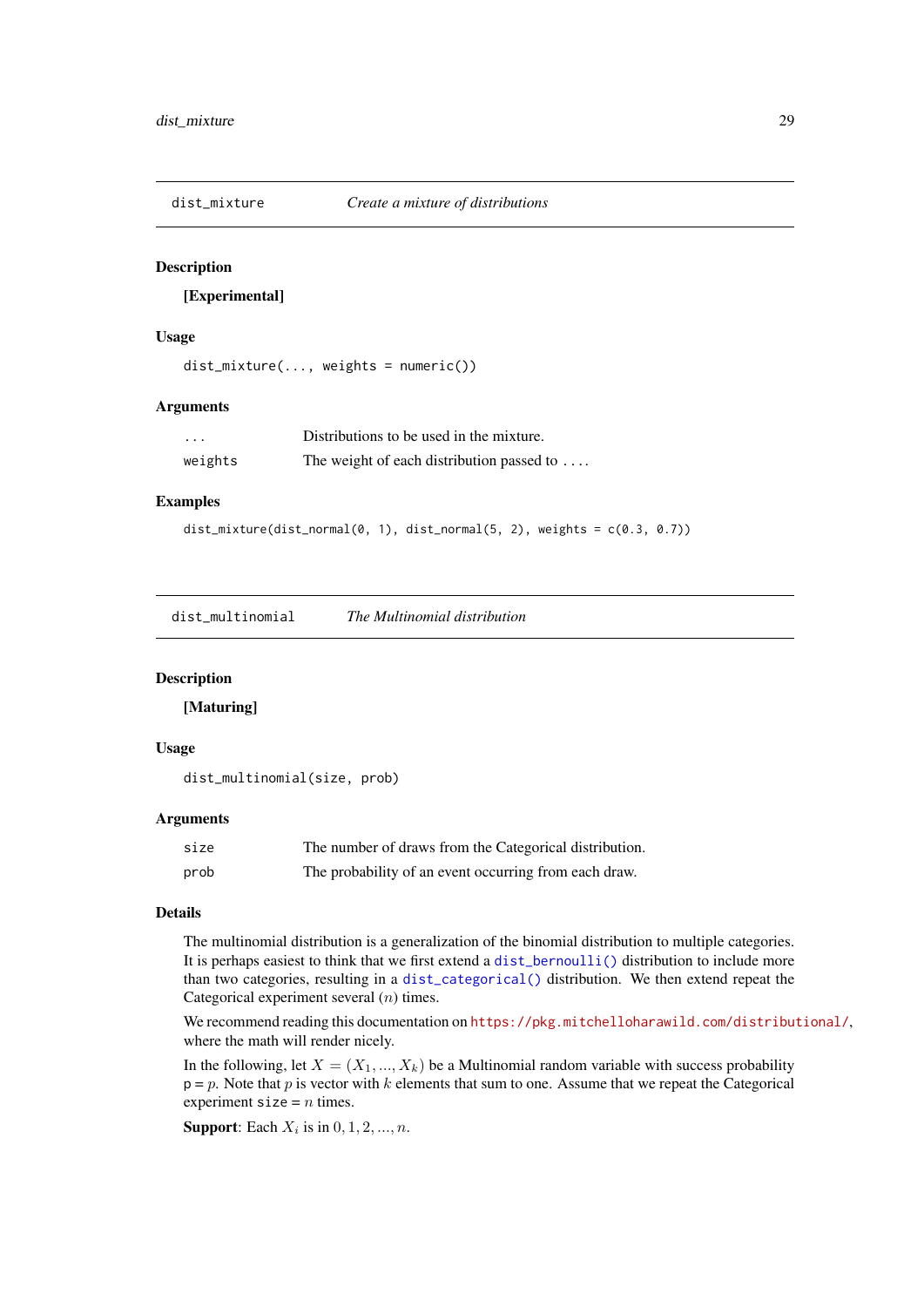## dist_mixture — *Create a mixture of distributions*

### Description

**[Experimental]**

### Usage

```
dist_mixture(..., weights = numeric())
```

### Arguments

| | |
|---|---|
| `...` | Distributions to be used in the mixture. |
| `weights` | The weight of each distribution passed to `...`. |

### Examples

```
dist_mixture(dist_normal(0, 1), dist_normal(5, 2), weights = c(0.3, 0.7))
```

## dist_multinomial — *The Multinomial distribution*

### Description

**[Maturing]**

### Usage

```
dist_multinomial(size, prob)
```

### Arguments

| | |
|---|---|
| `size` | The number of draws from the Categorical distribution. |
| `prob` | The probability of an event occurring from each draw. |

### Details

The multinomial distribution is a generalization of the binomial distribution to multiple categories. It is perhaps easiest to think that we first extend a `dist_bernoulli()` distribution to include more than two categories, resulting in a `dist_categorical()` distribution. We then extend repeat the Categorical experiment several ($n$) times.

We recommend reading this documentation on https://pkg.mitchelloharawild.com/distributional/, where the math will render nicely.

In the following, let $X = (X_1, ..., X_k)$ be a Multinomial random variable with success probability `p` = $p$. Note that $p$ is vector with $k$ elements that sum to one. Assume that we repeat the Categorical experiment `size` = $n$ times.

**Support**: Each $X_i$ is in $0, 1, 2, ..., n$.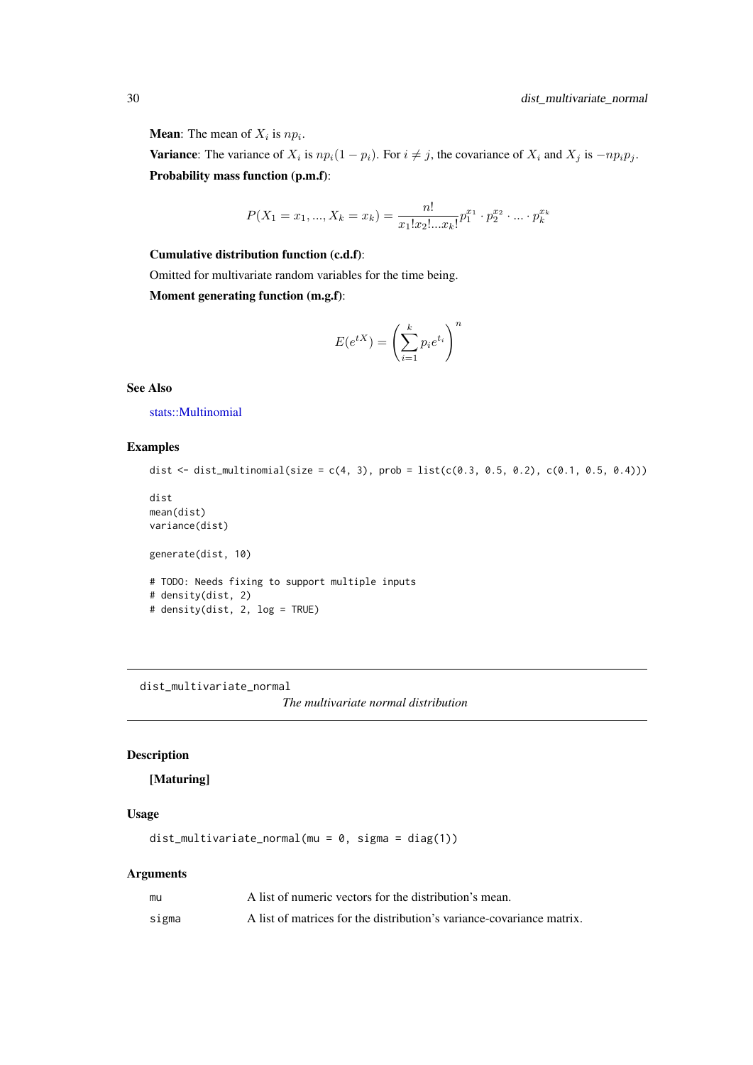**Mean**: The mean of $X_i$ is $np_i$.

**Variance**: The variance of $X_i$ is $np_i(1-p_i)$. For $i \neq j$, the covariance of $X_i$ and $X_j$ is $-np_ip_j$.

**Probability mass function (p.m.f)**:

$$P(X_1 = x_1, ..., X_k = x_k) = \frac{n!}{x_1!x_2!...x_k!}p_1^{x_1} \cdot p_2^{x_2} \cdot ... \cdot p_k^{x_k}$$

**Cumulative distribution function (c.d.f)**:

Omitted for multivariate random variables for the time being.

**Moment generating function (m.g.f)**:

$$E(e^{tX}) = \left(\sum_{i=1}^{k} p_i e^{t_i}\right)^n$$

### See Also

stats::Multinomial

### Examples

```
dist <- dist_multinomial(size = c(4, 3), prob = list(c(0.3, 0.5, 0.2), c(0.1, 0.5, 0.4)))

dist
mean(dist)
variance(dist)

generate(dist, 10)

# TODO: Needs fixing to support multiple inputs
# density(dist, 2)
# density(dist, 2, log = TRUE)
```

---

## dist_multivariate_normal

*The multivariate normal distribution*

### Description

**[Maturing]**

### Usage

```
dist_multivariate_normal(mu = 0, sigma = diag(1))
```

### Arguments

| | |
|---|---|
| `mu` | A list of numeric vectors for the distribution's mean. |
| `sigma` | A list of matrices for the distribution's variance-covariance matrix. |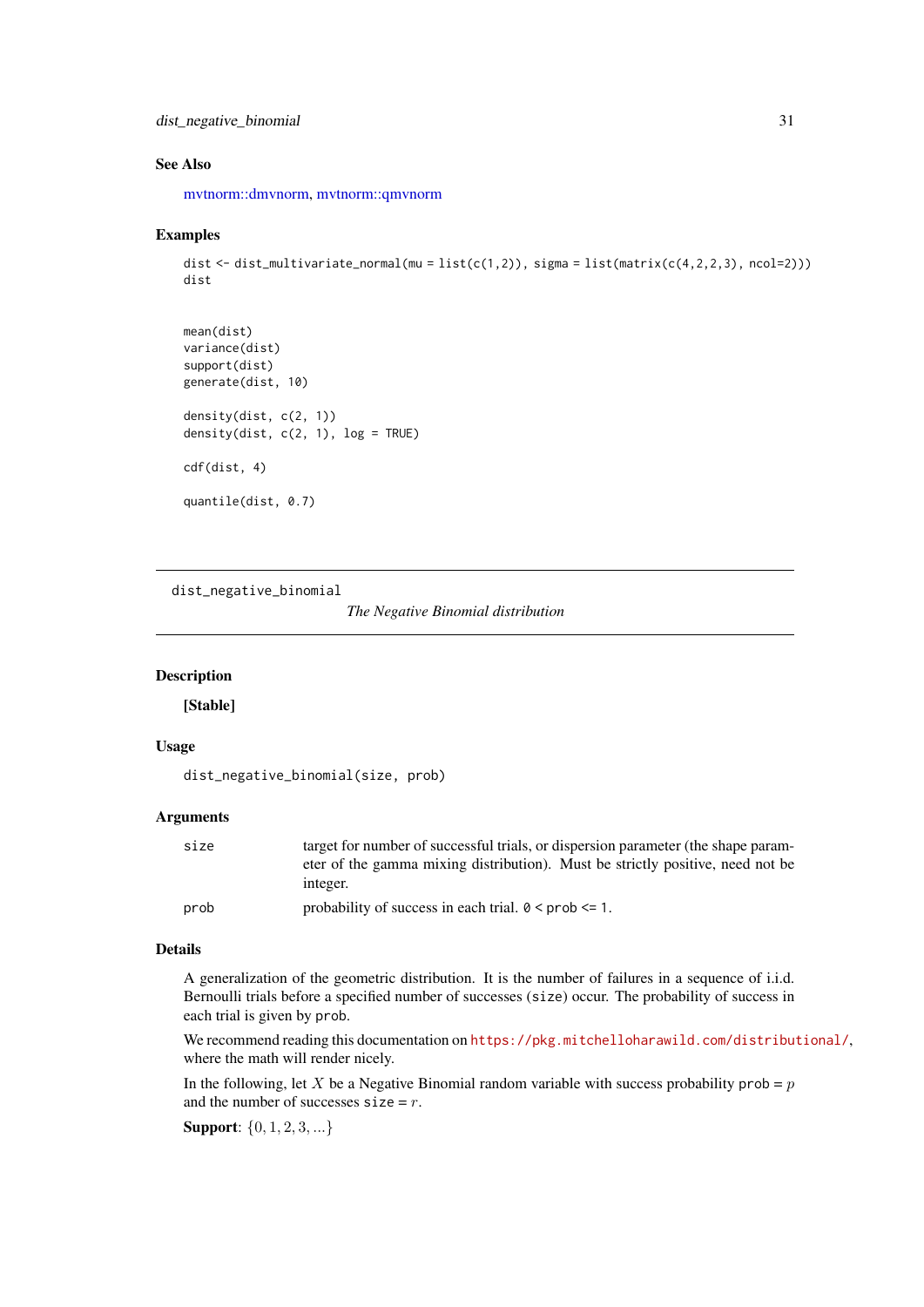### See Also

mvtnorm::dmvnorm, mvtnorm::qmvnorm

### Examples

```
dist <- dist_multivariate_normal(mu = list(c(1,2)), sigma = list(matrix(c(4,2,2,3), ncol=2)))
dist


mean(dist)
variance(dist)
support(dist)
generate(dist, 10)

density(dist, c(2, 1))
density(dist, c(2, 1), log = TRUE)

cdf(dist, 4)

quantile(dist, 0.7)
```

---

## dist_negative_binomial

*The Negative Binomial distribution*

### Description

**[Stable]**

### Usage

```
dist_negative_binomial(size, prob)
```

### Arguments

| | |
|---|---|
| size | target for number of successful trials, or dispersion parameter (the shape parameter of the gamma mixing distribution). Must be strictly positive, need not be integer. |
| prob | probability of success in each trial. `0 < prob <= 1`. |

### Details

A generalization of the geometric distribution. It is the number of failures in a sequence of i.i.d. Bernoulli trials before a specified number of successes (size) occur. The probability of success in each trial is given by prob.

We recommend reading this documentation on https://pkg.mitchelloharawild.com/distributional/, where the math will render nicely.

In the following, let $X$ be a Negative Binomial random variable with success probability prob = $p$ and the number of successes size = $r$.

**Support**: $\{0, 1, 2, 3, ...\}$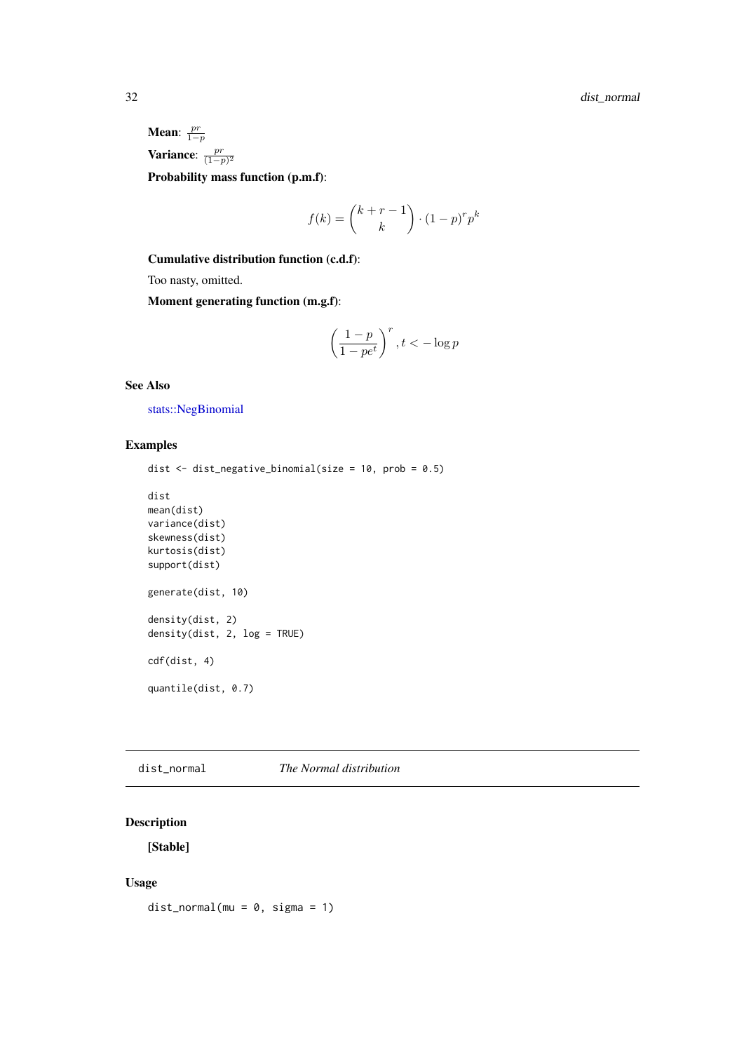**Mean**: $\frac{pr}{1-p}$

**Variance**: $\frac{pr}{(1-p)^2}$

**Probability mass function (p.m.f)**:

$$f(k) = \binom{k+r-1}{k} \cdot (1-p)^r p^k$$

**Cumulative distribution function (c.d.f)**:

Too nasty, omitted.

**Moment generating function (m.g.f)**:

$$\left(\frac{1-p}{1-pe^t}\right)^r, t < -\log p$$

## See Also

stats::NegBinomial

## Examples

```
dist <- dist_negative_binomial(size = 10, prob = 0.5)

dist
mean(dist)
variance(dist)
skewness(dist)
kurtosis(dist)
support(dist)

generate(dist, 10)

density(dist, 2)
density(dist, 2, log = TRUE)

cdf(dist, 4)

quantile(dist, 0.7)
```

---

# dist_normal *The Normal distribution*

## Description

**[Stable]**

## Usage

```
dist_normal(mu = 0, sigma = 1)
```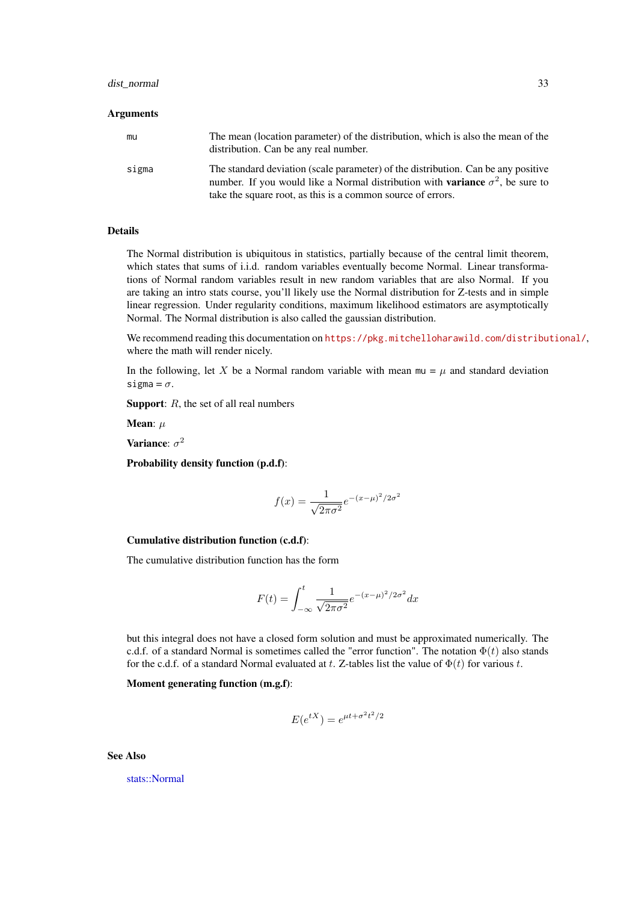## Arguments

mu
: The mean (location parameter) of the distribution, which is also the mean of the distribution. Can be any real number.

sigma
: The standard deviation (scale parameter) of the distribution. Can be any positive number. If you would like a Normal distribution with **variance** $\sigma^2$, be sure to take the square root, as this is a common source of errors.

## Details

The Normal distribution is ubiquitous in statistics, partially because of the central limit theorem, which states that sums of i.i.d. random variables eventually become Normal. Linear transformations of Normal random variables result in new random variables that are also Normal. If you are taking an intro stats course, you'll likely use the Normal distribution for Z-tests and in simple linear regression. Under regularity conditions, maximum likelihood estimators are asymptotically Normal. The Normal distribution is also called the gaussian distribution.

We recommend reading this documentation on https://pkg.mitchelloharawild.com/distributional/, where the math will render nicely.

In the following, let $X$ be a Normal random variable with mean `mu` = $\mu$ and standard deviation `sigma` = $\sigma$.

**Support**: $R$, the set of all real numbers

**Mean**: $\mu$

**Variance**: $\sigma^2$

**Probability density function (p.d.f)**:

$$f(x) = \frac{1}{\sqrt{2\pi\sigma^2}} e^{-(x-\mu)^2/2\sigma^2}$$

**Cumulative distribution function (c.d.f)**:

The cumulative distribution function has the form

$$F(t) = \int_{-\infty}^{t} \frac{1}{\sqrt{2\pi\sigma^2}} e^{-(x-\mu)^2/2\sigma^2} dx$$

but this integral does not have a closed form solution and must be approximated numerically. The c.d.f. of a standard Normal is sometimes called the "error function". The notation $\Phi(t)$ also stands for the c.d.f. of a standard Normal evaluated at $t$. Z-tables list the value of $\Phi(t)$ for various $t$.

**Moment generating function (m.g.f)**:

$$E(e^{tX}) = e^{\mu t + \sigma^2 t^2/2}$$

## See Also

stats::Normal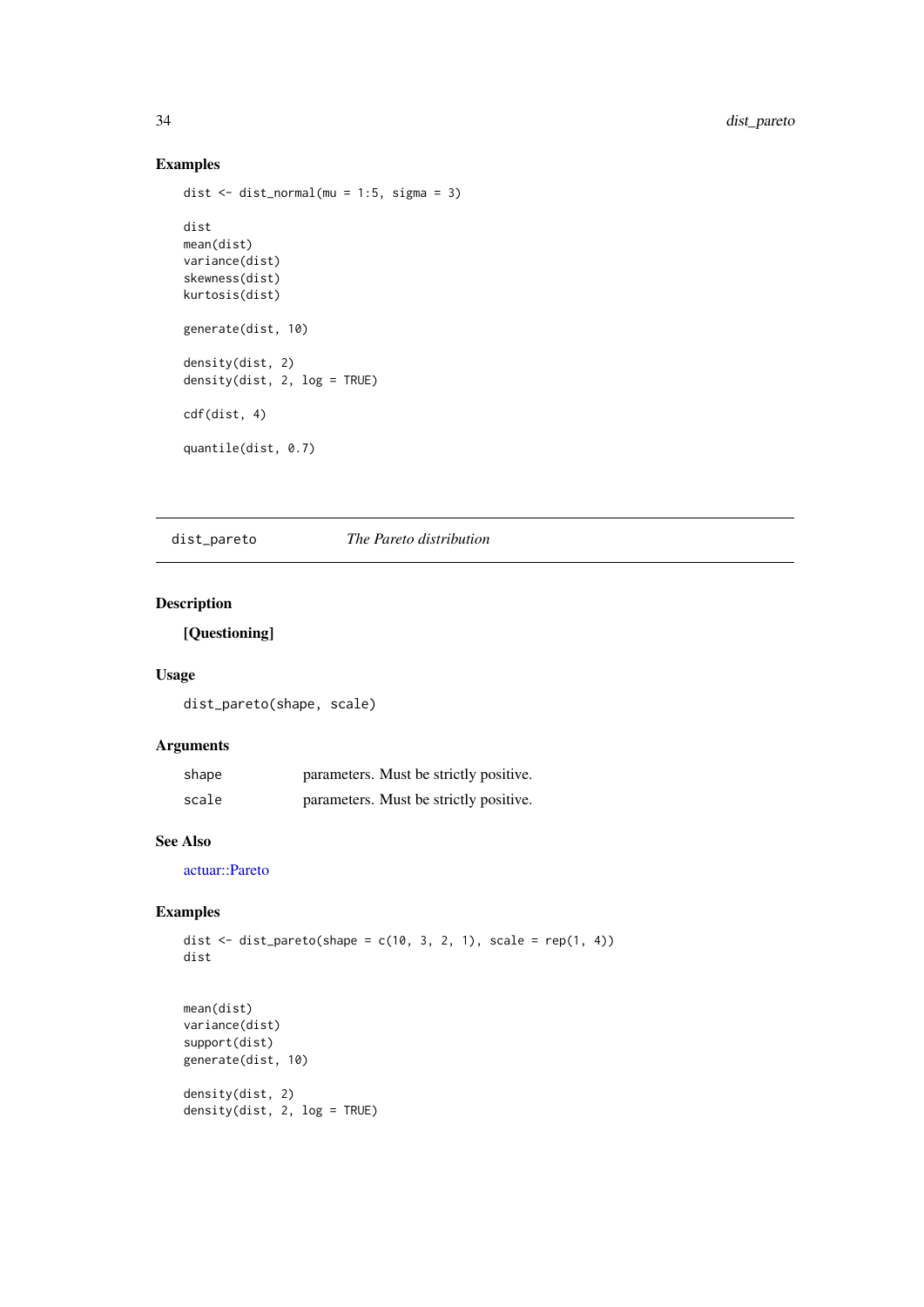## Examples

```
dist <- dist_normal(mu = 1:5, sigma = 3)

dist
mean(dist)
variance(dist)
skewness(dist)
kurtosis(dist)

generate(dist, 10)

density(dist, 2)
density(dist, 2, log = TRUE)

cdf(dist, 4)

quantile(dist, 0.7)
```

---

# dist_pareto *The Pareto distribution*

## Description

**[Questioning]**

## Usage

```
dist_pareto(shape, scale)
```

## Arguments

| | |
|---|---|
| shape | parameters. Must be strictly positive. |
| scale | parameters. Must be strictly positive. |

## See Also

actuar::Pareto

## Examples

```
dist <- dist_pareto(shape = c(10, 3, 2, 1), scale = rep(1, 4))
dist


mean(dist)
variance(dist)
support(dist)
generate(dist, 10)

density(dist, 2)
density(dist, 2, log = TRUE)
```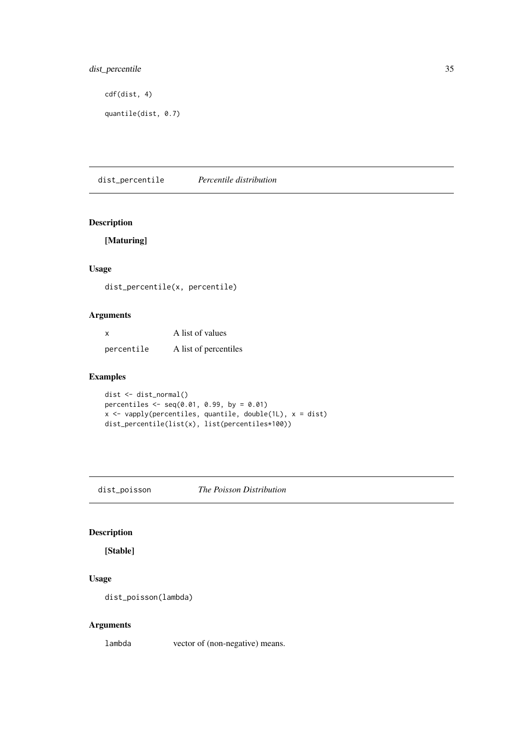```
cdf(dist, 4)

quantile(dist, 0.7)
```

## dist_percentile — *Percentile distribution*

### Description

**[Maturing]**

### Usage

```
dist_percentile(x, percentile)
```

### Arguments

| | |
|---|---|
| x | A list of values |
| percentile | A list of percentiles |

### Examples

```
dist <- dist_normal()
percentiles <- seq(0.01, 0.99, by = 0.01)
x <- vapply(percentiles, quantile, double(1L), x = dist)
dist_percentile(list(x), list(percentiles*100))
```

## dist_poisson — *The Poisson Distribution*

### Description

**[Stable]**

### Usage

```
dist_poisson(lambda)
```

### Arguments

| | |
|---|---|
| lambda | vector of (non-negative) means. |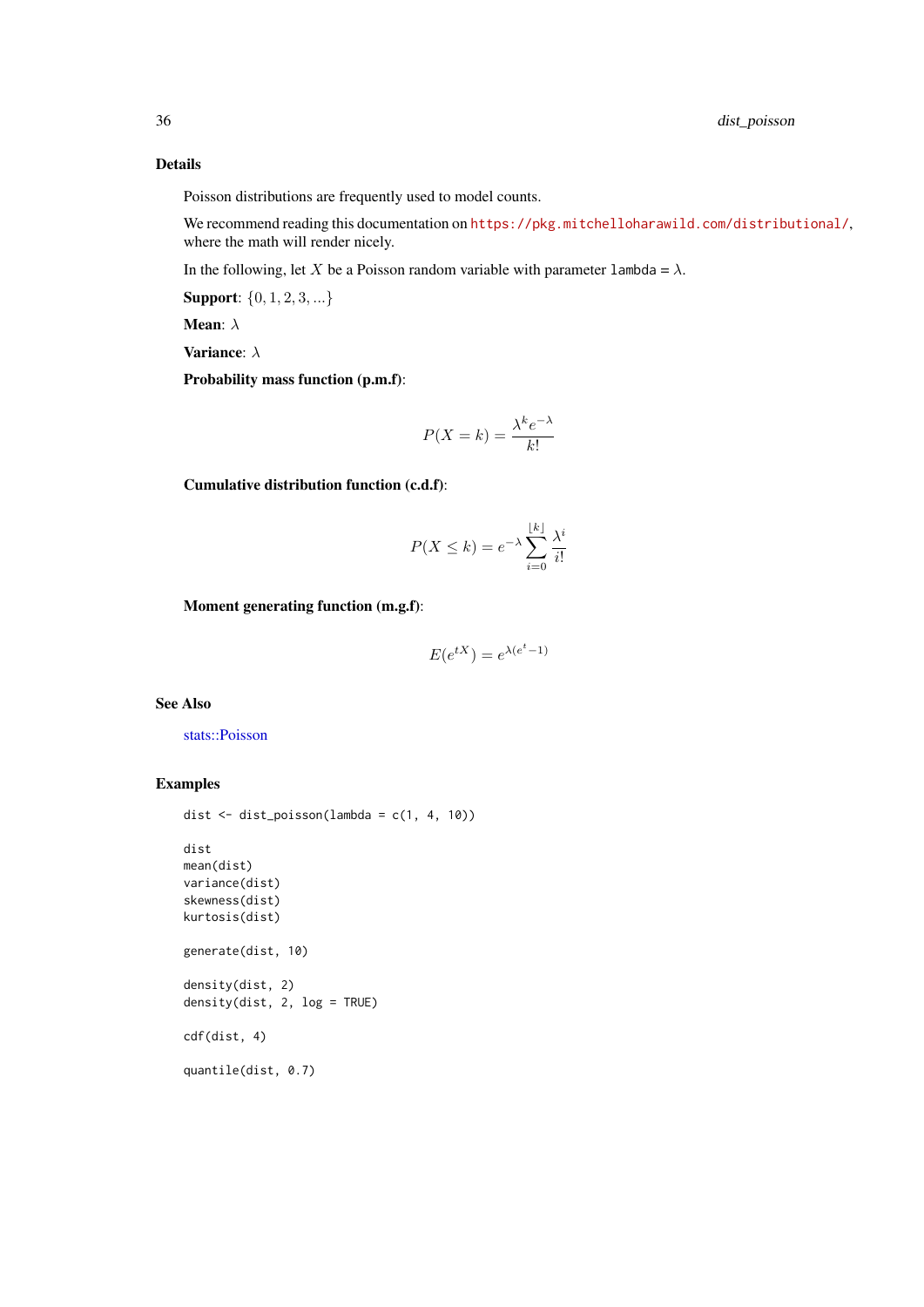## Details

Poisson distributions are frequently used to model counts.

We recommend reading this documentation on https://pkg.mitchelloharawild.com/distributional/, where the math will render nicely.

In the following, let $X$ be a Poisson random variable with parameter `lambda` = $\lambda$.

**Support**: $\{0, 1, 2, 3, ...\}$

**Mean**: $\lambda$

**Variance**: $\lambda$

**Probability mass function (p.m.f)**:

$$P(X = k) = \frac{\lambda^k e^{-\lambda}}{k!}$$

**Cumulative distribution function (c.d.f)**:

$$P(X \le k) = e^{-\lambda} \sum_{i=0}^{\lfloor k \rfloor} \frac{\lambda^i}{i!}$$

**Moment generating function (m.g.f)**:

$$E(e^{tX}) = e^{\lambda(e^t - 1)}$$

## See Also

stats::Poisson

## Examples

```
dist <- dist_poisson(lambda = c(1, 4, 10))

dist
mean(dist)
variance(dist)
skewness(dist)
kurtosis(dist)

generate(dist, 10)

density(dist, 2)
density(dist, 2, log = TRUE)

cdf(dist, 4)

quantile(dist, 0.7)
```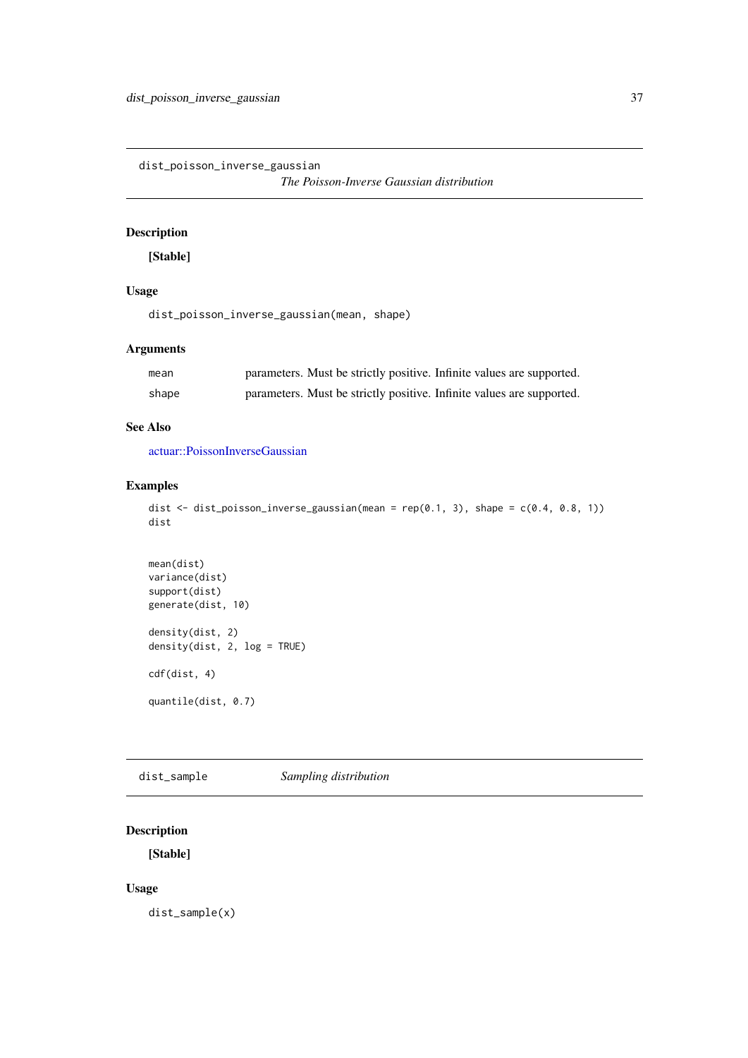## dist_poisson_inverse_gaussian

*The Poisson-Inverse Gaussian distribution*

### Description

**[Stable]**

### Usage

```
dist_poisson_inverse_gaussian(mean, shape)
```

### Arguments

| | |
|---|---|
| mean | parameters. Must be strictly positive. Infinite values are supported. |
| shape | parameters. Must be strictly positive. Infinite values are supported. |

### See Also

actuar::PoissonInverseGaussian

### Examples

```
dist <- dist_poisson_inverse_gaussian(mean = rep(0.1, 3), shape = c(0.4, 0.8, 1))
dist


mean(dist)
variance(dist)
support(dist)
generate(dist, 10)

density(dist, 2)
density(dist, 2, log = TRUE)

cdf(dist, 4)

quantile(dist, 0.7)
```

## dist_sample

*Sampling distribution*

### Description

**[Stable]**

### Usage

```
dist_sample(x)
```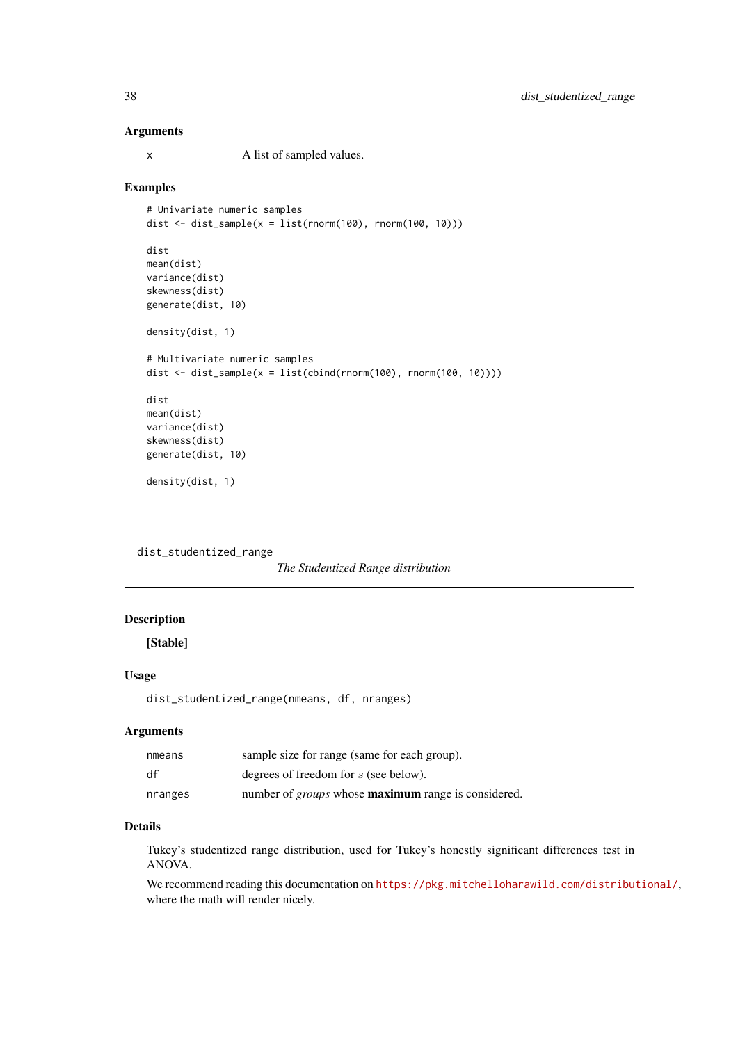### Arguments

| | |
|---|---|
| x | A list of sampled values. |

### Examples

```
# Univariate numeric samples
dist <- dist_sample(x = list(rnorm(100), rnorm(100, 10)))

dist
mean(dist)
variance(dist)
skewness(dist)
generate(dist, 10)

density(dist, 1)

# Multivariate numeric samples
dist <- dist_sample(x = list(cbind(rnorm(100), rnorm(100, 10))))

dist
mean(dist)
variance(dist)
skewness(dist)
generate(dist, 10)

density(dist, 1)
```

---

## dist_studentized_range

*The Studentized Range distribution*

---

### Description

**[Stable]**

### Usage

```
dist_studentized_range(nmeans, df, nranges)
```

### Arguments

| | |
|---|---|
| nmeans | sample size for range (same for each group). |
| df | degrees of freedom for $s$ (see below). |
| nranges | number of *groups* whose **maximum** range is considered. |

### Details

Tukey's studentized range distribution, used for Tukey's honestly significant differences test in ANOVA.

We recommend reading this documentation on https://pkg.mitchelloharawild.com/distributional/, where the math will render nicely.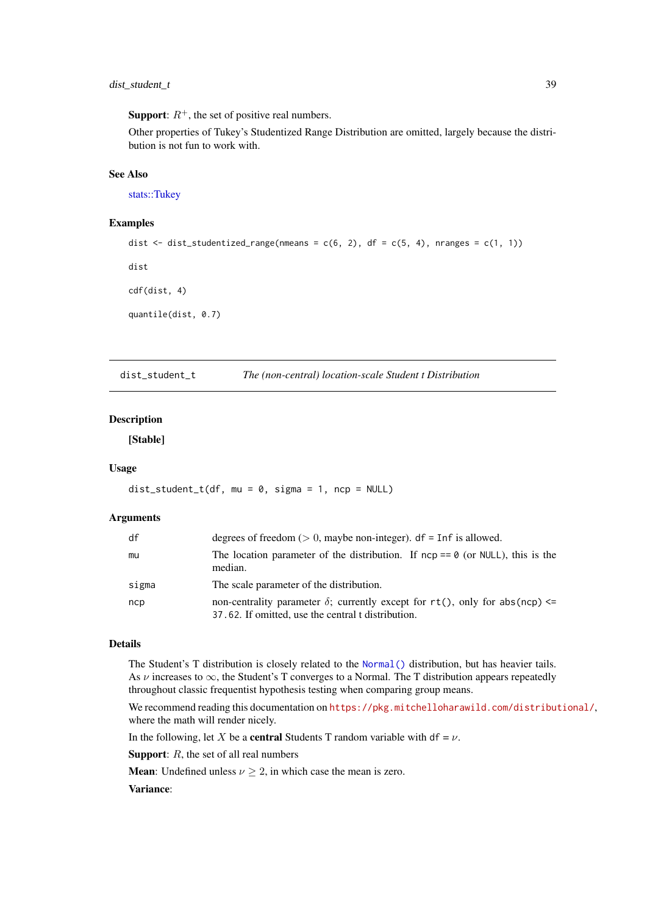**Support**: $R^+$, the set of positive real numbers.

Other properties of Tukey's Studentized Range Distribution are omitted, largely because the distribution is not fun to work with.

### See Also

stats::Tukey

### Examples

```
dist <- dist_studentized_range(nmeans = c(6, 2), df = c(5, 4), nranges = c(1, 1))

dist

cdf(dist, 4)

quantile(dist, 0.7)
```

---

## dist_student_t — *The (non-central) location-scale Student t Distribution*

---

### Description

**[Stable]**

### Usage

```
dist_student_t(df, mu = 0, sigma = 1, ncp = NULL)
```

### Arguments

| | |
|---|---|
| `df` | degrees of freedom ($> 0$, maybe non-integer). `df = Inf` is allowed. |
| `mu` | The location parameter of the distribution. If `ncp == 0` (or `NULL`), this is the median. |
| `sigma` | The scale parameter of the distribution. |
| `ncp` | non-centrality parameter $\delta$; currently except for `rt()`, only for `abs(ncp) <= 37.62`. If omitted, use the central t distribution. |

### Details

The Student's T distribution is closely related to the `Normal()` distribution, but has heavier tails. As $\nu$ increases to $\infty$, the Student's T converges to a Normal. The T distribution appears repeatedly throughout classic frequentist hypothesis testing when comparing group means.

We recommend reading this documentation on https://pkg.mitchelloharawild.com/distributional/, where the math will render nicely.

In the following, let $X$ be a **central** Students T random variable with `df` = $\nu$.

**Support**: $R$, the set of all real numbers

**Mean**: Undefined unless $\nu \geq 2$, in which case the mean is zero.

**Variance**: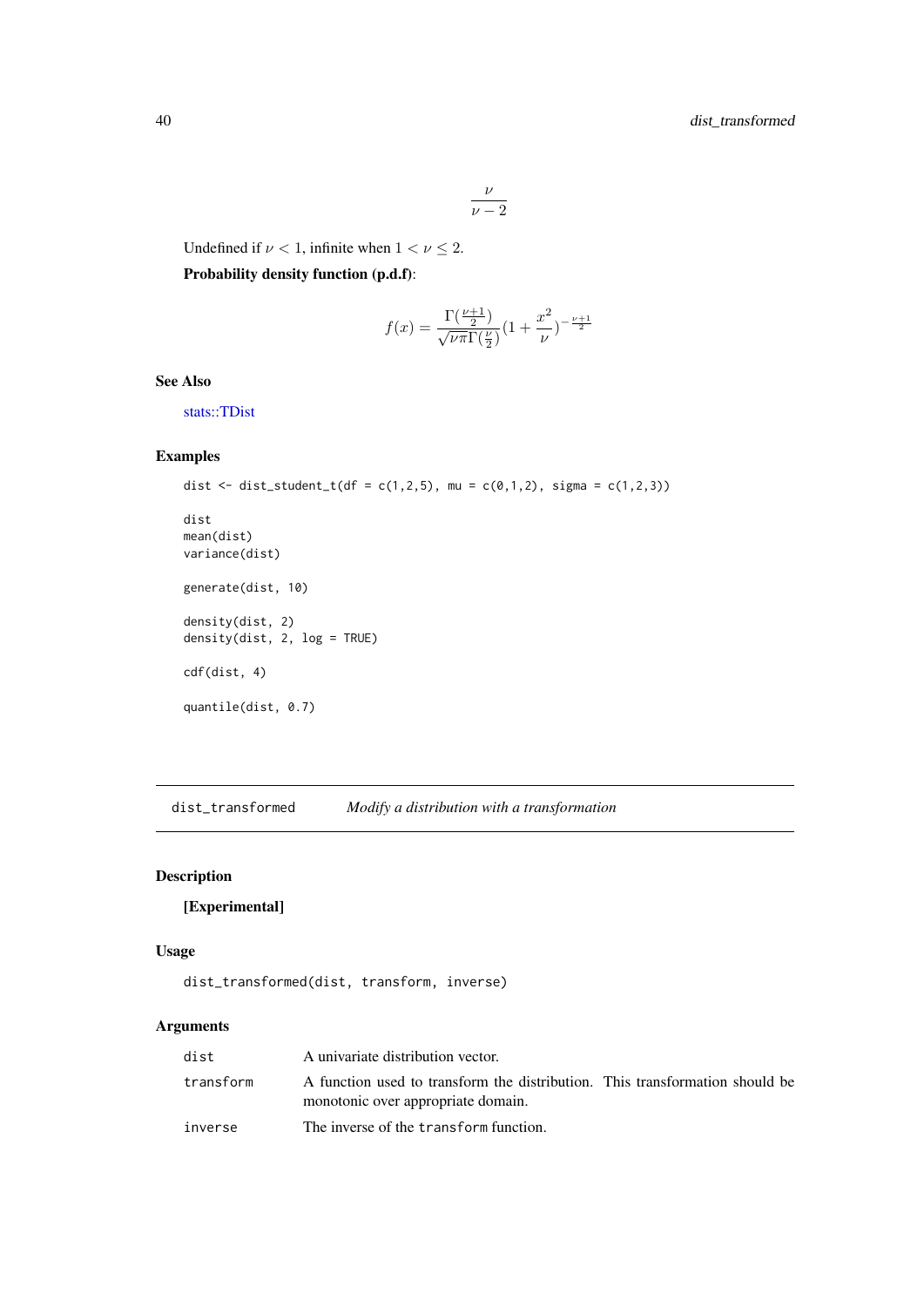$$\frac{\nu}{\nu - 2}$$

Undefined if $\nu < 1$, infinite when $1 < \nu \leq 2$.

**Probability density function (p.d.f)**:

$$f(x) = \frac{\Gamma(\frac{\nu+1}{2})}{\sqrt{\nu\pi}\Gamma(\frac{\nu}{2})}(1 + \frac{x^2}{\nu})^{-\frac{\nu+1}{2}}$$

### See Also

stats::TDist

### Examples

```
dist <- dist_student_t(df = c(1,2,5), mu = c(0,1,2), sigma = c(1,2,3))

dist
mean(dist)
variance(dist)

generate(dist, 10)

density(dist, 2)
density(dist, 2, log = TRUE)

cdf(dist, 4)

quantile(dist, 0.7)
```

---

## dist_transformed &nbsp;&nbsp;&nbsp; *Modify a distribution with a transformation*

---

### Description

**[Experimental]**

### Usage

```
dist_transformed(dist, transform, inverse)
```

### Arguments

| | |
|---|---|
| dist | A univariate distribution vector. |
| transform | A function used to transform the distribution. This transformation should be monotonic over appropriate domain. |
| inverse | The inverse of the transform function. |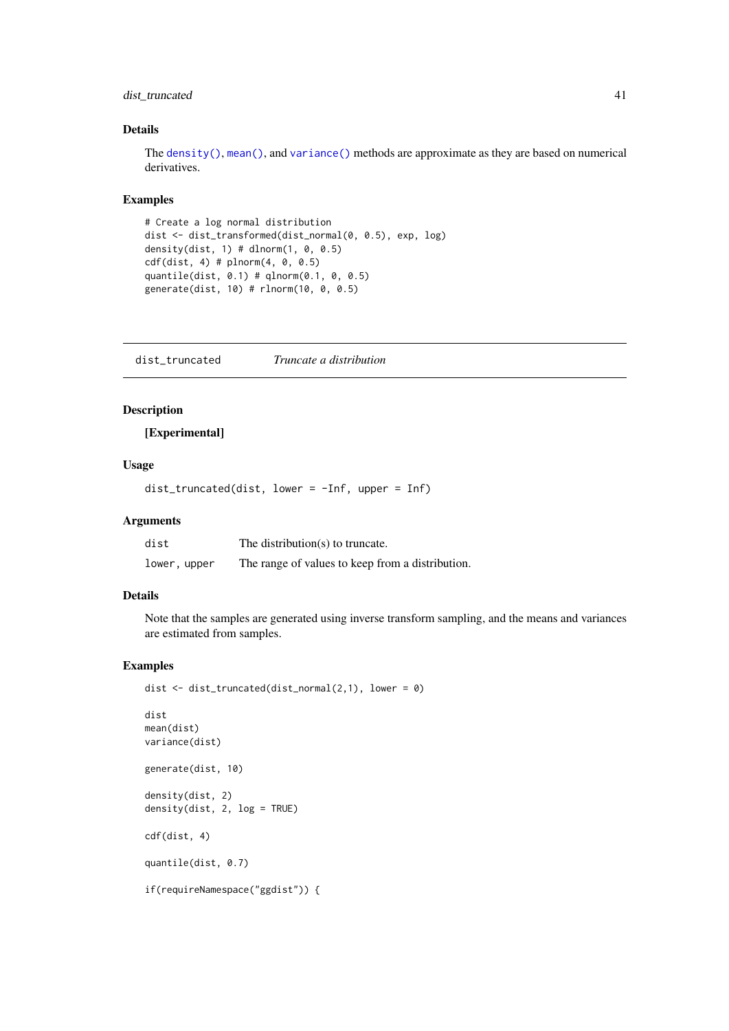### Details

The `density()`, `mean()`, and `variance()` methods are approximate as they are based on numerical derivatives.

### Examples

```
# Create a log normal distribution
dist <- dist_transformed(dist_normal(0, 0.5), exp, log)
density(dist, 1) # dlnorm(1, 0, 0.5)
cdf(dist, 4) # plnorm(4, 0, 0.5)
quantile(dist, 0.1) # qlnorm(0.1, 0, 0.5)
generate(dist, 10) # rlnorm(10, 0, 0.5)
```

---

## dist_truncated *Truncate a distribution*

### Description

**[Experimental]**

### Usage

```
dist_truncated(dist, lower = -Inf, upper = Inf)
```

### Arguments

| | |
|---|---|
| `dist` | The distribution(s) to truncate. |
| `lower, upper` | The range of values to keep from a distribution. |

### Details

Note that the samples are generated using inverse transform sampling, and the means and variances are estimated from samples.

### Examples

```
dist <- dist_truncated(dist_normal(2,1), lower = 0)

dist
mean(dist)
variance(dist)

generate(dist, 10)

density(dist, 2)
density(dist, 2, log = TRUE)

cdf(dist, 4)

quantile(dist, 0.7)

if(requireNamespace("ggdist")) {
```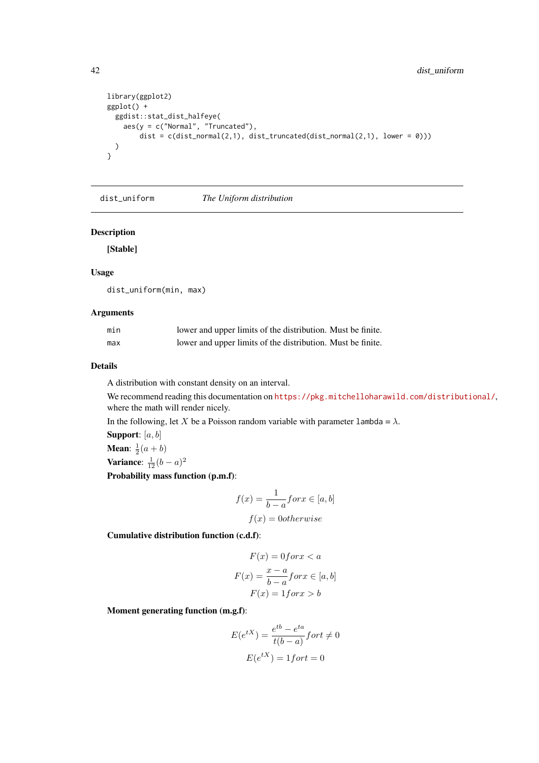```
library(ggplot2)
ggplot() +
  ggdist::stat_dist_halfeye(
    aes(y = c("Normal", "Truncated"),
        dist = c(dist_normal(2,1), dist_truncated(dist_normal(2,1), lower = 0)))
  )
}
```

---

`dist_uniform` *The Uniform distribution*

---

## Description

**[Stable]**

## Usage

```
dist_uniform(min, max)
```

## Arguments

| | |
|---|---|
| `min` | lower and upper limits of the distribution. Must be finite. |
| `max` | lower and upper limits of the distribution. Must be finite. |

## Details

A distribution with constant density on an interval.

We recommend reading this documentation on https://pkg.mitchelloharawild.com/distributional/, where the math will render nicely.

In the following, let $X$ be a Poisson random variable with parameter `lambda` = $\lambda$.

**Support**: $[a, b]$

**Mean**: $\frac{1}{2}(a + b)$

**Variance**: $\frac{1}{12}(b - a)^2$

**Probability mass function (p.m.f)**:

$$f(x) = \frac{1}{b - a} for x \in [a, b]$$

$$f(x) = 0 otherwise$$

**Cumulative distribution function (c.d.f)**:

$$F(x) = 0 for x < a$$

$$F(x) = \frac{x - a}{b - a} for x \in [a, b]$$

$$F(x) = 1 for x > b$$

**Moment generating function (m.g.f)**:

$$E(e^{tX}) = \frac{e^{tb} - e^{ta}}{t(b - a)} for t \neq 0$$

$$E(e^{tX}) = 1 for t = 0$$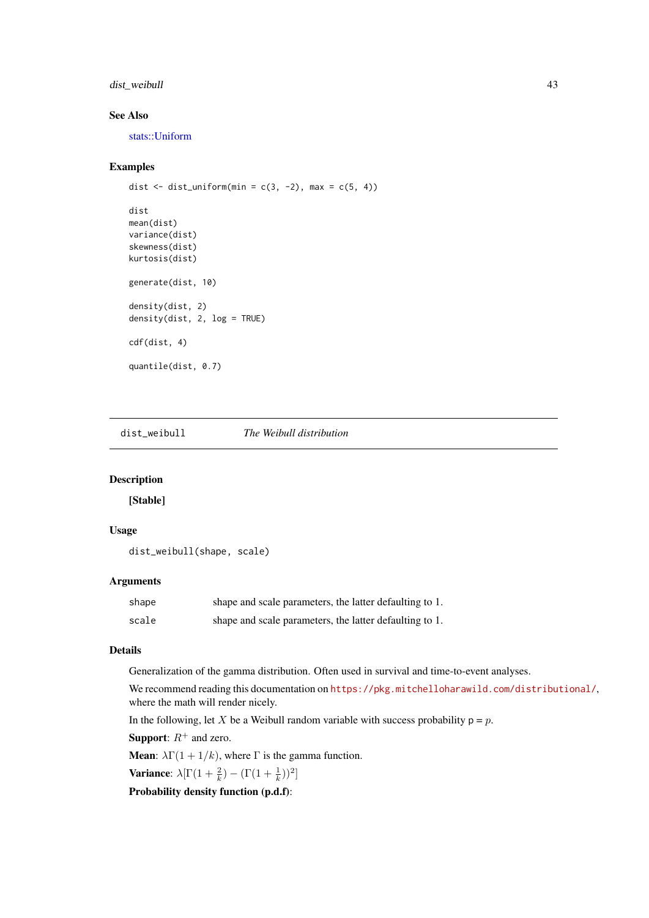## See Also

stats::Uniform

## Examples

```
dist <- dist_uniform(min = c(3, -2), max = c(5, 4))

dist
mean(dist)
variance(dist)
skewness(dist)
kurtosis(dist)

generate(dist, 10)

density(dist, 2)
density(dist, 2, log = TRUE)

cdf(dist, 4)

quantile(dist, 0.7)
```

---

# dist_weibull *The Weibull distribution*

## Description

**[Stable]**

## Usage

```
dist_weibull(shape, scale)
```

## Arguments

| | |
|---|---|
| shape | shape and scale parameters, the latter defaulting to 1. |
| scale | shape and scale parameters, the latter defaulting to 1. |

## Details

Generalization of the gamma distribution. Often used in survival and time-to-event analyses.

We recommend reading this documentation on https://pkg.mitchelloharawild.com/distributional/, where the math will render nicely.

In the following, let $X$ be a Weibull random variable with success probability p = $p$.

**Support**: $R^+$ and zero.

**Mean**: $\lambda\Gamma(1 + 1/k)$, where $\Gamma$ is the gamma function.

**Variance**: $\lambda[\Gamma(1 + \frac{2}{k}) - (\Gamma(1 + \frac{1}{k}))^2]$

**Probability density function (p.d.f)**: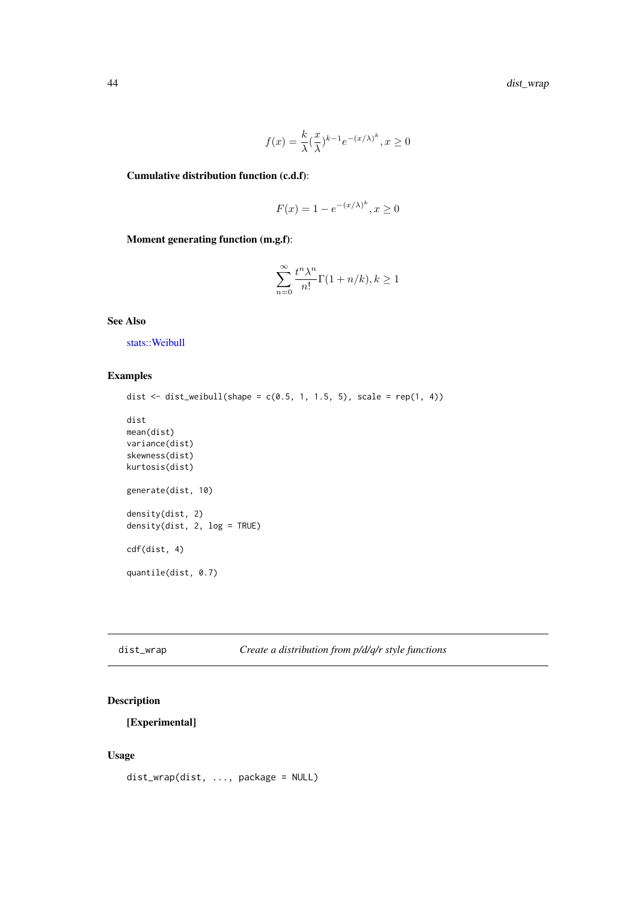$$f(x) = \frac{k}{\lambda}(\frac{x}{\lambda})^{k-1}e^{-(x/\lambda)^k}, x \geq 0$$

**Cumulative distribution function (c.d.f)**:

$$F(x) = 1 - e^{-(x/\lambda)^k}, x \geq 0$$

**Moment generating function (m.g.f)**:

$$\sum_{n=0}^{\infty} \frac{t^n \lambda^n}{n!}\Gamma(1 + n/k), k \geq 1$$

### See Also

stats::Weibull

### Examples

```
dist <- dist_weibull(shape = c(0.5, 1, 1.5, 5), scale = rep(1, 4))

dist
mean(dist)
variance(dist)
skewness(dist)
kurtosis(dist)

generate(dist, 10)

density(dist, 2)
density(dist, 2, log = TRUE)

cdf(dist, 4)

quantile(dist, 0.7)
```

---

## dist_wrap — *Create a distribution from p/d/q/r style functions*

### Description

**[Experimental]**

### Usage

```
dist_wrap(dist, ..., package = NULL)
```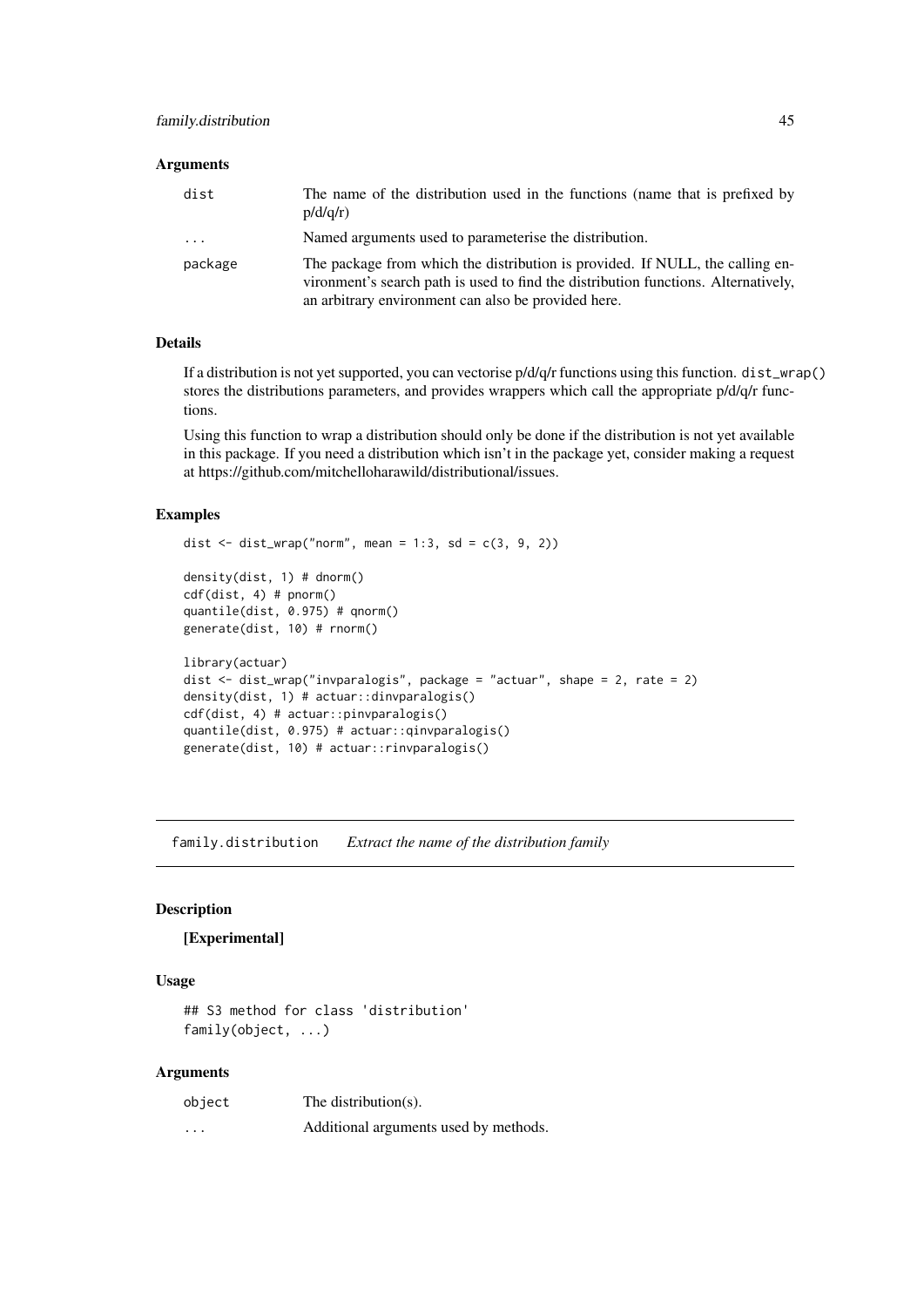### Arguments

| | |
|---|---|
| dist | The name of the distribution used in the functions (name that is prefixed by p/d/q/r) |
| ... | Named arguments used to parameterise the distribution. |
| package | The package from which the distribution is provided. If NULL, the calling environment's search path is used to find the distribution functions. Alternatively, an arbitrary environment can also be provided here. |

### Details

If a distribution is not yet supported, you can vectorise p/d/q/r functions using this function. `dist_wrap()` stores the distributions parameters, and provides wrappers which call the appropriate p/d/q/r functions.

Using this function to wrap a distribution should only be done if the distribution is not yet available in this package. If you need a distribution which isn't in the package yet, consider making a request at https://github.com/mitchelloharawild/distributional/issues.

### Examples

```
dist <- dist_wrap("norm", mean = 1:3, sd = c(3, 9, 2))

density(dist, 1) # dnorm()
cdf(dist, 4) # pnorm()
quantile(dist, 0.975) # qnorm()
generate(dist, 10) # rnorm()

library(actuar)
dist <- dist_wrap("invparalogis", package = "actuar", shape = 2, rate = 2)
density(dist, 1) # actuar::dinvparalogis()
cdf(dist, 4) # actuar::pinvparalogis()
quantile(dist, 0.975) # actuar::qinvparalogis()
generate(dist, 10) # actuar::rinvparalogis()
```

---

## family.distribution &nbsp;&nbsp;&nbsp; *Extract the name of the distribution family*

### Description

**[Experimental]**

### Usage

```
## S3 method for class 'distribution'
family(object, ...)
```

### Arguments

| | |
|---|---|
| object | The distribution(s). |
| ... | Additional arguments used by methods. |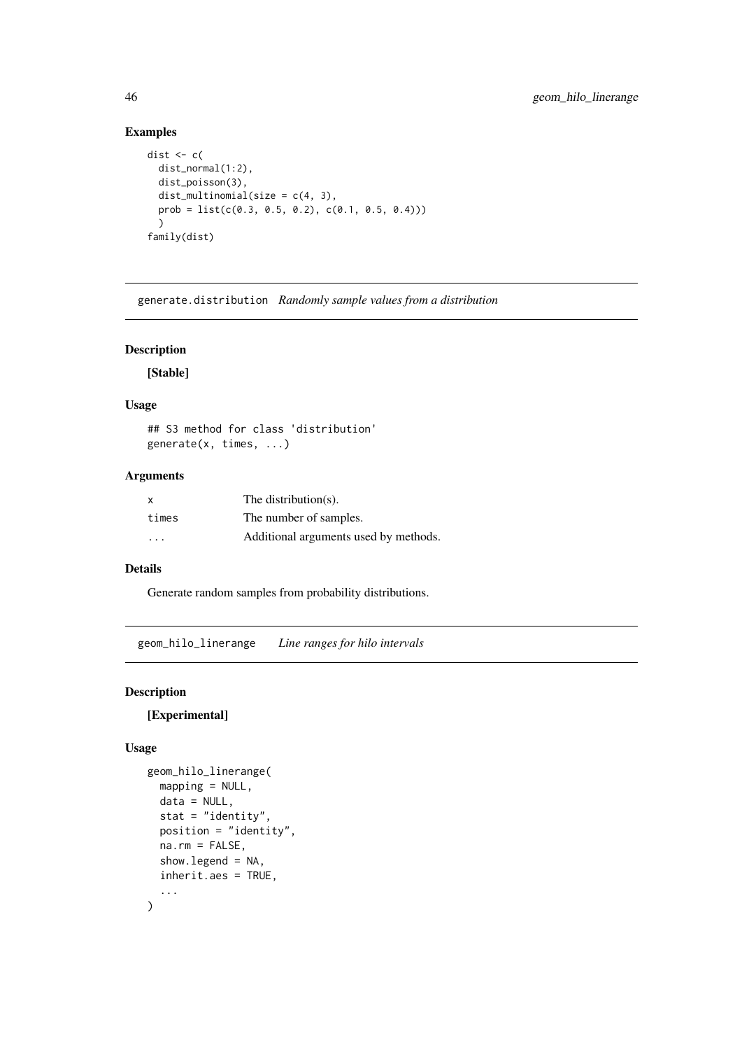### Examples

```
dist <- c(
  dist_normal(1:2),
  dist_poisson(3),
  dist_multinomial(size = c(4, 3),
  prob = list(c(0.3, 0.5, 0.2), c(0.1, 0.5, 0.4)))
  )
family(dist)
```

## generate.distribution    *Randomly sample values from a distribution*

### Description

**[Stable]**

### Usage

```
## S3 method for class 'distribution'
generate(x, times, ...)
```

### Arguments

| | |
|---|---|
| x | The distribution(s). |
| times | The number of samples. |
| ... | Additional arguments used by methods. |

### Details

Generate random samples from probability distributions.

## geom_hilo_linerange    *Line ranges for hilo intervals*

### Description

**[Experimental]**

### Usage

```
geom_hilo_linerange(
  mapping = NULL,
  data = NULL,
  stat = "identity",
  position = "identity",
  na.rm = FALSE,
  show.legend = NA,
  inherit.aes = TRUE,
  ...
)
```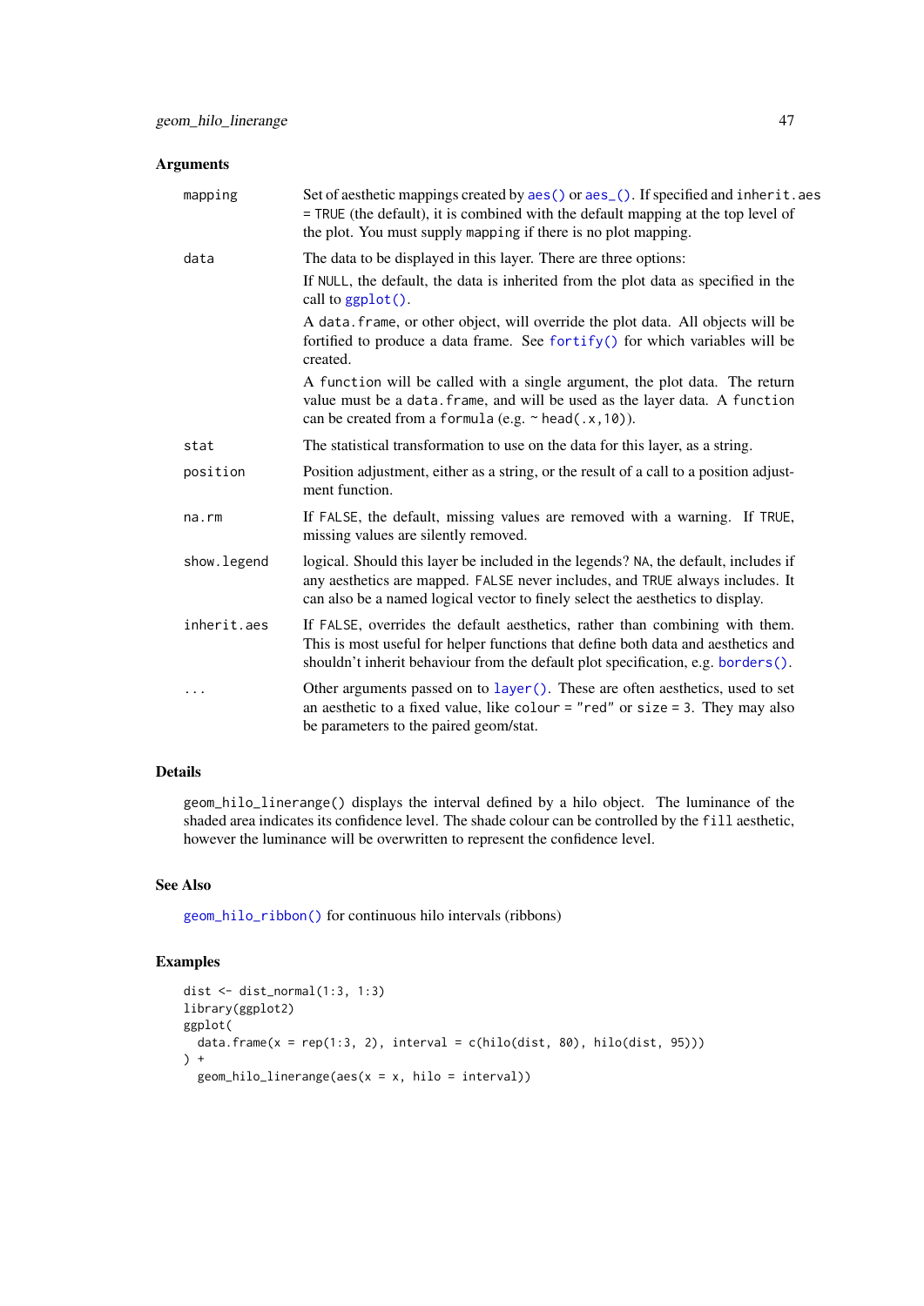## Arguments

| | |
|---|---|
| mapping | Set of aesthetic mappings created by `aes()` or `aes_()`. If specified and `inherit.aes = TRUE` (the default), it is combined with the default mapping at the top level of the plot. You must supply `mapping` if there is no plot mapping. |
| data | The data to be displayed in this layer. There are three options: If `NULL`, the default, the data is inherited from the plot data as specified in the call to `ggplot()`. A `data.frame`, or other object, will override the plot data. All objects will be fortified to produce a data frame. See `fortify()` for which variables will be created. A `function` will be called with a single argument, the plot data. The return value must be a `data.frame`, and will be used as the layer data. A `function` can be created from a `formula` (e.g. `~ head(.x,10)`). |
| stat | The statistical transformation to use on the data for this layer, as a string. |
| position | Position adjustment, either as a string, or the result of a call to a position adjustment function. |
| na.rm | If `FALSE`, the default, missing values are removed with a warning. If `TRUE`, missing values are silently removed. |
| show.legend | logical. Should this layer be included in the legends? `NA`, the default, includes if any aesthetics are mapped. `FALSE` never includes, and `TRUE` always includes. It can also be a named logical vector to finely select the aesthetics to display. |
| inherit.aes | If `FALSE`, overrides the default aesthetics, rather than combining with them. This is most useful for helper functions that define both data and aesthetics and shouldn't inherit behaviour from the default plot specification, e.g. `borders()`. |
| ... | Other arguments passed on to `layer()`. These are often aesthetics, used to set an aesthetic to a fixed value, like `colour = "red"` or `size = 3`. They may also be parameters to the paired geom/stat. |

## Details

`geom_hilo_linerange()` displays the interval defined by a hilo object. The luminance of the shaded area indicates its confidence level. The shade colour can be controlled by the `fill` aesthetic, however the luminance will be overwritten to represent the confidence level.

## See Also

`geom_hilo_ribbon()` for continuous hilo intervals (ribbons)

## Examples

```
dist <- dist_normal(1:3, 1:3)
library(ggplot2)
ggplot(
  data.frame(x = rep(1:3, 2), interval = c(hilo(dist, 80), hilo(dist, 95)))
) +
  geom_hilo_linerange(aes(x = x, hilo = interval))
```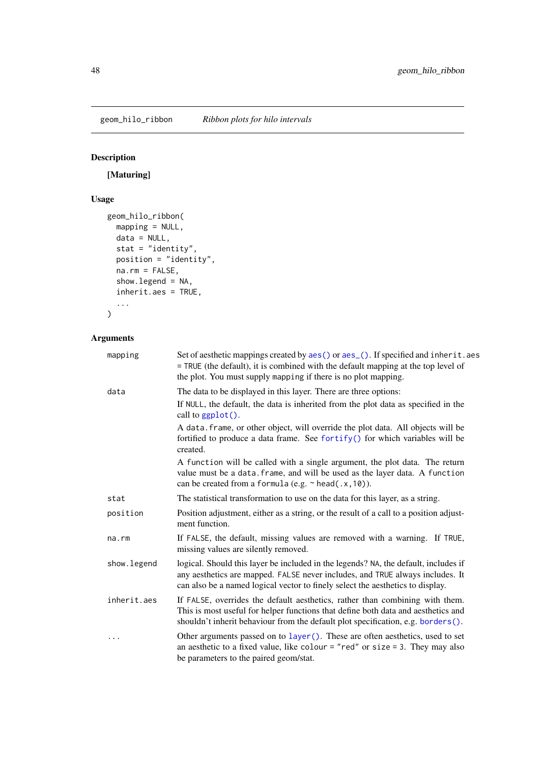geom_hilo_ribbon    *Ribbon plots for hilo intervals*

## Description

**[Maturing]**

## Usage

```
geom_hilo_ribbon(
  mapping = NULL,
  data = NULL,
  stat = "identity",
  position = "identity",
  na.rm = FALSE,
  show.legend = NA,
  inherit.aes = TRUE,
  ...
)
```

## Arguments

| | |
|---|---|
| mapping | Set of aesthetic mappings created by `aes()` or `aes_()`. If specified and `inherit.aes = TRUE` (the default), it is combined with the default mapping at the top level of the plot. You must supply `mapping` if there is no plot mapping. |
| data | The data to be displayed in this layer. There are three options:<br>If `NULL`, the default, the data is inherited from the plot data as specified in the call to `ggplot()`.<br>A `data.frame`, or other object, will override the plot data. All objects will be fortified to produce a data frame. See `fortify()` for which variables will be created.<br>A `function` will be called with a single argument, the plot data. The return value must be a `data.frame`, and will be used as the layer data. A `function` can be created from a `formula` (e.g. `~ head(.x, 10)`). |
| stat | The statistical transformation to use on the data for this layer, as a string. |
| position | Position adjustment, either as a string, or the result of a call to a position adjustment function. |
| na.rm | If `FALSE`, the default, missing values are removed with a warning. If `TRUE`, missing values are silently removed. |
| show.legend | logical. Should this layer be included in the legends? `NA`, the default, includes if any aesthetics are mapped. `FALSE` never includes, and `TRUE` always includes. It can also be a named logical vector to finely select the aesthetics to display. |
| inherit.aes | If `FALSE`, overrides the default aesthetics, rather than combining with them. This is most useful for helper functions that define both data and aesthetics and shouldn't inherit behaviour from the default plot specification, e.g. `borders()`. |
| ... | Other arguments passed on to `layer()`. These are often aesthetics, used to set an aesthetic to a fixed value, like `colour = "red"` or `size = 3`. They may also be parameters to the paired geom/stat. |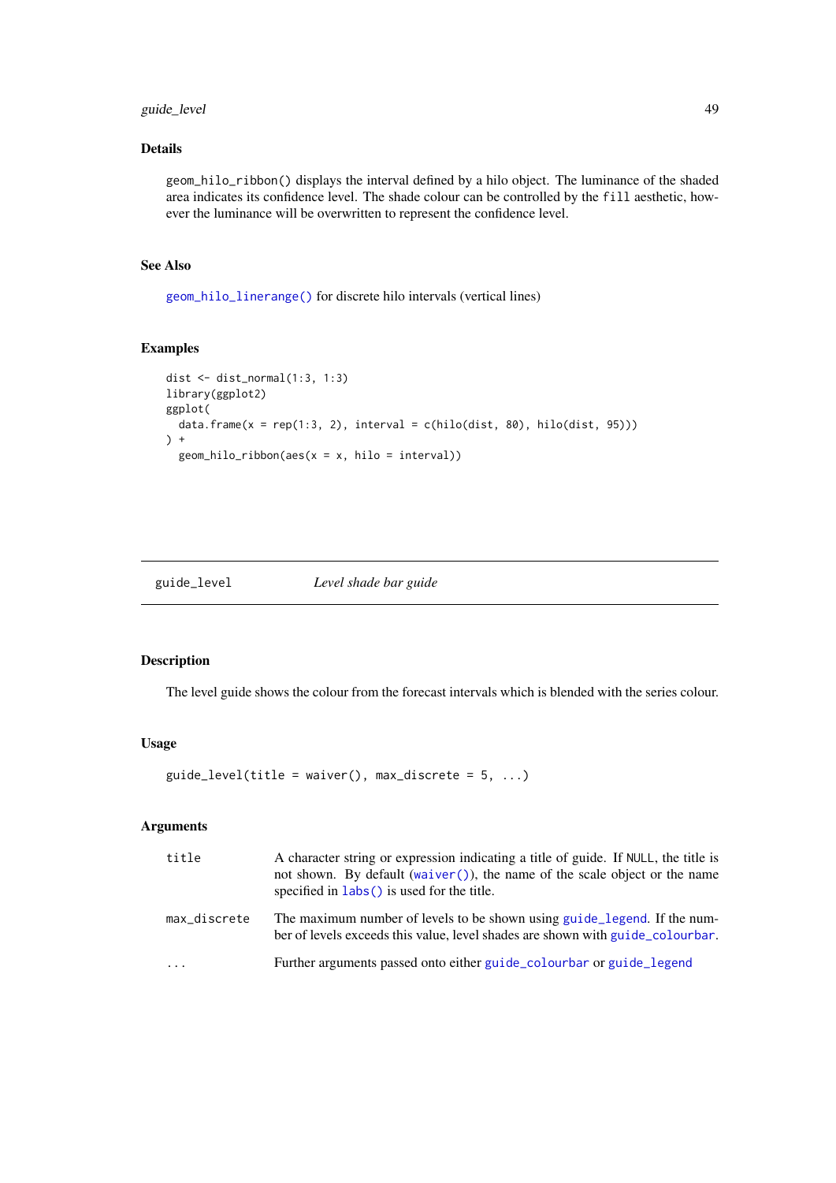### Details

`geom_hilo_ribbon()` displays the interval defined by a hilo object. The luminance of the shaded area indicates its confidence level. The shade colour can be controlled by the `fill` aesthetic, however the luminance will be overwritten to represent the confidence level.

### See Also

`geom_hilo_linerange()` for discrete hilo intervals (vertical lines)

### Examples

```
dist <- dist_normal(1:3, 1:3)
library(ggplot2)
ggplot(
  data.frame(x = rep(1:3, 2), interval = c(hilo(dist, 80), hilo(dist, 95)))
) +
  geom_hilo_ribbon(aes(x = x, hilo = interval))
```

---

## guide_level &nbsp;&nbsp;&nbsp; *Level shade bar guide*

---

### Description

The level guide shows the colour from the forecast intervals which is blended with the series colour.

### Usage

```
guide_level(title = waiver(), max_discrete = 5, ...)
```

### Arguments

| | |
|---|---|
| `title` | A character string or expression indicating a title of guide. If `NULL`, the title is not shown. By default (`waiver()`), the name of the scale object or the name specified in `labs()` is used for the title. |
| `max_discrete` | The maximum number of levels to be shown using `guide_legend`. If the number of levels exceeds this value, level shades are shown with `guide_colourbar`. |
| `...` | Further arguments passed onto either `guide_colourbar` or `guide_legend` |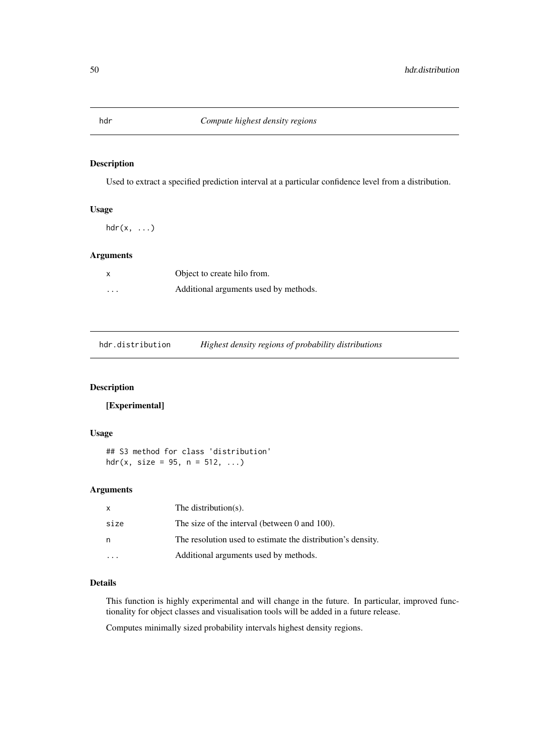# hdr — *Compute highest density regions*

## Description

Used to extract a specified prediction interval at a particular confidence level from a distribution.

## Usage

```
hdr(x, ...)
```

## Arguments

| | |
|---|---|
| x | Object to create hilo from. |
| ... | Additional arguments used by methods. |

# hdr.distribution — *Highest density regions of probability distributions*

## Description

**[Experimental]**

## Usage

```
## S3 method for class 'distribution'
hdr(x, size = 95, n = 512, ...)
```

## Arguments

| | |
|---|---|
| x | The distribution(s). |
| size | The size of the interval (between 0 and 100). |
| n | The resolution used to estimate the distribution's density. |
| ... | Additional arguments used by methods. |

## Details

This function is highly experimental and will change in the future. In particular, improved functionality for object classes and visualisation tools will be added in a future release.

Computes minimally sized probability intervals highest density regions.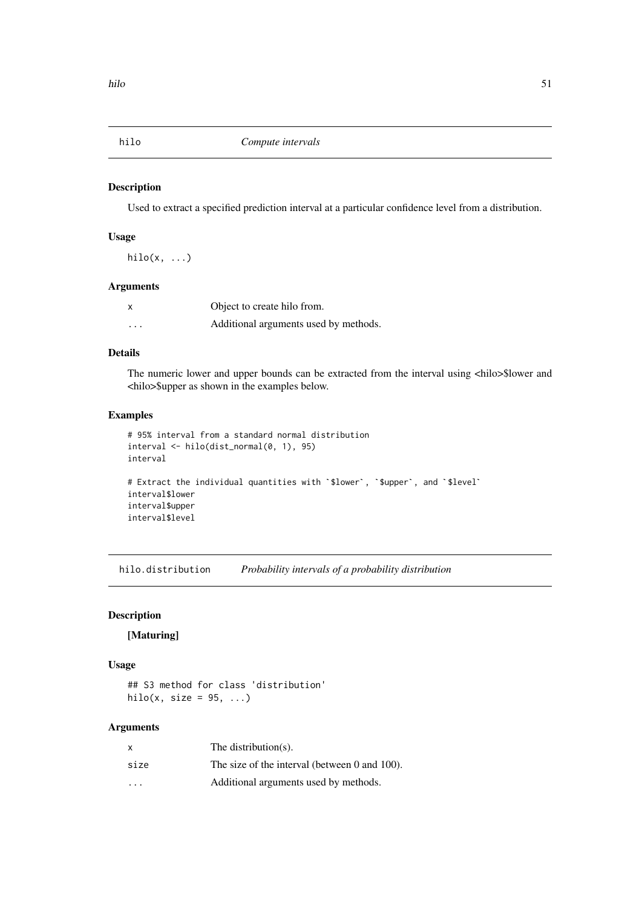## hilo — *Compute intervals*

### Description

Used to extract a specified prediction interval at a particular confidence level from a distribution.

### Usage

```
hilo(x, ...)
```

### Arguments

| | |
|---|---|
| x | Object to create hilo from. |
| ... | Additional arguments used by methods. |

### Details

The numeric lower and upper bounds can be extracted from the interval using <hilo>$lower and <hilo>$upper as shown in the examples below.

### Examples

```
# 95% interval from a standard normal distribution
interval <- hilo(dist_normal(0, 1), 95)
interval

# Extract the individual quantities with `$lower`, `$upper`, and `$level`
interval$lower
interval$upper
interval$level
```

## hilo.distribution — *Probability intervals of a probability distribution*

### Description

**[Maturing]**

### Usage

```
## S3 method for class 'distribution'
hilo(x, size = 95, ...)
```

### Arguments

| | |
|---|---|
| x | The distribution(s). |
| size | The size of the interval (between 0 and 100). |
| ... | Additional arguments used by methods. |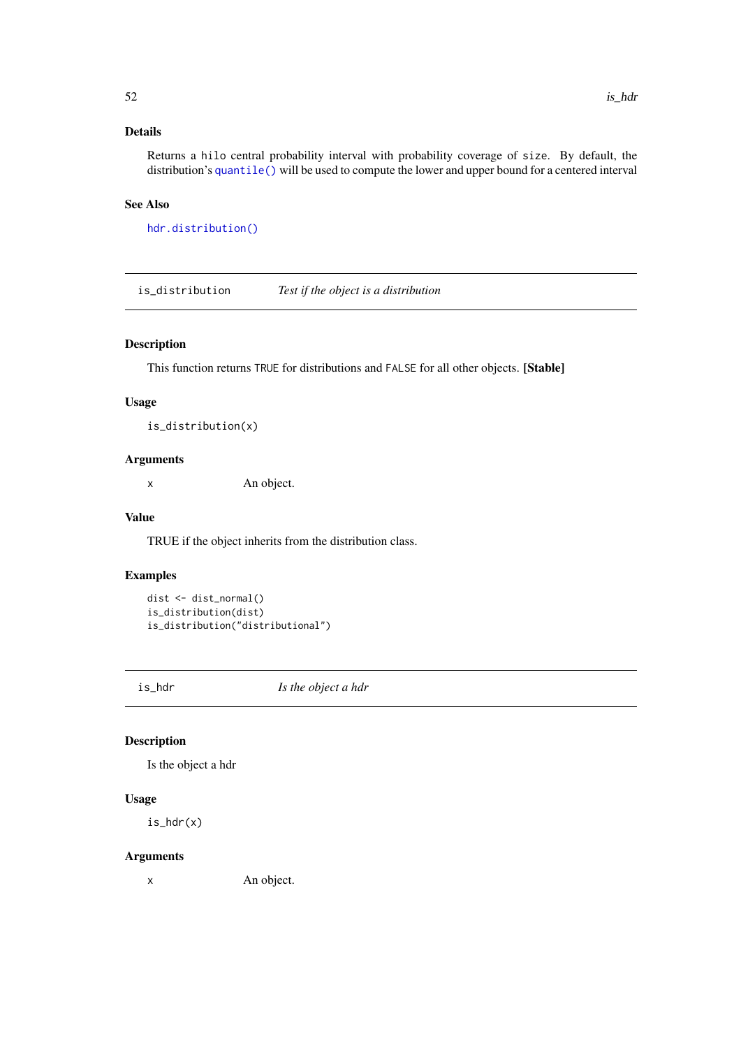### Details

Returns a `hilo` central probability interval with probability coverage of `size`. By default, the distribution's `quantile()` will be used to compute the lower and upper bound for a centered interval

### See Also

`hdr.distribution()`

---

## is_distribution — *Test if the object is a distribution*

### Description

This function returns `TRUE` for distributions and `FALSE` for all other objects. **[Stable]**

### Usage

```
is_distribution(x)
```

### Arguments

`x` — An object.

### Value

TRUE if the object inherits from the distribution class.

### Examples

```
dist <- dist_normal()
is_distribution(dist)
is_distribution("distributional")
```

---

## is_hdr — *Is the object a hdr*

### Description

Is the object a hdr

### Usage

```
is_hdr(x)
```

### Arguments

`x` — An object.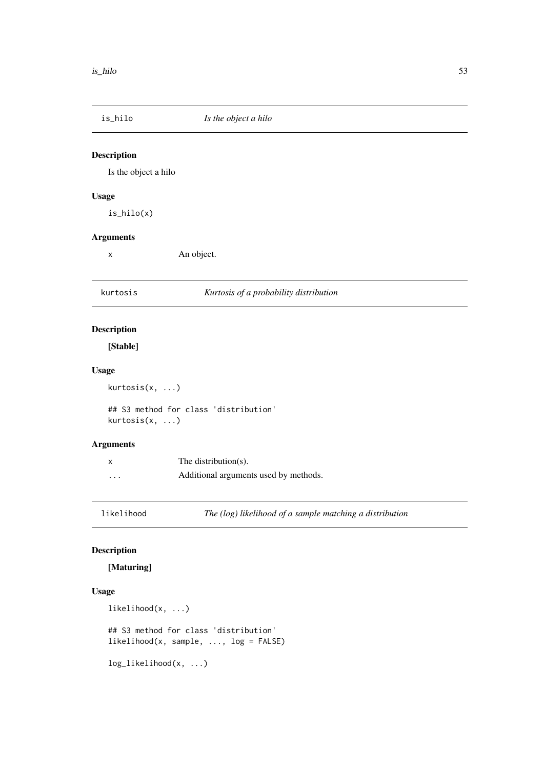## is_hilo — *Is the object a hilo*

### Description

Is the object a hilo

### Usage

```
is_hilo(x)
```

### Arguments

| | |
|---|---|
| x | An object. |

## kurtosis — *Kurtosis of a probability distribution*

### Description

**[Stable]**

### Usage

```
kurtosis(x, ...)

## S3 method for class 'distribution'
kurtosis(x, ...)
```

### Arguments

| | |
|---|---|
| x | The distribution(s). |
| ... | Additional arguments used by methods. |

## likelihood — *The (log) likelihood of a sample matching a distribution*

### Description

**[Maturing]**

### Usage

```
likelihood(x, ...)

## S3 method for class 'distribution'
likelihood(x, sample, ..., log = FALSE)

log_likelihood(x, ...)
```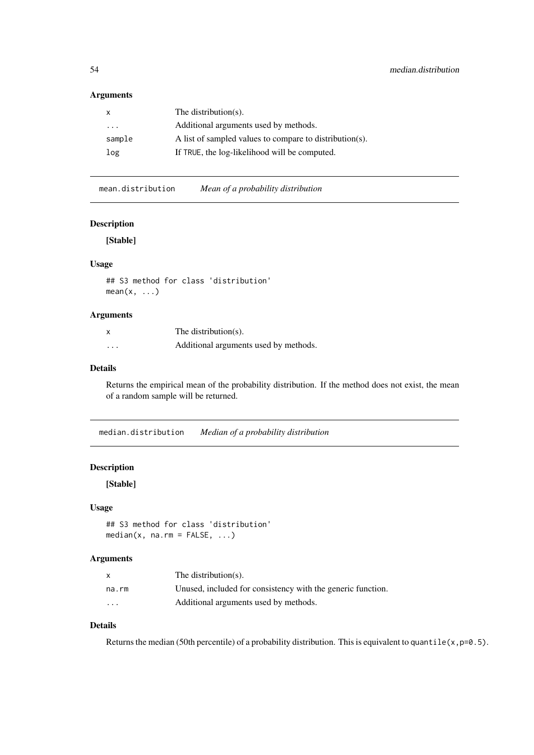### Arguments

| | |
|---|---|
| x | The distribution(s). |
| ... | Additional arguments used by methods. |
| sample | A list of sampled values to compare to distribution(s). |
| log | If TRUE, the log-likelihood will be computed. |

## mean.distribution *Mean of a probability distribution*

### Description

**[Stable]**

### Usage

```
## S3 method for class 'distribution'
mean(x, ...)
```

### Arguments

| | |
|---|---|
| x | The distribution(s). |
| ... | Additional arguments used by methods. |

### Details

Returns the empirical mean of the probability distribution. If the method does not exist, the mean of a random sample will be returned.

## median.distribution *Median of a probability distribution*

### Description

**[Stable]**

### Usage

```
## S3 method for class 'distribution'
median(x, na.rm = FALSE, ...)
```

### Arguments

| | |
|---|---|
| x | The distribution(s). |
| na.rm | Unused, included for consistency with the generic function. |
| ... | Additional arguments used by methods. |

### Details

Returns the median (50th percentile) of a probability distribution. This is equivalent to `quantile(x,p=0.5)`.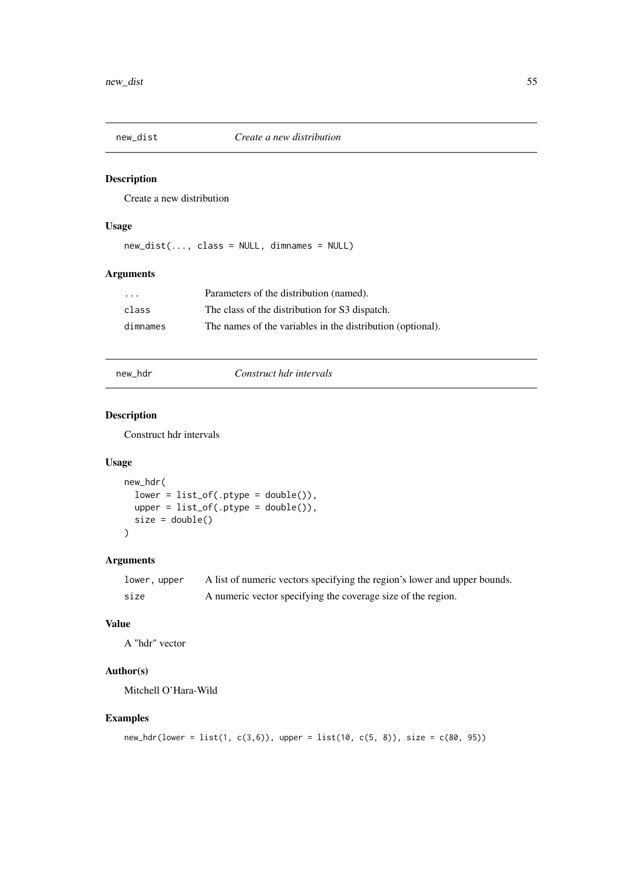## new_dist *Create a new distribution*

### Description

Create a new distribution

### Usage

```
new_dist(..., class = NULL, dimnames = NULL)
```

### Arguments

| | |
|---|---|
| ... | Parameters of the distribution (named). |
| class | The class of the distribution for S3 dispatch. |
| dimnames | The names of the variables in the distribution (optional). |

## new_hdr *Construct hdr intervals*

### Description

Construct hdr intervals

### Usage

```
new_hdr(
  lower = list_of(.ptype = double()),
  upper = list_of(.ptype = double()),
  size = double()
)
```

### Arguments

| | |
|---|---|
| lower, upper | A list of numeric vectors specifying the region's lower and upper bounds. |
| size | A numeric vector specifying the coverage size of the region. |

### Value

A "hdr" vector

### Author(s)

Mitchell O'Hara-Wild

### Examples

```
new_hdr(lower = list(1, c(3,6)), upper = list(10, c(5, 8)), size = c(80, 95))
```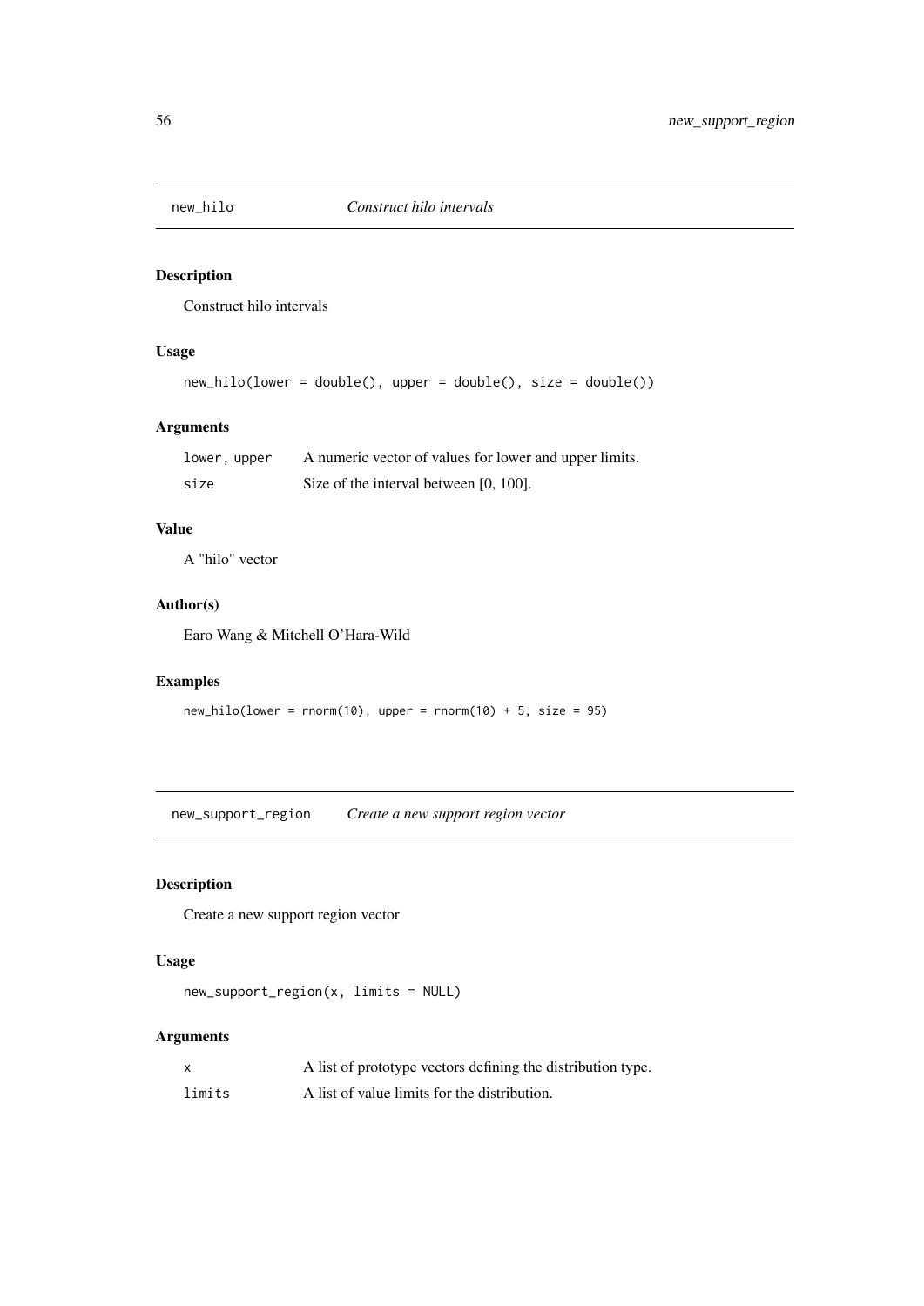## new_hilo — *Construct hilo intervals*

### Description

Construct hilo intervals

### Usage

```
new_hilo(lower = double(), upper = double(), size = double())
```

### Arguments

| | |
|---|---|
| lower, upper | A numeric vector of values for lower and upper limits. |
| size | Size of the interval between [0, 100]. |

### Value

A "hilo" vector

### Author(s)

Earo Wang & Mitchell O'Hara-Wild

### Examples

```
new_hilo(lower = rnorm(10), upper = rnorm(10) + 5, size = 95)
```

## new_support_region — *Create a new support region vector*

### Description

Create a new support region vector

### Usage

```
new_support_region(x, limits = NULL)
```

### Arguments

| | |
|---|---|
| x | A list of prototype vectors defining the distribution type. |
| limits | A list of value limits for the distribution. |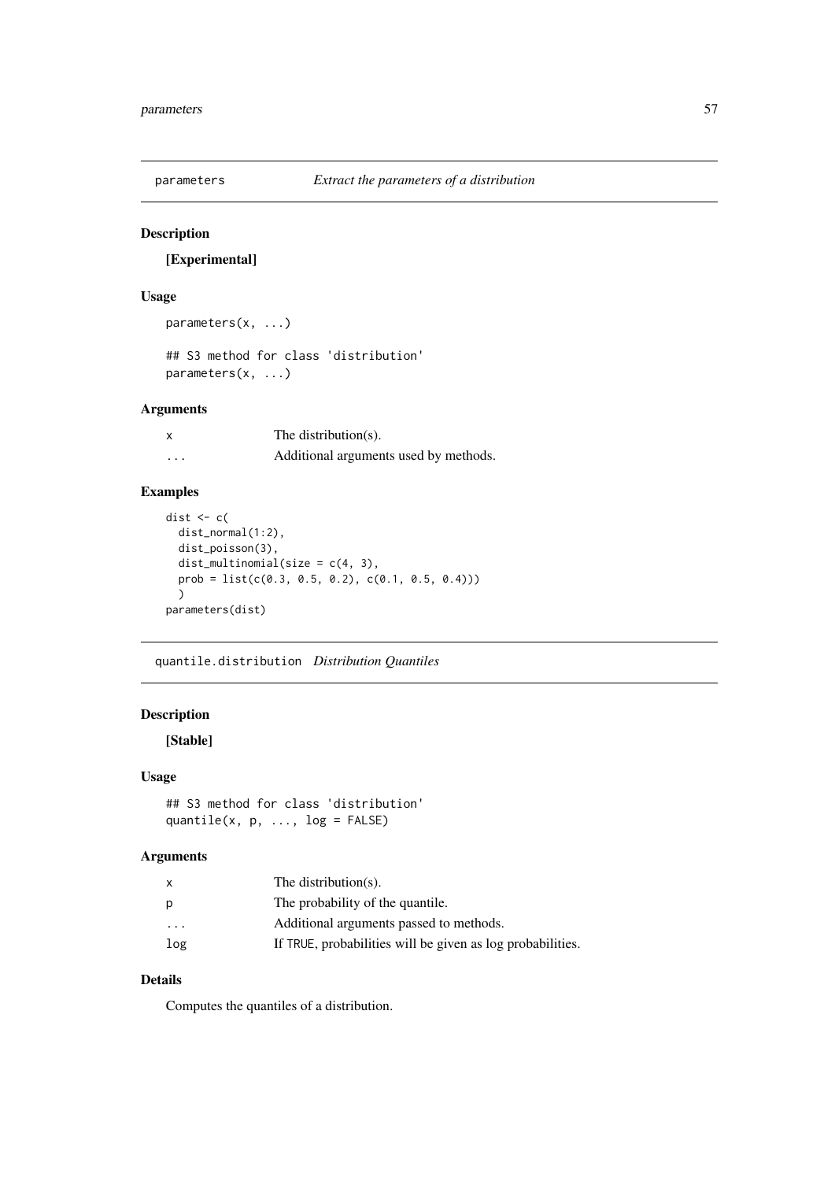## parameters — *Extract the parameters of a distribution*

### Description

**[Experimental]**

### Usage

```
parameters(x, ...)

## S3 method for class 'distribution'
parameters(x, ...)
```

### Arguments

| | |
|---|---|
| x | The distribution(s). |
| ... | Additional arguments used by methods. |

### Examples

```
dist <- c(
  dist_normal(1:2),
  dist_poisson(3),
  dist_multinomial(size = c(4, 3),
  prob = list(c(0.3, 0.5, 0.2), c(0.1, 0.5, 0.4)))
  )
parameters(dist)
```

## quantile.distribution — *Distribution Quantiles*

### Description

**[Stable]**

### Usage

```
## S3 method for class 'distribution'
quantile(x, p, ..., log = FALSE)
```

### Arguments

| | |
|---|---|
| x | The distribution(s). |
| p | The probability of the quantile. |
| ... | Additional arguments passed to methods. |
| log | If TRUE, probabilities will be given as log probabilities. |

### Details

Computes the quantiles of a distribution.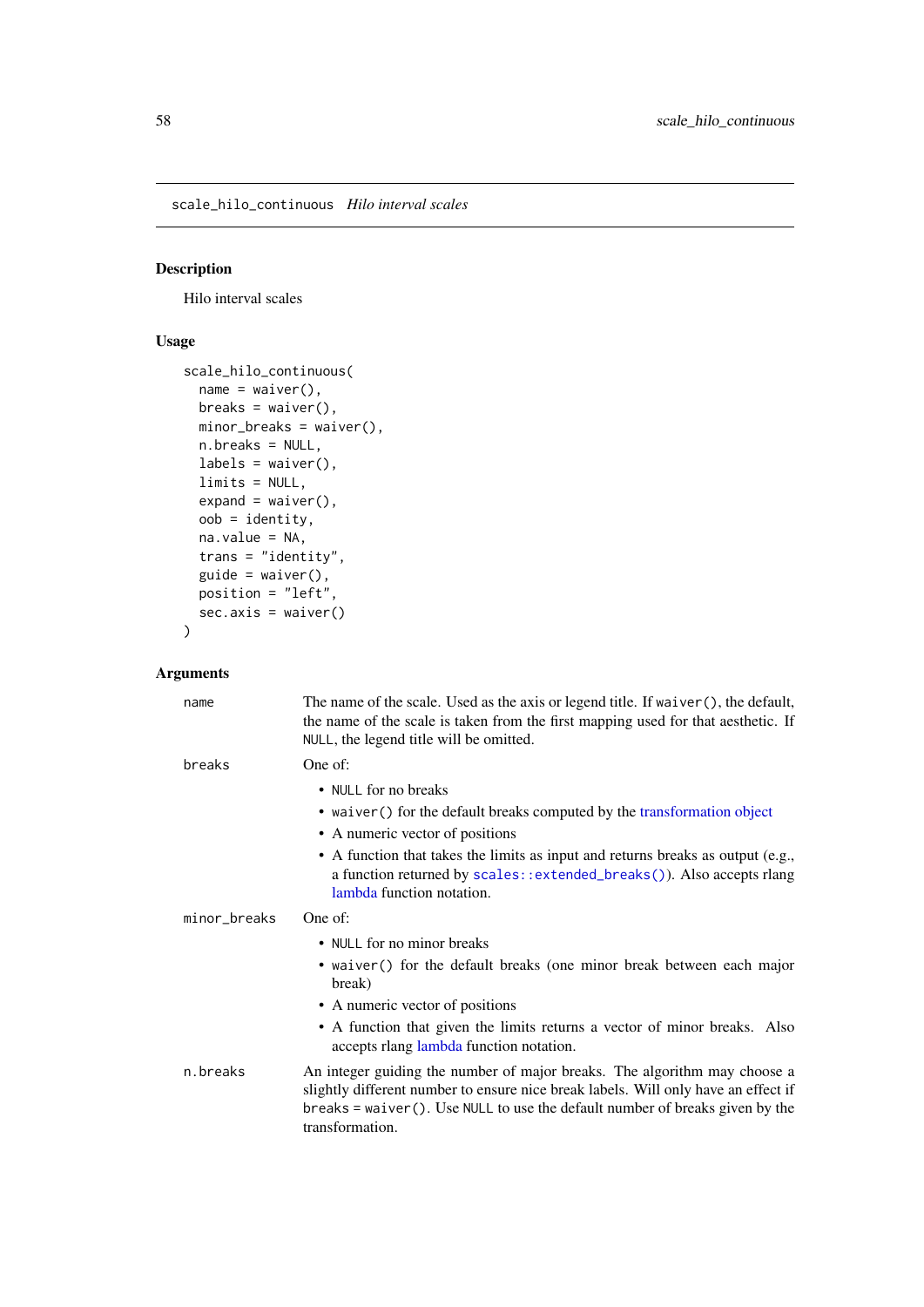## scale_hilo_continuous    *Hilo interval scales*

### Description

Hilo interval scales

### Usage

```
scale_hilo_continuous(
  name = waiver(),
  breaks = waiver(),
  minor_breaks = waiver(),
  n.breaks = NULL,
  labels = waiver(),
  limits = NULL,
  expand = waiver(),
  oob = identity,
  na.value = NA,
  trans = "identity",
  guide = waiver(),
  position = "left",
  sec.axis = waiver()
)
```

### Arguments

`name` The name of the scale. Used as the axis or legend title. If `waiver()`, the default, the name of the scale is taken from the first mapping used for that aesthetic. If `NULL`, the legend title will be omitted.

`breaks` One of:

- `NULL` for no breaks
- `waiver()` for the default breaks computed by the transformation object
- A numeric vector of positions
- A function that takes the limits as input and returns breaks as output (e.g., a function returned by `scales::extended_breaks()`). Also accepts rlang lambda function notation.

`minor_breaks` One of:

- `NULL` for no minor breaks
- `waiver()` for the default breaks (one minor break between each major break)
- A numeric vector of positions
- A function that given the limits returns a vector of minor breaks. Also accepts rlang lambda function notation.

`n.breaks` An integer guiding the number of major breaks. The algorithm may choose a slightly different number to ensure nice break labels. Will only have an effect if `breaks = waiver()`. Use `NULL` to use the default number of breaks given by the transformation.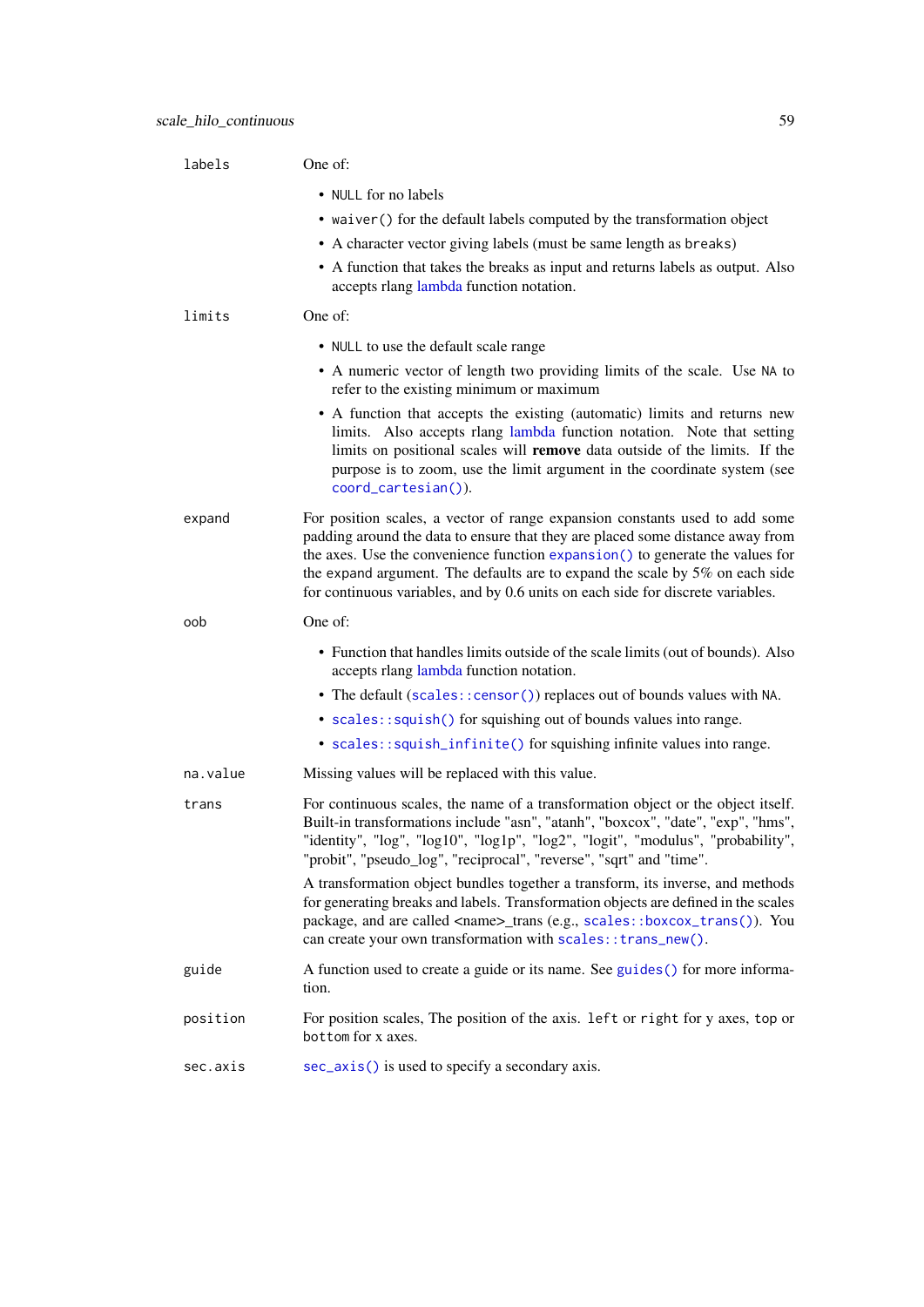| | |
|---|---|
| `labels` | One of:<br>• `NULL` for no labels<br>• `waiver()` for the default labels computed by the transformation object<br>• A character vector giving labels (must be same length as `breaks`)<br>• A function that takes the breaks as input and returns labels as output. Also accepts rlang lambda function notation. |
| `limits` | One of:<br>• `NULL` to use the default scale range<br>• A numeric vector of length two providing limits of the scale. Use `NA` to refer to the existing minimum or maximum<br>• A function that accepts the existing (automatic) limits and returns new limits. Also accepts rlang lambda function notation. Note that setting limits on positional scales will **remove** data outside of the limits. If the purpose is to zoom, use the limit argument in the coordinate system (see `coord_cartesian()`). |
| `expand` | For position scales, a vector of range expansion constants used to add some padding around the data to ensure that they are placed some distance away from the axes. Use the convenience function `expansion()` to generate the values for the `expand` argument. The defaults are to expand the scale by 5% on each side for continuous variables, and by 0.6 units on each side for discrete variables. |
| `oob` | One of:<br>• Function that handles limits outside of the scale limits (out of bounds). Also accepts rlang lambda function notation.<br>• The default (`scales::censor()`) replaces out of bounds values with `NA`.<br>• `scales::squish()` for squishing out of bounds values into range.<br>• `scales::squish_infinite()` for squishing infinite values into range. |
| `na.value` | Missing values will be replaced with this value. |
| `trans` | For continuous scales, the name of a transformation object or the object itself. Built-in transformations include "asn", "atanh", "boxcox", "date", "exp", "hms", "identity", "log", "log10", "log1p", "log2", "logit", "modulus", "probability", "probit", "pseudo_log", "reciprocal", "reverse", "sqrt" and "time".<br><br>A transformation object bundles together a transform, its inverse, and methods for generating breaks and labels. Transformation objects are defined in the scales package, and are called <name>_trans (e.g., `scales::boxcox_trans()`). You can create your own transformation with `scales::trans_new()`. |
| `guide` | A function used to create a guide or its name. See `guides()` for more information. |
| `position` | For position scales, The position of the axis. `left` or `right` for y axes, `top` or `bottom` for x axes. |
| `sec.axis` | `sec_axis()` is used to specify a secondary axis. |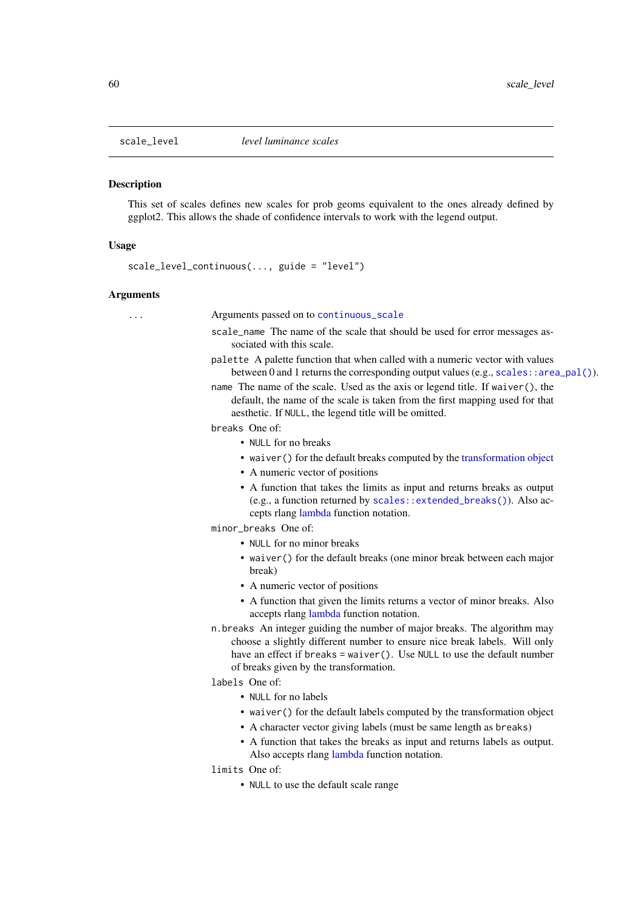## scale_level — *level luminance scales*

### Description

This set of scales defines new scales for prob geoms equivalent to the ones already defined by ggplot2. This allows the shade of confidence intervals to work with the legend output.

### Usage

```
scale_level_continuous(..., guide = "level")
```

### Arguments

`...` Arguments passed on to `continuous_scale`

- `scale_name` The name of the scale that should be used for error messages associated with this scale.
- `palette` A palette function that when called with a numeric vector with values between 0 and 1 returns the corresponding output values (e.g., `scales::area_pal()`).
- `name` The name of the scale. Used as the axis or legend title. If `waiver()`, the default, the name of the scale is taken from the first mapping used for that aesthetic. If `NULL`, the legend title will be omitted.
- `breaks` One of:
  - `NULL` for no breaks
  - `waiver()` for the default breaks computed by the transformation object
  - A numeric vector of positions
  - A function that takes the limits as input and returns breaks as output (e.g., a function returned by `scales::extended_breaks()`). Also accepts rlang lambda function notation.
- `minor_breaks` One of:
  - `NULL` for no minor breaks
  - `waiver()` for the default breaks (one minor break between each major break)
  - A numeric vector of positions
  - A function that given the limits returns a vector of minor breaks. Also accepts rlang lambda function notation.
- `n.breaks` An integer guiding the number of major breaks. The algorithm may choose a slightly different number to ensure nice break labels. Will only have an effect if `breaks = waiver()`. Use `NULL` to use the default number of breaks given by the transformation.
- `labels` One of:
  - `NULL` for no labels
  - `waiver()` for the default labels computed by the transformation object
  - A character vector giving labels (must be same length as `breaks`)
  - A function that takes the breaks as input and returns labels as output. Also accepts rlang lambda function notation.
- `limits` One of:
  - `NULL` to use the default scale range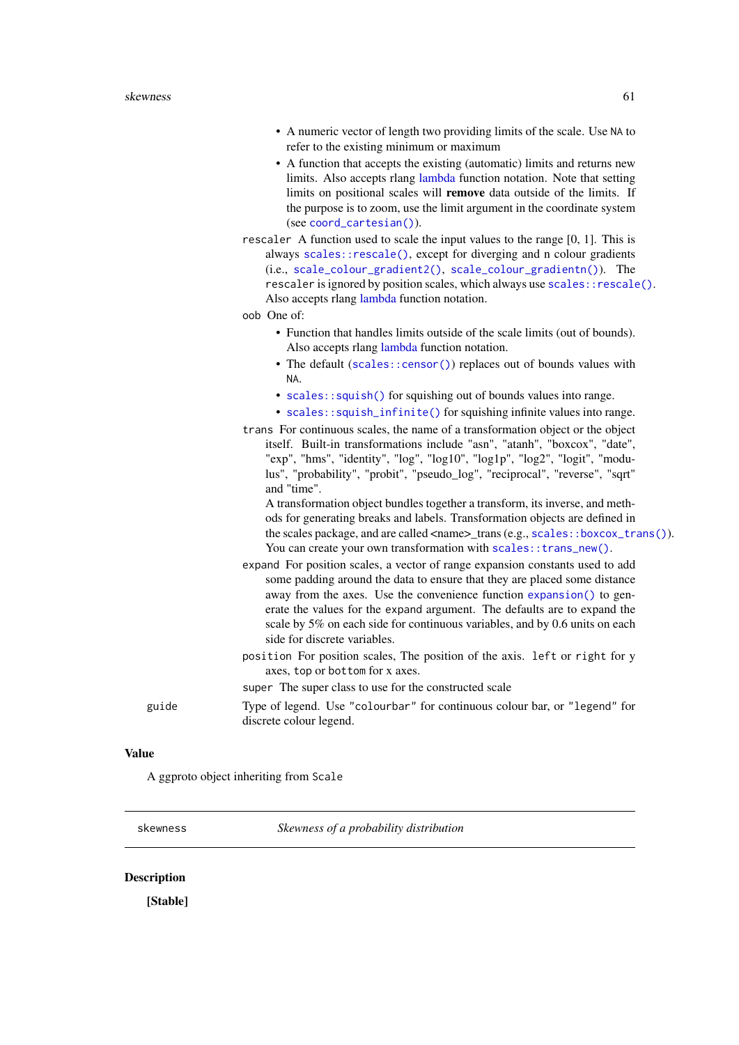- A numeric vector of length two providing limits of the scale. Use `NA` to refer to the existing minimum or maximum
- A function that accepts the existing (automatic) limits and returns new limits. Also accepts rlang lambda function notation. Note that setting limits on positional scales will **remove** data outside of the limits. If the purpose is to zoom, use the limit argument in the coordinate system (see `coord_cartesian()`).

`rescaler` A function used to scale the input values to the range [0, 1]. This is always `scales::rescale()`, except for diverging and n colour gradients (i.e., `scale_colour_gradient2()`, `scale_colour_gradientn()`). The `rescaler` is ignored by position scales, which always use `scales::rescale()`. Also accepts rlang lambda function notation.

`oob` One of:

- Function that handles limits outside of the scale limits (out of bounds). Also accepts rlang lambda function notation.
- The default (`scales::censor()`) replaces out of bounds values with `NA`.
- `scales::squish()` for squishing out of bounds values into range.
- `scales::squish_infinite()` for squishing infinite values into range.

`trans` For continuous scales, the name of a transformation object or the object itself. Built-in transformations include "asn", "atanh", "boxcox", "date", "exp", "hms", "identity", "log", "log10", "log1p", "log2", "logit", "modulus", "probability", "probit", "pseudo_log", "reciprocal", "reverse", "sqrt" and "time".
A transformation object bundles together a transform, its inverse, and methods for generating breaks and labels. Transformation objects are defined in the scales package, and are called <name>_trans (e.g., `scales::boxcox_trans()`). You can create your own transformation with `scales::trans_new()`.

`expand` For position scales, a vector of range expansion constants used to add some padding around the data to ensure that they are placed some distance away from the axes. Use the convenience function `expansion()` to generate the values for the `expand` argument. The defaults are to expand the scale by 5% on each side for continuous variables, and by 0.6 units on each side for discrete variables.

`position` For position scales, The position of the axis. `left` or `right` for y axes, `top` or `bottom` for x axes.

`super` The super class to use for the constructed scale

`guide` Type of legend. Use `"colourbar"` for continuous colour bar, or `"legend"` for discrete colour legend.

### Value

A ggproto object inheriting from `Scale`

---

## skewness — *Skewness of a probability distribution*

### Description

**[Stable]**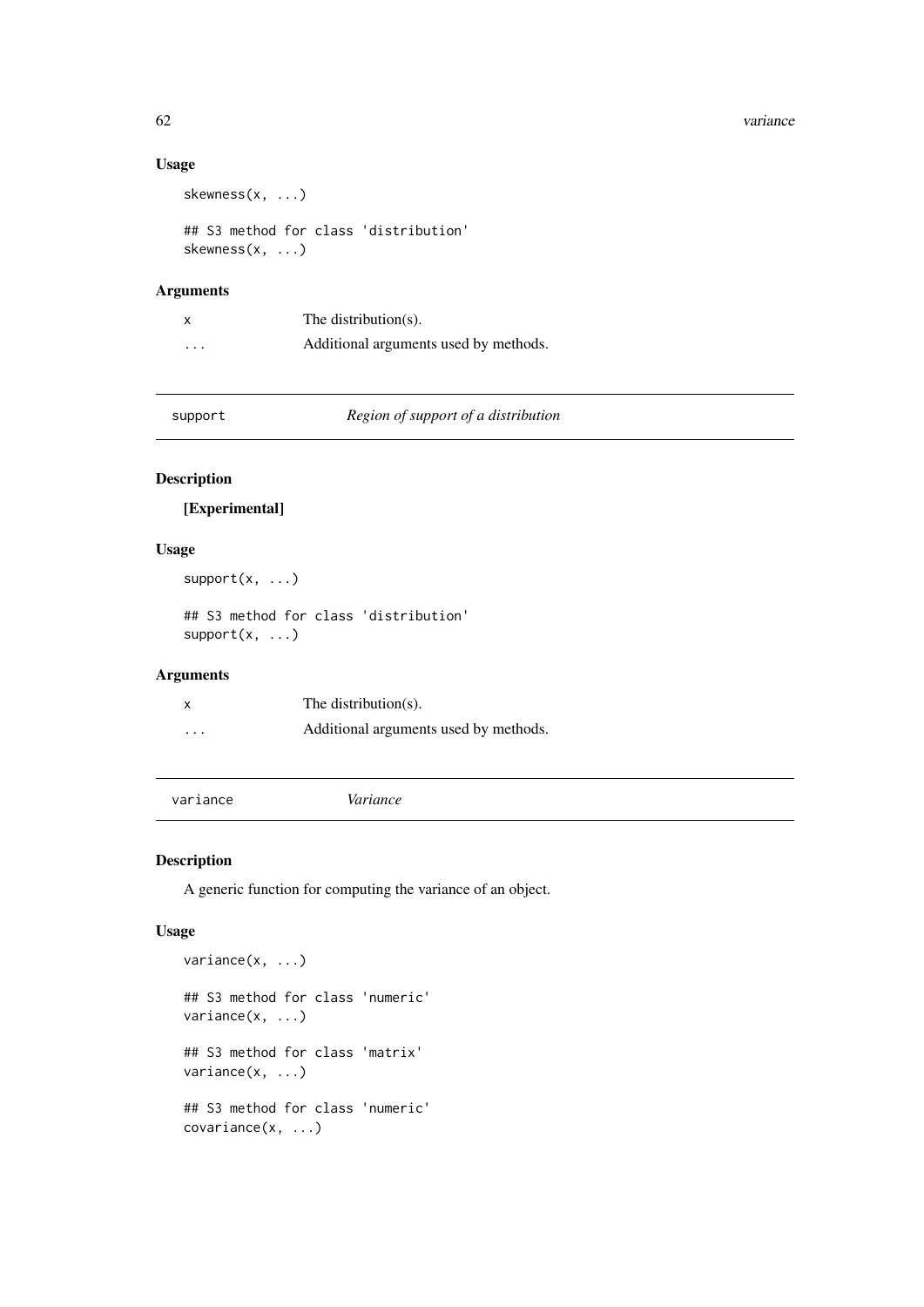### Usage

```
skewness(x, ...)

## S3 method for class 'distribution'
skewness(x, ...)
```

### Arguments

| | |
|---|---|
| x | The distribution(s). |
| ... | Additional arguments used by methods. |

## support — *Region of support of a distribution*

### Description

**[Experimental]**

### Usage

```
support(x, ...)

## S3 method for class 'distribution'
support(x, ...)
```

### Arguments

| | |
|---|---|
| x | The distribution(s). |
| ... | Additional arguments used by methods. |

## variance — *Variance*

### Description

A generic function for computing the variance of an object.

### Usage

```
variance(x, ...)

## S3 method for class 'numeric'
variance(x, ...)

## S3 method for class 'matrix'
variance(x, ...)

## S3 method for class 'numeric'
covariance(x, ...)
```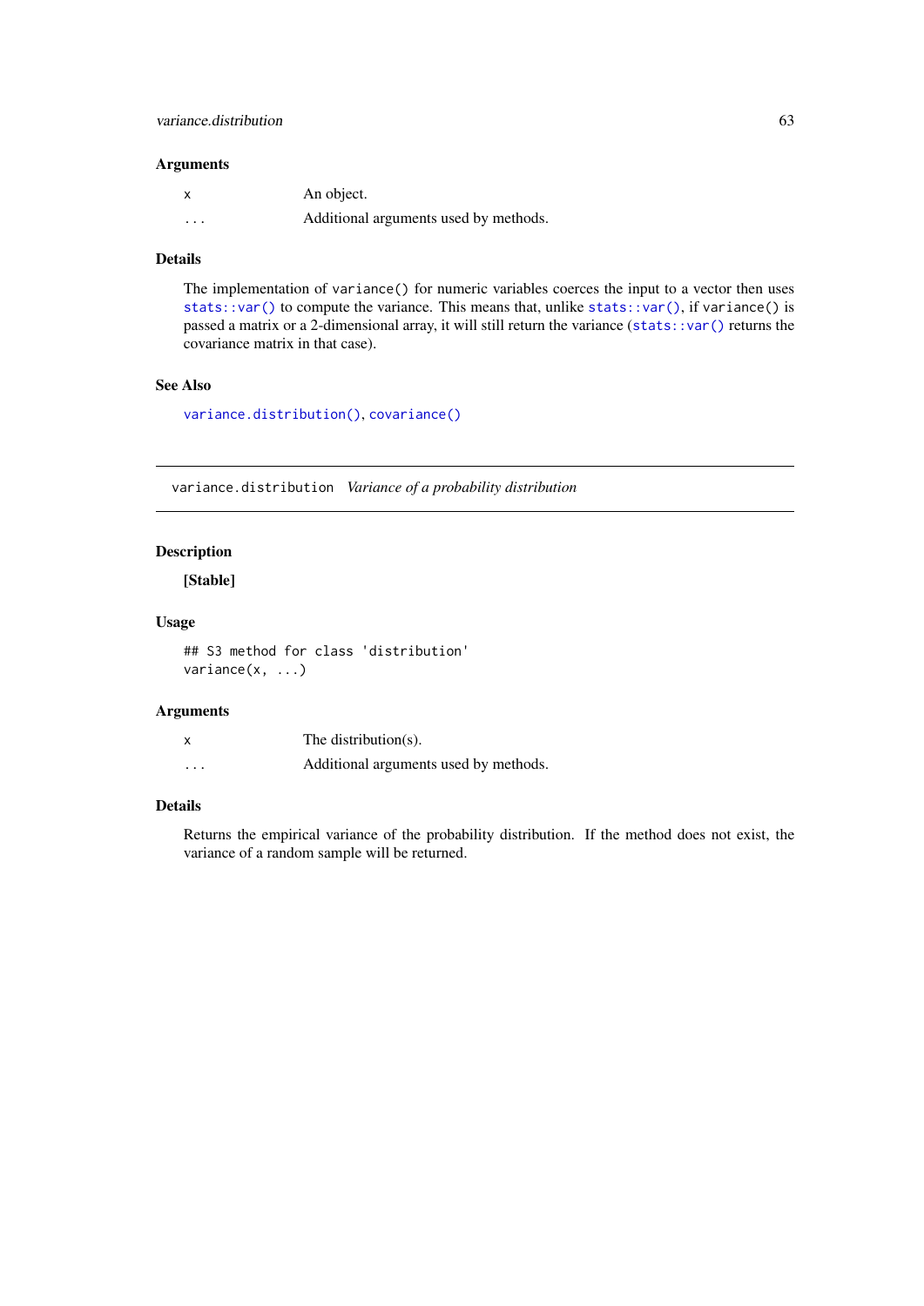### Arguments

| | |
|---|---|
| x | An object. |
| ... | Additional arguments used by methods. |

### Details

The implementation of `variance()` for numeric variables coerces the input to a vector then uses `stats::var()` to compute the variance. This means that, unlike `stats::var()`, if `variance()` is passed a matrix or a 2-dimensional array, it will still return the variance (`stats::var()` returns the covariance matrix in that case).

### See Also

`variance.distribution()`, `covariance()`

---

## variance.distribution *Variance of a probability distribution*

---

### Description

**[Stable]**

### Usage

```
## S3 method for class 'distribution'
variance(x, ...)
```

### Arguments

| | |
|---|---|
| x | The distribution(s). |
| ... | Additional arguments used by methods. |

### Details

Returns the empirical variance of the probability distribution. If the method does not exist, the variance of a random sample will be returned.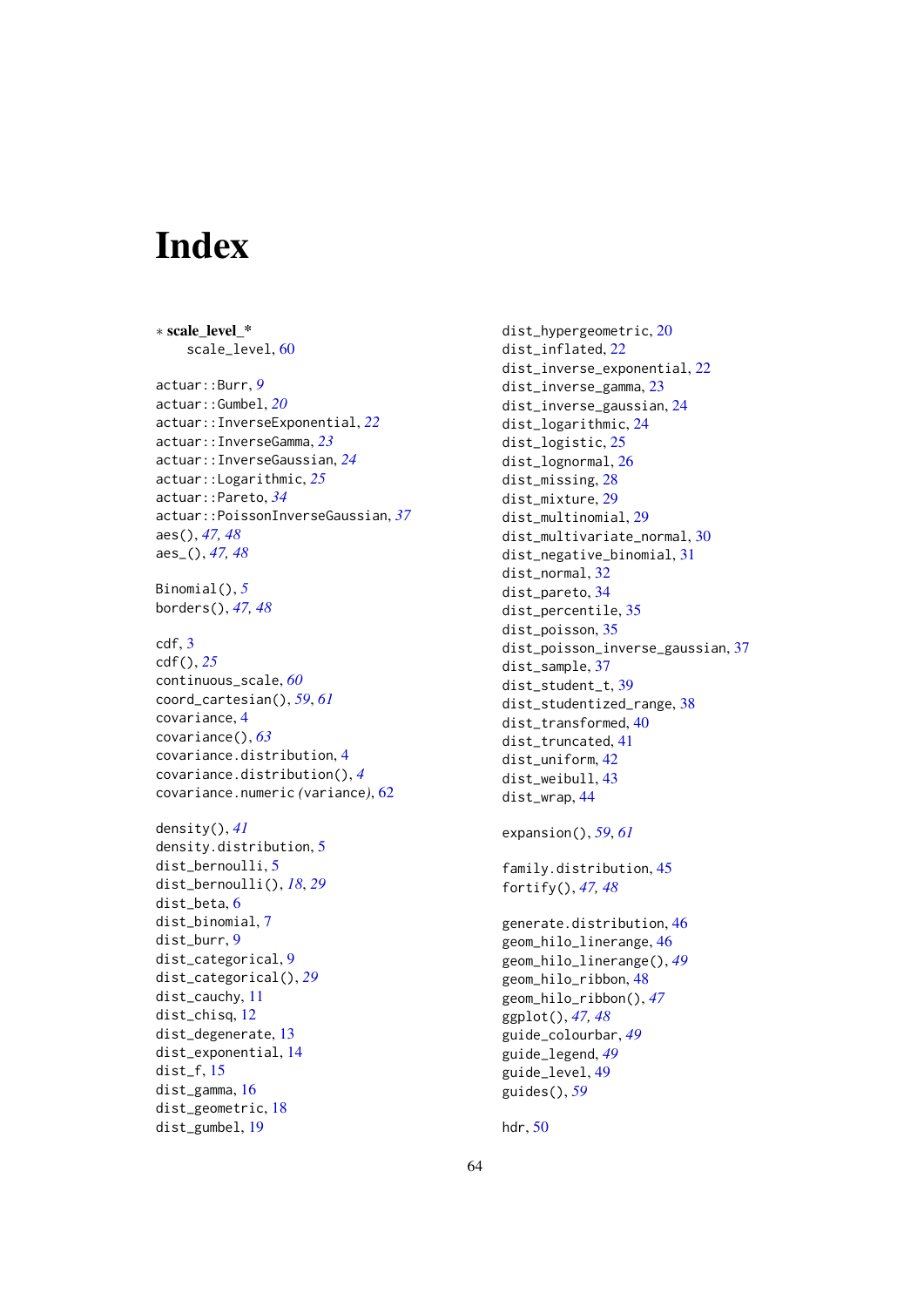# Index

∗ **scale_level_\***
  scale_level, 60

actuar::Burr, *9*
actuar::Gumbel, *20*
actuar::InverseExponential, *22*
actuar::InverseGamma, *23*
actuar::InverseGaussian, *24*
actuar::Logarithmic, *25*
actuar::Pareto, *34*
actuar::PoissonInverseGaussian, *37*
aes(), *47, 48*
aes_(), *47, 48*

Binomial(), *5*
borders(), *47, 48*

cdf, 3
cdf(), *25*
continuous_scale, *60*
coord_cartesian(), *59*, *61*
covariance, 4
covariance(), *63*
covariance.distribution, 4
covariance.distribution(), *4*
covariance.numeric *(variance)*, 62

density(), *41*
density.distribution, 5
dist_bernoulli, 5
dist_bernoulli(), *18*, *29*
dist_beta, 6
dist_binomial, 7
dist_burr, 9
dist_categorical, 9
dist_categorical(), *29*
dist_cauchy, 11
dist_chisq, 12
dist_degenerate, 13
dist_exponential, 14
dist_f, 15
dist_gamma, 16
dist_geometric, 18
dist_gumbel, 19
dist_hypergeometric, 20
dist_inflated, 22
dist_inverse_exponential, 22
dist_inverse_gamma, 23
dist_inverse_gaussian, 24
dist_logarithmic, 24
dist_logistic, 25
dist_lognormal, 26
dist_missing, 28
dist_mixture, 29
dist_multinomial, 29
dist_multivariate_normal, 30
dist_negative_binomial, 31
dist_normal, 32
dist_pareto, 34
dist_percentile, 35
dist_poisson, 35
dist_poisson_inverse_gaussian, 37
dist_sample, 37
dist_student_t, 39
dist_studentized_range, 38
dist_transformed, 40
dist_truncated, 41
dist_uniform, 42
dist_weibull, 43
dist_wrap, 44

expansion(), *59*, *61*

family.distribution, 45
fortify(), *47, 48*

generate.distribution, 46
geom_hilo_linerange, 46
geom_hilo_linerange(), *49*
geom_hilo_ribbon, 48
geom_hilo_ribbon(), *47*
ggplot(), *47, 48*
guide_colourbar, *49*
guide_legend, *49*
guide_level, 49
guides(), *59*

hdr, 50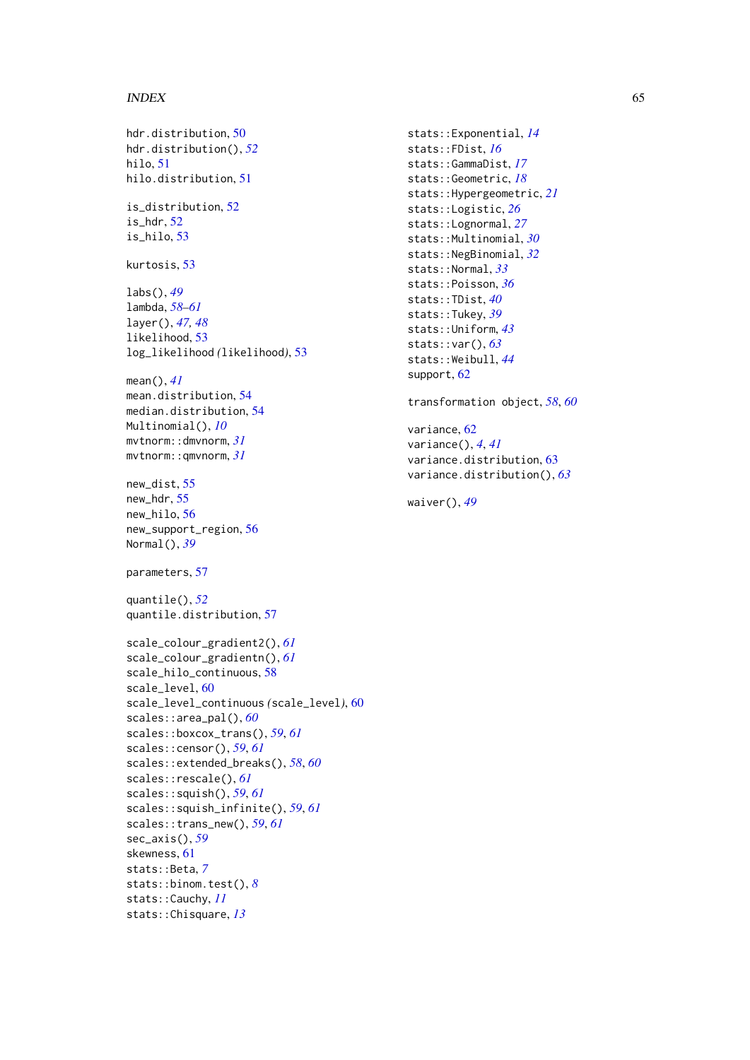hdr.distribution, 50
hdr.distribution(), *52*
hilo, 51
hilo.distribution, 51

is_distribution, 52
is_hdr, 52
is_hilo, 53

kurtosis, 53

labs(), *49*
lambda, *58–61*
layer(), *47, 48*
likelihood, 53
log_likelihood (likelihood), 53

mean(), *41*
mean.distribution, 54
median.distribution, 54
Multinomial(), *10*
mvtnorm::dmvnorm, *31*
mvtnorm::qmvnorm, *31*

new_dist, 55
new_hdr, 55
new_hilo, 56
new_support_region, 56
Normal(), *39*

parameters, 57

quantile(), *52*
quantile.distribution, 57

scale_colour_gradient2(), *61*
scale_colour_gradientn(), *61*
scale_hilo_continuous, 58
scale_level, 60
scale_level_continuous (scale_level), 60
scales::area_pal(), *60*
scales::boxcox_trans(), *59*, *61*
scales::censor(), *59*, *61*
scales::extended_breaks(), *58*, *60*
scales::rescale(), *61*
scales::squish(), *59*, *61*
scales::squish_infinite(), *59*, *61*
scales::trans_new(), *59*, *61*
sec_axis(), *59*
skewness, 61
stats::Beta, *7*
stats::binom.test(), *8*
stats::Cauchy, *11*
stats::Chisquare, *13*
stats::Exponential, *14*
stats::FDist, *16*
stats::GammaDist, *17*
stats::Geometric, *18*
stats::Hypergeometric, *21*
stats::Logistic, *26*
stats::Lognormal, *27*
stats::Multinomial, *30*
stats::NegBinomial, *32*
stats::Normal, *33*
stats::Poisson, *36*
stats::TDist, *40*
stats::Tukey, *39*
stats::Uniform, *43*
stats::var(), *63*
stats::Weibull, *44*
support, 62

transformation object, *58*, *60*

variance, 62
variance(), *4*, *41*
variance.distribution, 63
variance.distribution(), *63*

waiver(), *49*